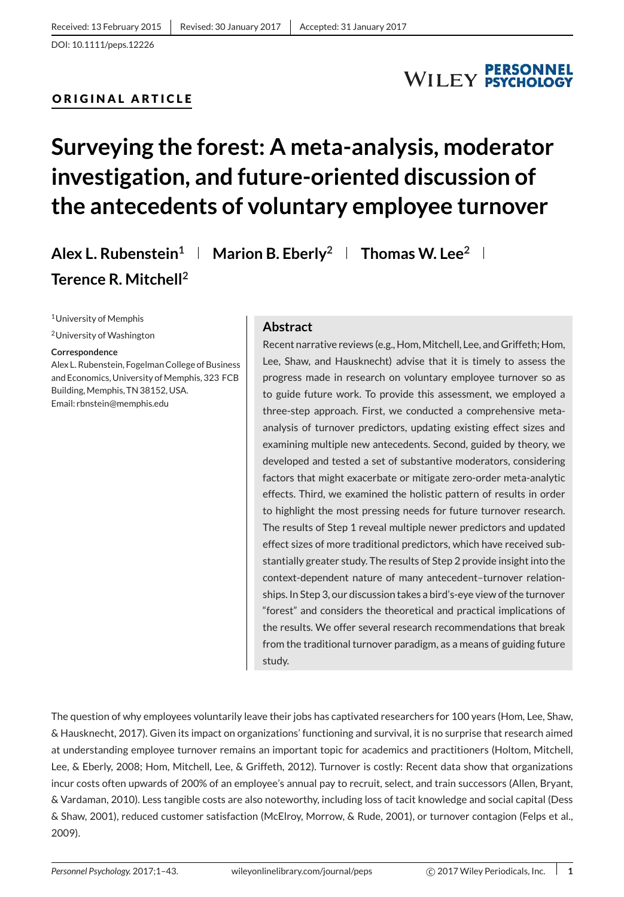Received: 13 February 2015 | Revised: 30 January 2017 | Accepted: 31 January 2017

DOI: 10.1111/peps.12226

ORIGINAL ARTICLE

# Surveying the forest: A meta-analysis, moderator investigation, and future-oriented discussion of the antecedents of voluntary employee turnover

**Alex L. Rubenstein[1] | Marion B. Eberly[2] | Thomas W. Lee[2] | Terence R. Mitchell[2]**

[1]University of Memphis

[2]University of Washington

**Correspondence**

Alex L. Rubenstein, Fogelman College of Business and Economics, University of Memphis, 323 FCB Building, Memphis, TN 38152, USA.

Email: rbnstein@memphis.edu

## Abstract

Recent narrative reviews (e.g., Hom, Mitchell, Lee, and Griffeth; Hom, Lee, Shaw, and Hausknecht) advise that it is timely to assess the progress made in research on voluntary employee turnover so as to guide future work. To provide this assessment, we employed a three-step approach. First, we conducted a comprehensive meta-analysis of turnover predictors, updating existing effect sizes and examining multiple new antecedents. Second, guided by theory, we developed and tested a set of substantive moderators, considering factors that might exacerbate or mitigate zero-order meta-analytic effects. Third, we examined the holistic pattern of results in order to highlight the most pressing needs for future turnover research. The results of Step 1 reveal multiple newer predictors and updated effect sizes of more traditional predictors, which have received substantially greater study. The results of Step 2 provide insight into the context-dependent nature of many antecedent–turnover relationships. In Step 3, our discussion takes a bird's-eye view of the turnover "forest" and considers the theoretical and practical implications of the results. We offer several research recommendations that break from the traditional turnover paradigm, as a means of guiding future study.

The question of why employees voluntarily leave their jobs has captivated researchers for 100 years (Hom, Lee, Shaw, & Hausknecht, 2017). Given its impact on organizations' functioning and survival, it is no surprise that research aimed at understanding employee turnover remains an important topic for academics and practitioners (Holtom, Mitchell, Lee, & Eberly, 2008; Hom, Mitchell, Lee, & Griffeth, 2012). Turnover is costly: Recent data show that organizations incur costs often upwards of 200% of an employee's annual pay to recruit, select, and train successors (Allen, Bryant, & Vardaman, 2010). Less tangible costs are also noteworthy, including loss of tacit knowledge and social capital (Dess & Shaw, 2001), reduced customer satisfaction (McElroy, Morrow, & Rude, 2001), or turnover contagion (Felps et al., 2009).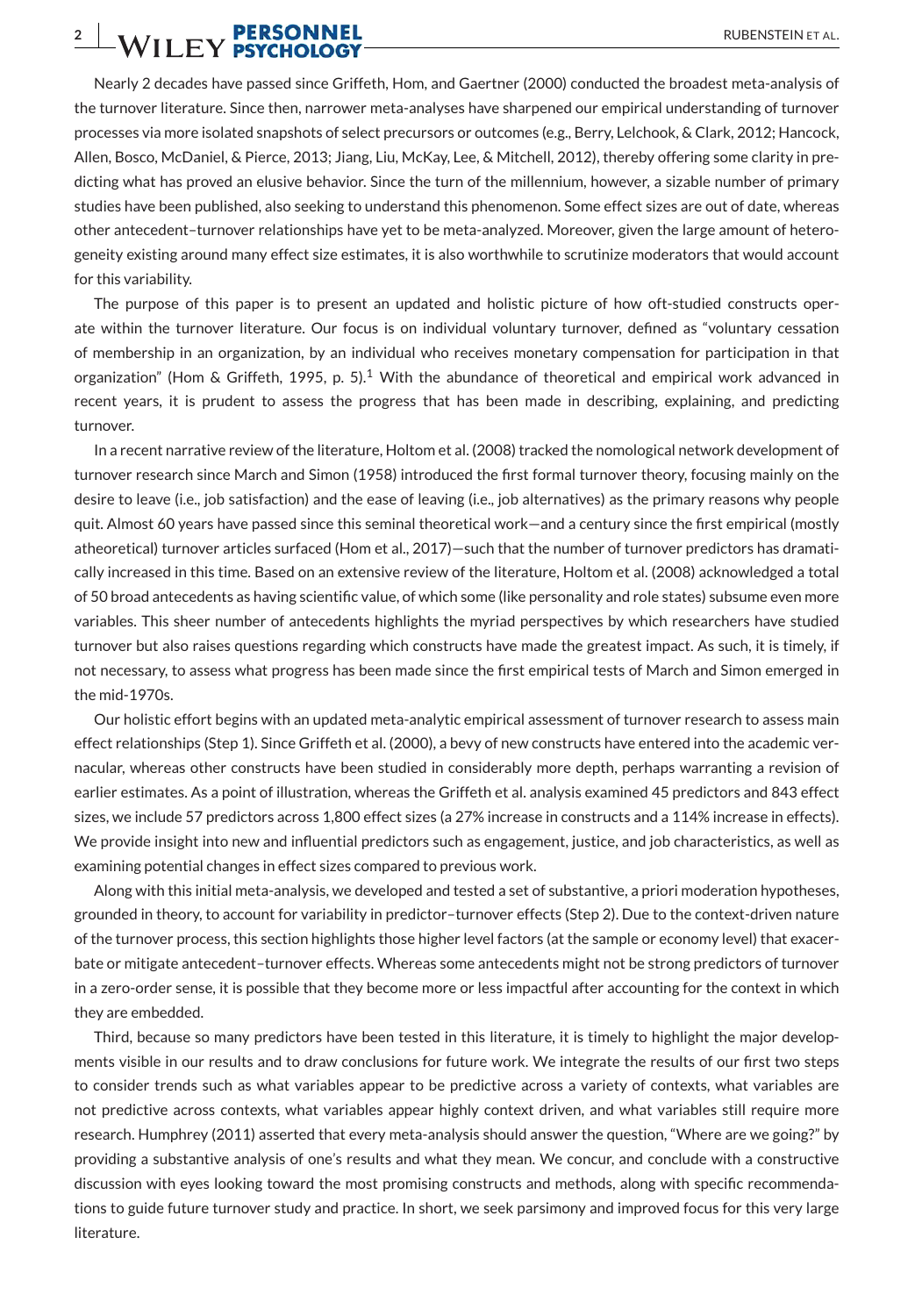Nearly 2 decades have passed since Griffeth, Hom, and Gaertner (2000) conducted the broadest meta-analysis of the turnover literature. Since then, narrower meta-analyses have sharpened our empirical understanding of turnover processes via more isolated snapshots of select precursors or outcomes (e.g., Berry, Lelchook, & Clark, 2012; Hancock, Allen, Bosco, McDaniel, & Pierce, 2013; Jiang, Liu, McKay, Lee, & Mitchell, 2012), thereby offering some clarity in predicting what has proved an elusive behavior. Since the turn of the millennium, however, a sizable number of primary studies have been published, also seeking to understand this phenomenon. Some effect sizes are out of date, whereas other antecedent–turnover relationships have yet to be meta-analyzed. Moreover, given the large amount of heterogeneity existing around many effect size estimates, it is also worthwhile to scrutinize moderators that would account for this variability.

The purpose of this paper is to present an updated and holistic picture of how oft-studied constructs operate within the turnover literature. Our focus is on individual voluntary turnover, defined as "voluntary cessation of membership in an organization, by an individual who receives monetary compensation for participation in that organization" (Hom & Griffeth, 1995, p. 5).[1] With the abundance of theoretical and empirical work advanced in recent years, it is prudent to assess the progress that has been made in describing, explaining, and predicting turnover.

In a recent narrative review of the literature, Holtom et al. (2008) tracked the nomological network development of turnover research since March and Simon (1958) introduced the first formal turnover theory, focusing mainly on the desire to leave (i.e., job satisfaction) and the ease of leaving (i.e., job alternatives) as the primary reasons why people quit. Almost 60 years have passed since this seminal theoretical work—and a century since the first empirical (mostly atheoretical) turnover articles surfaced (Hom et al., 2017)—such that the number of turnover predictors has dramatically increased in this time. Based on an extensive review of the literature, Holtom et al. (2008) acknowledged a total of 50 broad antecedents as having scientific value, of which some (like personality and role states) subsume even more variables. This sheer number of antecedents highlights the myriad perspectives by which researchers have studied turnover but also raises questions regarding which constructs have made the greatest impact. As such, it is timely, if not necessary, to assess what progress has been made since the first empirical tests of March and Simon emerged in the mid-1970s.

Our holistic effort begins with an updated meta-analytic empirical assessment of turnover research to assess main effect relationships (Step 1). Since Griffeth et al. (2000), a bevy of new constructs have entered into the academic vernacular, whereas other constructs have been studied in considerably more depth, perhaps warranting a revision of earlier estimates. As a point of illustration, whereas the Griffeth et al. analysis examined 45 predictors and 843 effect sizes, we include 57 predictors across 1,800 effect sizes (a 27% increase in constructs and a 114% increase in effects). We provide insight into new and influential predictors such as engagement, justice, and job characteristics, as well as examining potential changes in effect sizes compared to previous work.

Along with this initial meta-analysis, we developed and tested a set of substantive, a priori moderation hypotheses, grounded in theory, to account for variability in predictor–turnover effects (Step 2). Due to the context-driven nature of the turnover process, this section highlights those higher level factors (at the sample or economy level) that exacerbate or mitigate antecedent–turnover effects. Whereas some antecedents might not be strong predictors of turnover in a zero-order sense, it is possible that they become more or less impactful after accounting for the context in which they are embedded.

Third, because so many predictors have been tested in this literature, it is timely to highlight the major developments visible in our results and to draw conclusions for future work. We integrate the results of our first two steps to consider trends such as what variables appear to be predictive across a variety of contexts, what variables are not predictive across contexts, what variables appear highly context driven, and what variables still require more research. Humphrey (2011) asserted that every meta-analysis should answer the question, "Where are we going?" by providing a substantive analysis of one's results and what they mean. We concur, and conclude with a constructive discussion with eyes looking toward the most promising constructs and methods, along with specific recommendations to guide future turnover study and practice. In short, we seek parsimony and improved focus for this very large literature.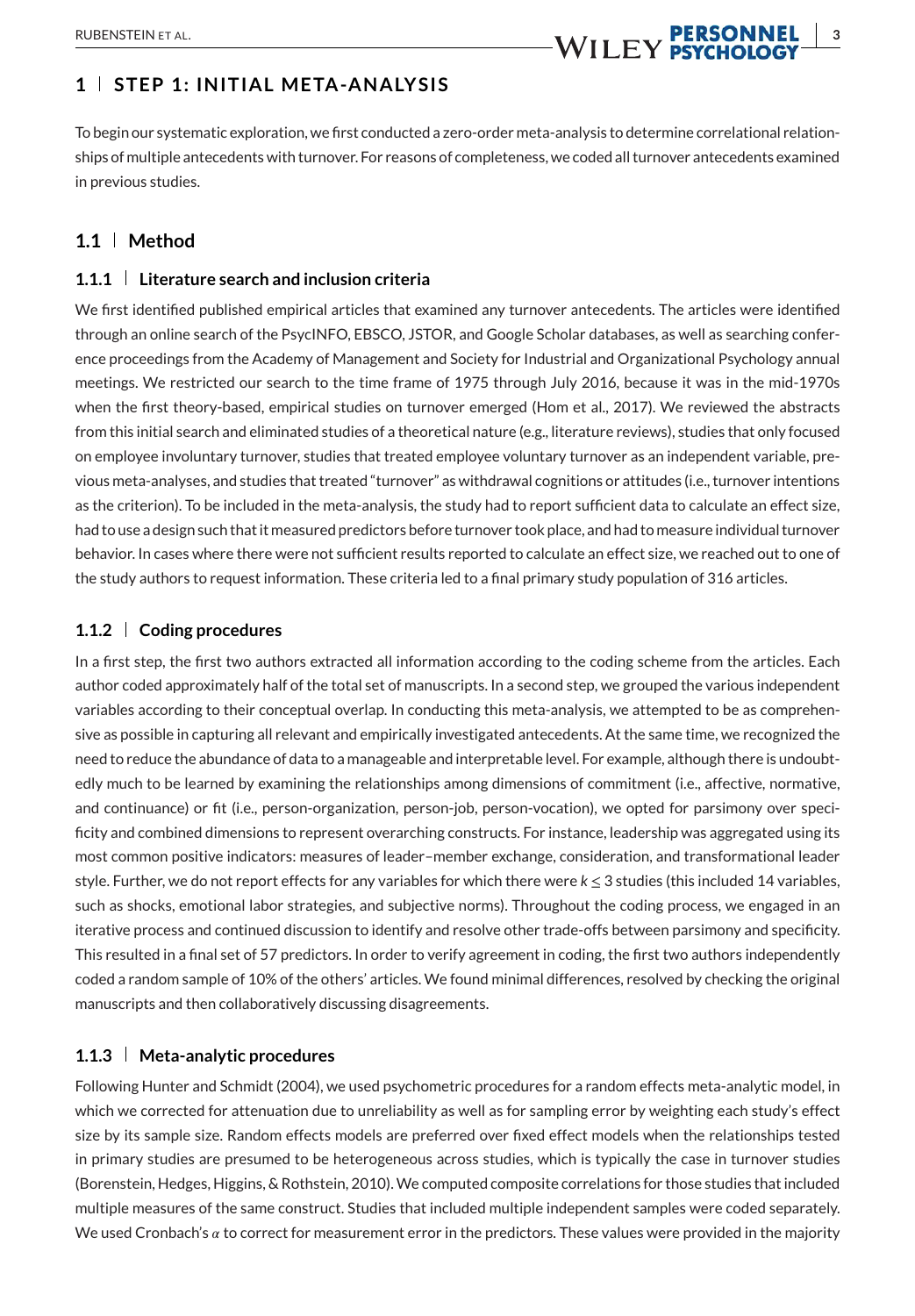# 1 | STEP 1: INITIAL META-ANALYSIS

To begin our systematic exploration, we first conducted a zero-order meta-analysis to determine correlational relationships of multiple antecedents with turnover. For reasons of completeness, we coded all turnover antecedents examined in previous studies.

## 1.1 | Method

### 1.1.1 | Literature search and inclusion criteria

We first identified published empirical articles that examined any turnover antecedents. The articles were identified through an online search of the PsycINFO, EBSCO, JSTOR, and Google Scholar databases, as well as searching conference proceedings from the Academy of Management and Society for Industrial and Organizational Psychology annual meetings. We restricted our search to the time frame of 1975 through July 2016, because it was in the mid-1970s when the first theory-based, empirical studies on turnover emerged (Hom et al., 2017). We reviewed the abstracts from this initial search and eliminated studies of a theoretical nature (e.g., literature reviews), studies that only focused on employee involuntary turnover, studies that treated employee voluntary turnover as an independent variable, previous meta-analyses, and studies that treated "turnover" as withdrawal cognitions or attitudes (i.e., turnover intentions as the criterion). To be included in the meta-analysis, the study had to report sufficient data to calculate an effect size, had to use a design such that it measured predictors before turnover took place, and had to measure individual turnover behavior. In cases where there were not sufficient results reported to calculate an effect size, we reached out to one of the study authors to request information. These criteria led to a final primary study population of 316 articles.

### 1.1.2 | Coding procedures

In a first step, the first two authors extracted all information according to the coding scheme from the articles. Each author coded approximately half of the total set of manuscripts. In a second step, we grouped the various independent variables according to their conceptual overlap. In conducting this meta-analysis, we attempted to be as comprehensive as possible in capturing all relevant and empirically investigated antecedents. At the same time, we recognized the need to reduce the abundance of data to a manageable and interpretable level. For example, although there is undoubtedly much to be learned by examining the relationships among dimensions of commitment (i.e., affective, normative, and continuance) or fit (i.e., person-organization, person-job, person-vocation), we opted for parsimony over specificity and combined dimensions to represent overarching constructs. For instance, leadership was aggregated using its most common positive indicators: measures of leader–member exchange, consideration, and transformational leader style. Further, we do not report effects for any variables for which there were $k \leq 3$ studies (this included 14 variables, such as shocks, emotional labor strategies, and subjective norms). Throughout the coding process, we engaged in an iterative process and continued discussion to identify and resolve other trade-offs between parsimony and specificity. This resulted in a final set of 57 predictors. In order to verify agreement in coding, the first two authors independently coded a random sample of 10% of the others' articles. We found minimal differences, resolved by checking the original manuscripts and then collaboratively discussing disagreements.

### 1.1.3 | Meta-analytic procedures

Following Hunter and Schmidt (2004), we used psychometric procedures for a random effects meta-analytic model, in which we corrected for attenuation due to unreliability as well as for sampling error by weighting each study's effect size by its sample size. Random effects models are preferred over fixed effect models when the relationships tested in primary studies are presumed to be heterogeneous across studies, which is typically the case in turnover studies (Borenstein, Hedges, Higgins, & Rothstein, 2010). We computed composite correlations for those studies that included multiple measures of the same construct. Studies that included multiple independent samples were coded separately. We used Cronbach's $\alpha$ to correct for measurement error in the predictors. These values were provided in the majority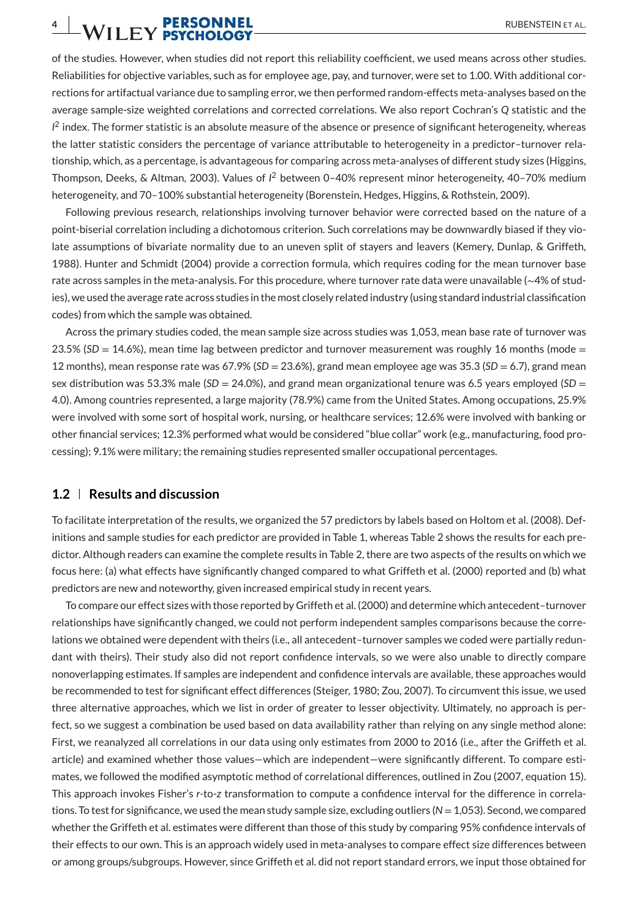of the studies. However, when studies did not report this reliability coefficient, we used means across other studies. Reliabilities for objective variables, such as for employee age, pay, and turnover, were set to 1.00. With additional corrections for artifactual variance due to sampling error, we then performed random-effects meta-analyses based on the average sample-size weighted correlations and corrected correlations. We also report Cochran's *Q* statistic and the $I^2$ index. The former statistic is an absolute measure of the absence or presence of significant heterogeneity, whereas the latter statistic considers the percentage of variance attributable to heterogeneity in a predictor–turnover relationship, which, as a percentage, is advantageous for comparing across meta-analyses of different study sizes (Higgins, Thompson, Deeks, & Altman, 2003). Values of $I^2$ between 0–40% represent minor heterogeneity, 40–70% medium heterogeneity, and 70–100% substantial heterogeneity (Borenstein, Hedges, Higgins, & Rothstein, 2009).

Following previous research, relationships involving turnover behavior were corrected based on the nature of a point-biserial correlation including a dichotomous criterion. Such correlations may be downwardly biased if they violate assumptions of bivariate normality due to an uneven split of stayers and leavers (Kemery, Dunlap, & Griffeth, 1988). Hunter and Schmidt (2004) provide a correction formula, which requires coding for the mean turnover base rate across samples in the meta-analysis. For this procedure, where turnover rate data were unavailable (~4% of studies), we used the average rate across studies in the most closely related industry (using standard industrial classification codes) from which the sample was obtained.

Across the primary studies coded, the mean sample size across studies was 1,053, mean base rate of turnover was 23.5% (*SD* = 14.6%), mean time lag between predictor and turnover measurement was roughly 16 months (mode = 12 months), mean response rate was 67.9% (*SD* = 23.6%), grand mean employee age was 35.3 (*SD* = 6.7), grand mean sex distribution was 53.3% male (*SD* = 24.0%), and grand mean organizational tenure was 6.5 years employed (*SD* = 4.0). Among countries represented, a large majority (78.9%) came from the United States. Among occupations, 25.9% were involved with some sort of hospital work, nursing, or healthcare services; 12.6% were involved with banking or other financial services; 12.3% performed what would be considered "blue collar" work (e.g., manufacturing, food processing); 9.1% were military; the remaining studies represented smaller occupational percentages.

### 1.2 | Results and discussion

To facilitate interpretation of the results, we organized the 57 predictors by labels based on Holtom et al. (2008). Definitions and sample studies for each predictor are provided in Table 1, whereas Table 2 shows the results for each predictor. Although readers can examine the complete results in Table 2, there are two aspects of the results on which we focus here: (a) what effects have significantly changed compared to what Griffeth et al. (2000) reported and (b) what predictors are new and noteworthy, given increased empirical study in recent years.

To compare our effect sizes with those reported by Griffeth et al. (2000) and determine which antecedent–turnover relationships have significantly changed, we could not perform independent samples comparisons because the correlations we obtained were dependent with theirs (i.e., all antecedent–turnover samples we coded were partially redundant with theirs). Their study also did not report confidence intervals, so we were also unable to directly compare nonoverlapping estimates. If samples are independent and confidence intervals are available, these approaches would be recommended to test for significant effect differences (Steiger, 1980; Zou, 2007). To circumvent this issue, we used three alternative approaches, which we list in order of greater to lesser objectivity. Ultimately, no approach is perfect, so we suggest a combination be used based on data availability rather than relying on any single method alone: First, we reanalyzed all correlations in our data using only estimates from 2000 to 2016 (i.e., after the Griffeth et al. article) and examined whether those values—which are independent—were significantly different. To compare estimates, we followed the modified asymptotic method of correlational differences, outlined in Zou (2007, equation 15). This approach invokes Fisher's *r*-to-*z* transformation to compute a confidence interval for the difference in correlations. To test for significance, we used the mean study sample size, excluding outliers (*N* = 1,053). Second, we compared whether the Griffeth et al. estimates were different than those of this study by comparing 95% confidence intervals of their effects to our own. This is an approach widely used in meta-analyses to compare effect size differences between or among groups/subgroups. However, since Griffeth et al. did not report standard errors, we input those obtained for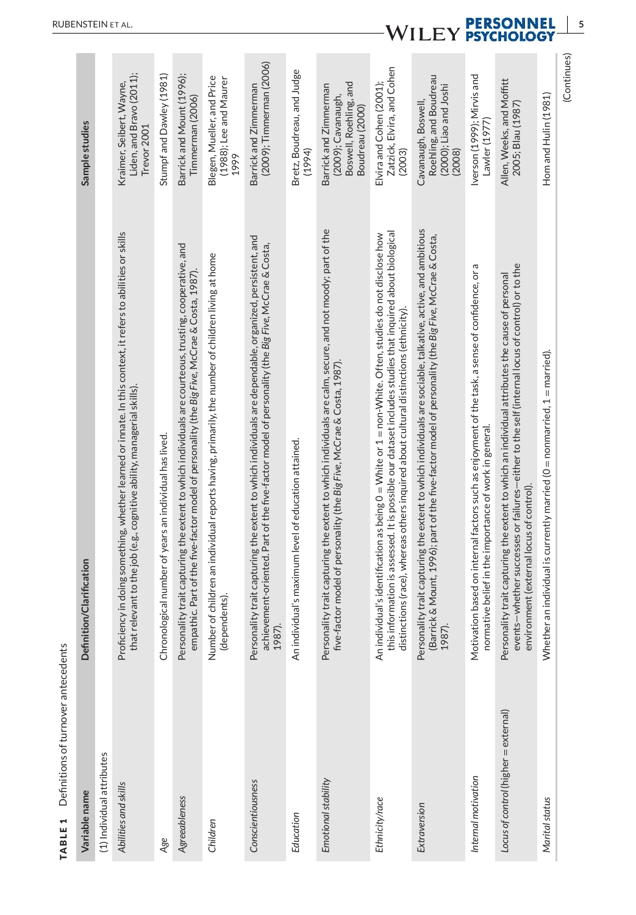**TABLE 1** Definitions of turnover antecedents

| Variable name | Definition/Clarification | Sample studies |
|---|---|---|
| (1) Individual attributes | | |
| *Abilities and skills* | Proficiency in doing something, whether learned or innate. In this context, it refers to abilities or skills that relevant to the job (e.g., cognitive ability, managerial skills). | Kraimer, Seibert, Wayne, Liden, and Bravo (2011); Trevor 2001 |
| *Age* | Chronological number of years an individual has lived. | Stumpf and Dawley (1981) |
| *Agreeableness* | Personality trait capturing the extent to which individuals are courteous, trusting, cooperative, and empathic. Part of the five-factor model of personality (the *Big Five*, McCrae & Costa, 1987). | Barrick and Mount (1996); Timmerman (2006) |
| *Children* | Number of children an individual reports having, primarily, the number of children living at home (dependents). | Blegen, Mueller, and Price (1988); Lee and Maurer 1999 |
| *Conscientiousness* | Personality trait capturing the extent to which individuals are dependable, organized, persistent, and achievement-oriented. Part of the five-factor model of personality (the *Big Five*, McCrae & Costa, 1987). | Barrick and Zimmerman (2009); Timmerman (2006) |
| *Education* | An individual's maximum level of education attained. | Bretz, Boudreau, and Judge (1994) |
| *Emotional stability* | Personality trait capturing the extent to which individuals are calm, secure, and not moody; part of the five-factor model of personality (the *Big Five*, McCrae & Costa, 1987). | Barrick and Zimmerman (2009); Cavanaugh, Boswell, Roehling, and Boudreau (2000) |
| *Ethnicity/race* | An individual's identification as being 0 = White or 1 = non-White. Often, studies do not disclose how this information is assessed. It is possible our dataset includes studies that inquired about biological distinctions (race), whereas others inquired about cultural distinctions (ethnicity). | Elvira and Cohen (2001); Zatzick, Elvira, and Cohen (2003) |
| *Extraversion* | Personality trait capturing the extent to which individuals are sociable, talkative, active, and ambitious (Barrick & Mount, 1996); part of the five-factor model of personality (the *Big Five*, McCrae & Costa, 1987). | Cavanaugh, Boswell, Roehling, and Boudreau (2000); Liao and Joshi (2008) |
| *Internal motivation* | Motivation based on internal factors such as enjoyment of the task, a sense of confidence, or a normative belief in the importance of work in general. | Iverson (1999); Mirvis and Lawler (1977) |
| *Locus of control* (higher = external) | Personality trait capturing the extent to which an individual attributes the cause of personal events—whether successes or failures—either to the self (internal locus of control) or to the environment (external locus of control). | Allen, Weeks, and Moffitt 2005; Blau (1987) |
| *Marital status* | Whether an individual is currently married (0 = nonmarried, 1 = married). | Hom and Hulin (1981) |

(Continues)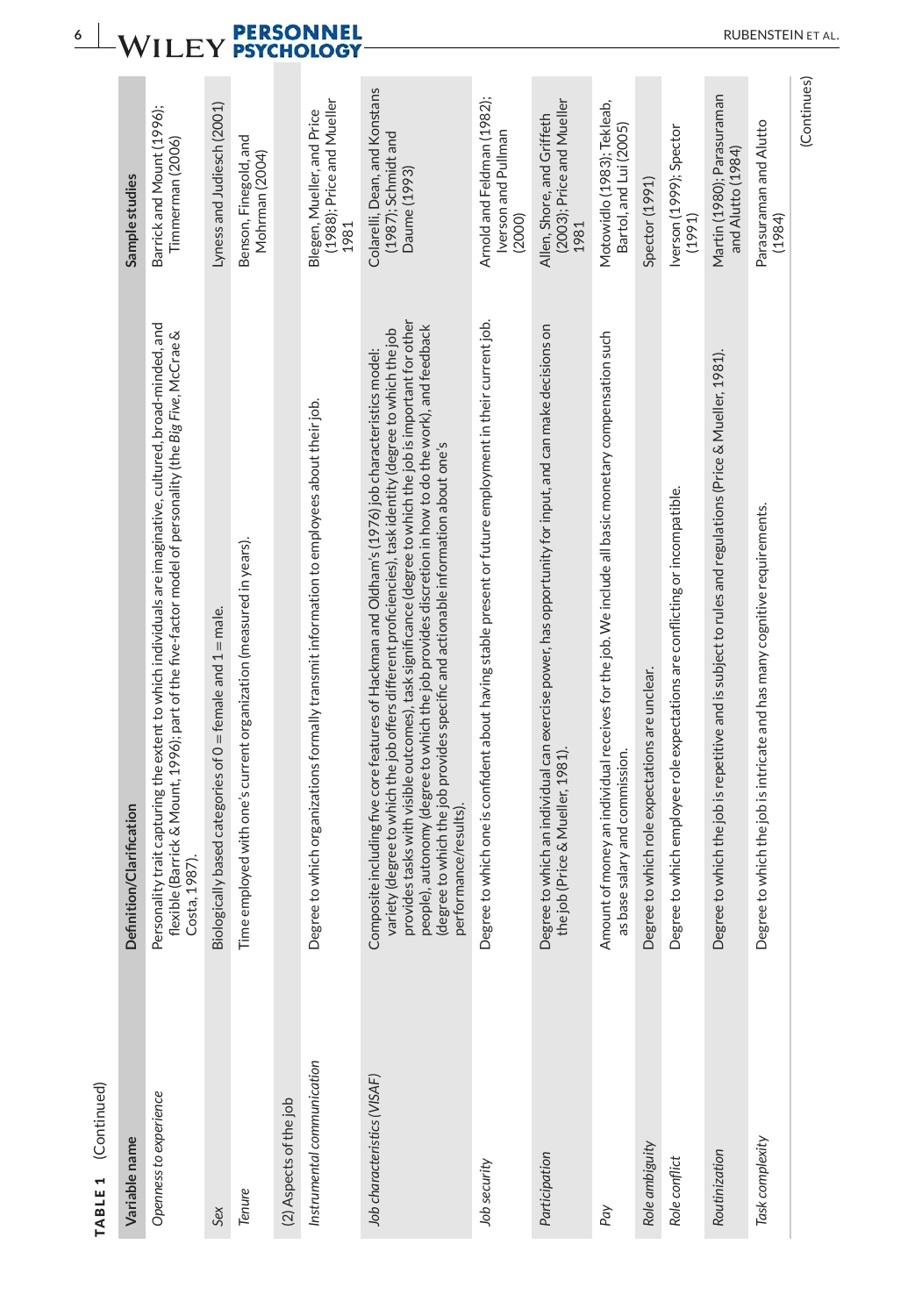**TABLE 1** (Continued)

| Variable name | Definition/Clarification | Sample studies |
|---|---|---|
| *Openness to experience* | Personality trait capturing the extent to which individuals are imaginative, cultured, broad-minded, and flexible (Barrick & Mount, 1996); part of the five-factor model of personality (the *Big Five*, McCrae & Costa, 1987). | Barrick and Mount (1996); Timmerman (2006) |
| *Sex* | Biologically based categories of 0 = female and 1 = male. | Lyness and Judiesch (2001) |
| *Tenure* | Time employed with one's current organization (measured in years). | Benson, Finegold, and Mohrman (2004) |
| (2) Aspects of the job | | |
| *Instrumental communication* | Degree to which organizations formally transmit information to employees about their job. | Blegen, Mueller, and Price (1988); Price and Mueller 1981 |
| *Job characteristics (VISAF)* | Composite including five core features of Hackman and Oldham's (1976) job characteristics model: variety (degree to which the job offers different proficiencies), task identity (degree to which the job provides tasks with visible outcomes), task significance (degree to which the job is important for other people), autonomy (degree to which the job provides discretion in how to do the work), and feedback (degree to which the job provides specific and actionable information about one's performance/results). | Colarelli, Dean, and Konstans (1987); Schmidt and Daume (1993) |
| *Job security* | Degree to which one is confident about having stable present or future employment in their current job. | Arnold and Feldman (1982); Iverson and Pullman (2000) |
| *Participation* | Degree to which an individual can exercise power, has opportunity for input, and can make decisions on the job (Price & Mueller, 1981). | Allen, Shore, and Griffeth (2003); Price and Mueller 1981 |
| *Pay* | Amount of money an individual receives for the job. We include all basic monetary compensation such as base salary and commission. | Motowidlo (1983); Tekleab, Bartol, and Lui (2005) |
| *Role ambiguity* | Degree to which role expectations are unclear. | Spector (1991) |
| *Role conflict* | Degree to which employee role expectations are conflicting or incompatible. | Iverson (1999); Spector (1991) |
| *Routinization* | Degree to which the job is repetitive and is subject to rules and regulations (Price & Mueller, 1981). | Martin (1980); Parasuraman and Alutto (1984) |
| *Task complexity* | Degree to which the job is intricate and has many cognitive requirements. | Parasuraman and Alutto (1984) |

(Continues)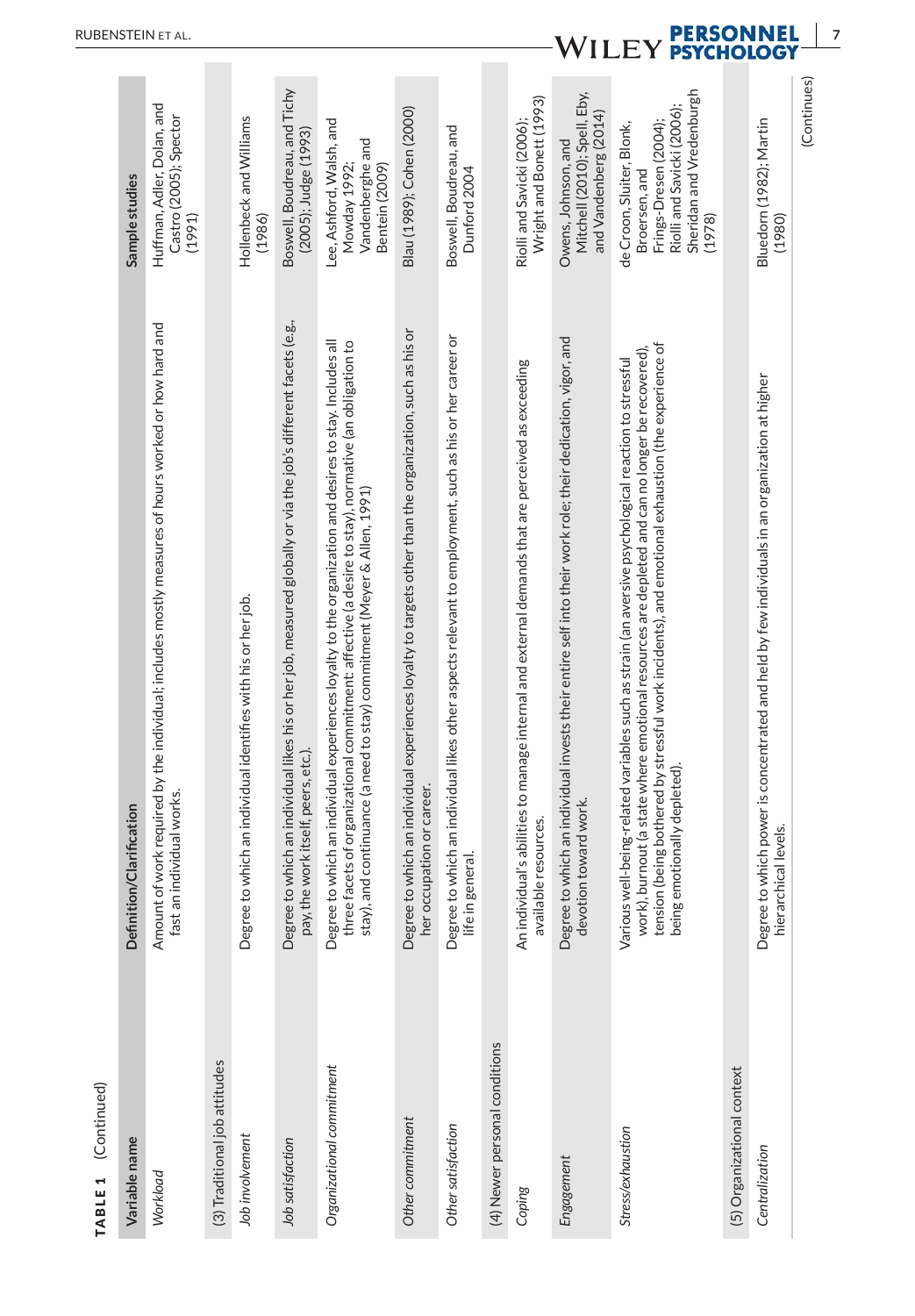**TABLE 1** (Continued)

| Variable name | Definition/Clarification | Sample studies |
|---|---|---|
| *Workload* | Amount of work required by the individual; includes mostly measures of hours worked or how hard and fast an individual works. | Huffman, Adler, Dolan, and Castro (2005); Spector (1991) |
| (3) Traditional job attitudes | | |
| *Job involvement* | Degree to which an individual identifies with his or her job. | Hollenbeck and Williams (1986) |
| *Job satisfaction* | Degree to which an individual likes his or her job, measured globally or via the job's different facets (e.g., pay, the work itself, peers, etc.). | Boswell, Boudreau, and Tichy (2005); Judge (1993) |
| *Organizational commitment* | Degree to which an individual experiences loyalty to the organization and desires to stay. Includes all three facets of organizational commitment: affective (a desire to stay), normative (an obligation to stay), and continuance (a need to stay) commitment (Meyer & Allen, 1991) | Lee, Ashford, Walsh, and Mowday 1992; Vandenberghe and Bentein (2009) |
| *Other commitment* | Degree to which an individual experiences loyalty to targets other than the organization, such as his or her occupation or career. | Blau (1989); Cohen (2000) |
| *Other satisfaction* | Degree to which an individual likes other aspects relevant to employment, such as his or her career or life in general. | Boswell, Boudreau, and Dunford 2004 |
| (4) Newer personal conditions | | |
| *Coping* | An individual's abilities to manage internal and external demands that are perceived as exceeding available resources. | Riolli and Savicki (2006); Wright and Bonett (1993) |
| *Engagement* | Degree to which an individual invests their entire self into their work role; their dedication, vigor, and devotion toward work. | Owens, Johnson, and Mitchell (2010); Spell, Eby, and Vandenberg (2014) |
| *Stress/exhaustion* | Various well-being-related variables such as strain (an aversive psychological reaction to stressful work), burnout (a state where emotional resources are depleted and can no longer be recovered), tension (being bothered by stressful work incidents), and emotional exhaustion (the experience of being emotionally depleted). | de Croon, Sluiter, Blonk, Broersen, and Frings-Dresen (2004); Riolli and Savicki (2006); Sheridan and Vredenburgh (1978) |
| (5) Organizational context | | |
| *Centralization* | Degree to which power is concentrated and held by few individuals in an organization at higher hierarchical levels. | Bluedorn (1982); Martin (1980) |

(Continues)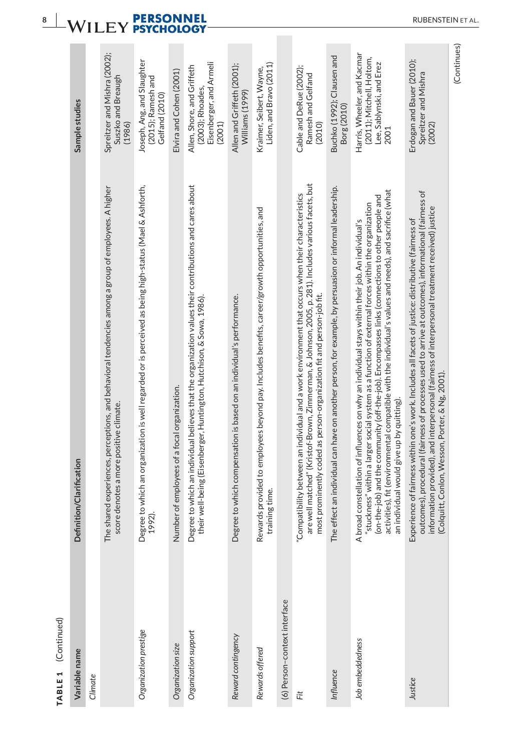**TABLE 1** (Continued)

| Variable name | Definition/Clarification | Sample studies |
|---|---|---|
| *Climate* | | |
| | The shared experiences, perceptions, and behavioral tendencies among a group of employees. A higher score denotes a more positive climate. | Spreitzer and Mishra (2002); Suszko and Breaugh (1986) |
| *Organization prestige* | Degree to which an organization is well regarded or is perceived as being high-status (Mael & Ashforth, 1992). | Joseph, Ang, and Slaughter (2015); Ramesh and Gelfand (2010) |
| *Organization size* | Number of employees of a focal organization. | Elvira and Cohen (2001) |
| *Organization support* | Degree to which an individual believes that the organization values their contributions and cares about their well-being (Eisenberger, Huntington, Hutchison, & Sowa, 1986). | Allen, Shore, and Griffeth (2003); Rhoades, Eisenberger, and Armeli (2001) |
| *Reward contingency* | Degree to which compensation is based on an individual's performance. | Allen and Griffeth (2001); Williams (1999) |
| *Rewards offered* | Rewards provided to employees beyond pay. Includes benefits, career/growth opportunities, and training time. | Kraimer, Seibert, Wayne, Liden, and Bravo (2011) |
| (6) Person–context interface | | |
| *Fit* | "Compatibility between an individual and a work environment that occurs when their characteristics are well matched" (Kristof-Brown, Zimmerman, & Johnson, 2005, p. 281). Includes various facets, but most prominently coded as person-organization fit and person-job fit. | Cable and DeRue (2002); Ramesh and Gelfand (2010) |
| *Influence* | The effect an individual can have on another person, for example, by persuasion or informal leadership. | Buchko (1992); Clausen and Borg (2010) |
| *Job embeddedness* | A broad constellation of influences on why an individual stays within their job. An individual's "stuckness" within a larger social system as a function of external forces within the organization (on-the-job) and the community (off-the-job). Encompasses links (connections to other people and activities), fit (environmental compatible with the individual's values and needs), and sacrifice (what an individual would give up by quitting). | Harris, Wheeler, and Kacmar (2011); Mitchell, Holtom, Lee, Sablynski, and Erez 2001 |
| *Justice* | Experience of fairness within one's work. Includes all facets of justice: distributive (fairness of outcomes), procedural (fairness of processes used to arrive at outcomes), informational (fairness of information provided), and interpersonal (fairness of interpersonal treatment received) justice (Colquitt, Conlon, Wesson, Porter, & Ng, 2001). | Erdogan and Bauer (2010); Spreitzer and Mishra (2002) |

(Continues)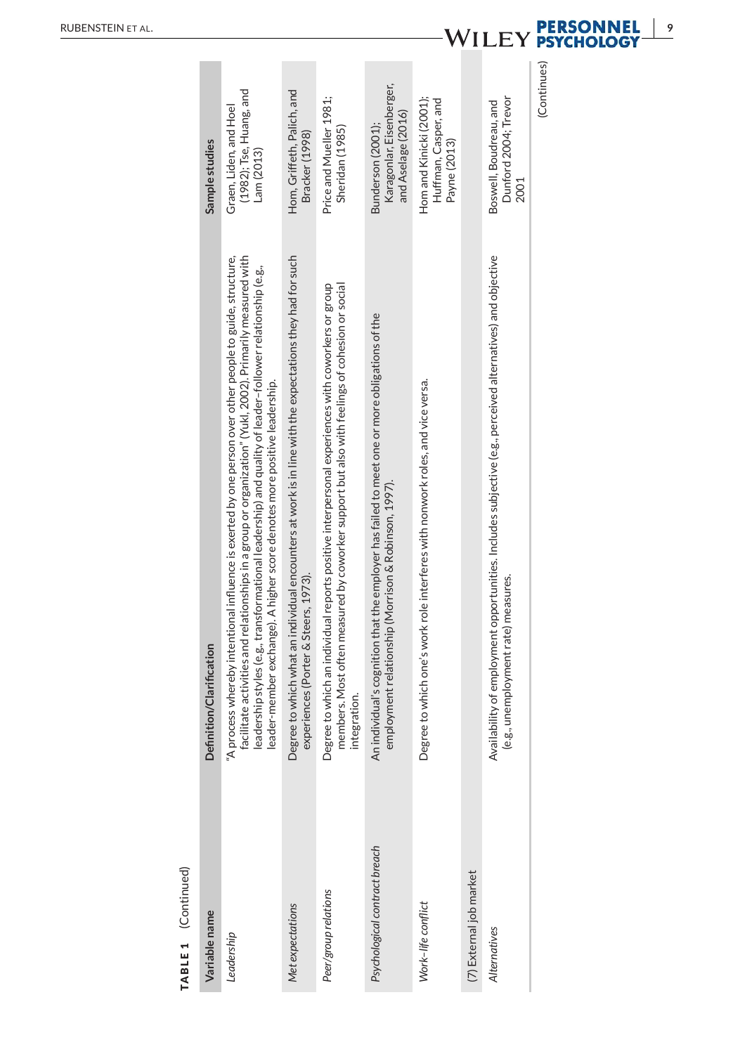**TABLE 1** (Continued)

| Variable name | Definition/Clarification | Sample studies |
|---|---|---|
| *Leadership* | "A process whereby intentional influence is exerted by one person over other people to guide, structure, facilitate activities and relationships in a group or organization" (Yukl, 2002). Primarily measured with leadership styles (e.g., transformational leadership) and quality of leader–follower relationship (e.g., leader–member exchange). A higher score denotes more positive leadership. | Graen, Liden, and Hoel (1982); Tse, Huang, and Lam (2013) |
| *Met expectations* | Degree to which what an individual encounters at work is in line with the expectations they had for such experiences (Porter & Steers, 1973). | Hom, Griffeth, Palich, and Bracker (1998) |
| *Peer/group relations* | Degree to which an individual reports positive interpersonal experiences with coworkers or group members. Most often measured by coworker support but also with feelings of cohesion or social integration. | Price and Mueller 1981; Sheridan (1985) |
| *Psychological contract breach* | An individual's cognition that the employer has failed to meet one or more obligations of the employment relationship (Morrison & Robinson, 1997). | Bunderson (2001); Karagonlar, Eisenberger, and Aselage (2016) |
| *Work–life conflict* | Degree to which one's work role interferes with nonwork roles, and vice versa. | Hom and Kinicki (2001); Huffman, Casper, and Payne (2013) |
| (7) External job market | | |
| *Alternatives* | Availability of employment opportunities. Includes subjective (e.g., perceived alternatives) and objective (e.g., unemployment rate) measures. | Boswell, Boudreau, and Dunford 2004; Trevor 2001 |

(Continues)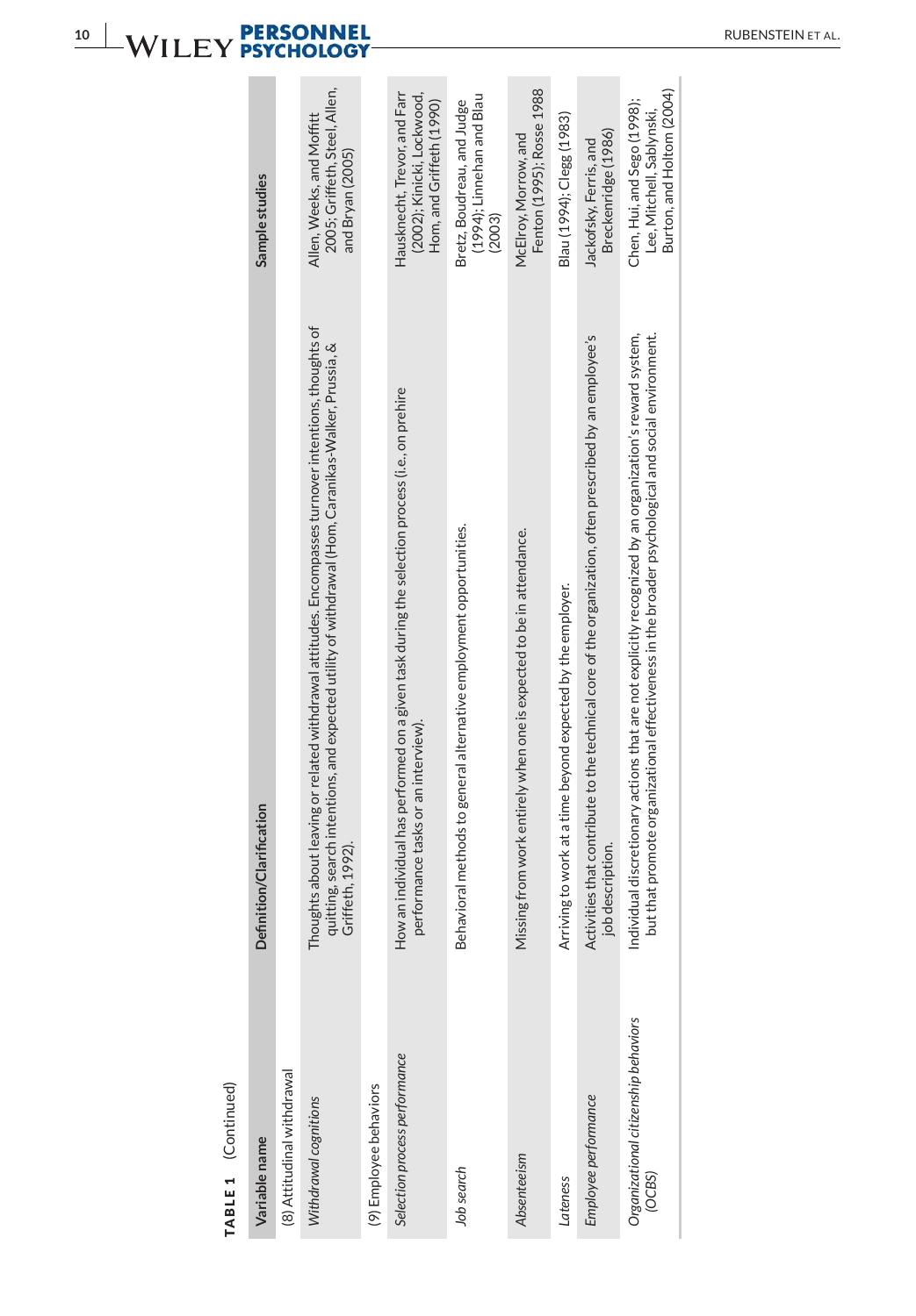**TABLE 1** (Continued)

| Variable name | Definition/Clarification | Sample studies |
|---|---|---|
| (8) Attitudinal withdrawal | | |
| *Withdrawal cognitions* | Thoughts about leaving or related withdrawal attitudes. Encompasses turnover intentions, thoughts of quitting, search intentions, and expected utility of withdrawal (Hom, Caranikas-Walker, Prussia, & Griffeth, 1992). | Allen, Weeks, and Moffitt 2005; Griffeth, Steel, Allen, and Bryan (2005) |
| (9) Employee behaviors | | |
| *Selection process performance* | How an individual has performed on a given task during the selection process (i.e., on prehire performance tasks or an interview). | Hausknecht, Trevor, and Farr (2002); Kinicki, Lockwood, Hom, and Griffeth (1990) |
| *Job search* | Behavioral methods to general alternative employment opportunities. | Bretz, Boudreau, and Judge (1994); Linnehan and Blau (2003) |
| *Absenteeism* | Missing from work entirely when one is expected to be in attendance. | McElroy, Morrow, and Fenton (1995); Rosse 1988 |
| *Lateness* | Arriving to work at a time beyond expected by the employer. | Blau (1994); Clegg (1983) |
| *Employee performance* | Activities that contribute to the technical core of the organization, often prescribed by an employee's job description. | Jackofsky, Ferris, and Breckenridge (1986) |
| *Organizational citizenship behaviors (OCBS)* | Individual discretionary actions that are not explicitly recognized by an organization's reward system, but that promote organizational effectiveness in the broader psychological and social environment. | Chen, Hui, and Sego (1998); Lee, Mitchell, Sablynski, Burton, and Holtom (2004) |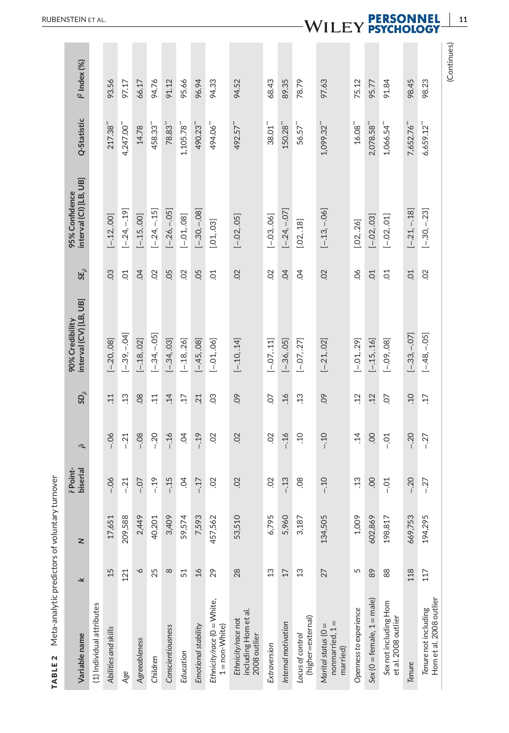**TABLE 2** Meta-analytic predictors of voluntary turnover

| Variable name | $k$ | $N$ | $\bar{r}$ Point-biserial | $\hat{\rho}$ | $SD_{\hat{\rho}}$ | 90% Credibility interval (CV) [LB, UB] | $SE_{\hat{\rho}}$ | 95% Confidence interval (CI) [LB, UB] | Q-Statistic | $I^2$ Index (%) |
|---|---|---|---|---|---|---|---|---|---|---|
| (1) Individual attributes | | | | | | | | | | |
| *Abilities and skills* | 15 | 17,651 | −.06 | −.06 | .11 | [−.20, .08] | .03 | [−.12, .00] | 217.38** | 93.56 |
| *Age* | 121 | 209,588 | −.21 | −.21 | .13 | [−.39, −.04] | .01 | [−.24, −.19] | 4,247.00** | 97.17 |
| *Agreeableness* | 6 | 2,449 | −.07 | −.08 | .08 | [−.18, .02] | .04 | [−.15, .00] | 14.78 | 66.17 |
| *Children* | 25 | 40,201 | −.19 | −.20 | .11 | [−.34, −.05] | .02 | [−.24, −.15] | 458.33** | 94.76 |
| *Conscientiousness* | 8 | 3,409 | −.15 | −.16 | .14 | [−.34, .03] | .05 | [−.26, −.05] | 78.83** | 91.12 |
| *Education* | 51 | 59,574 | .04 | .04 | .17 | [−.18, .26] | .02 | [−.01, .08] | 1,105.78** | 95.66 |
| *Emotional stability* | 16 | 7,593 | −.17 | −.19 | .21 | [−.45, .08] | .05 | [−.30, −.08] | 490.23** | 96.94 |
| *Ethnicity/race* (0 = White, 1 = non-White) | 29 | 457,562 | .02 | .02 | .03 | [−.01, .06] | .01 | [.01, .03] | 494.06** | 94.33 |
| *Ethnicity/race* not including Hom et al. 2008 outlier | 28 | 53,510 | .02 | .02 | .09 | [−.10, .14] | .02 | [−.02, .05] | 492.57** | 94.52 |
| *Extraversion* | 13 | 6,795 | .02 | .02 | .07 | [−.07, .11] | .02 | [−.03, .06] | 38.01** | 68.43 |
| *Internal motivation* | 17 | 5,960 | −.13 | −.16 | .16 | [−.36, .05] | .04 | [−.24, −.07] | 150.28** | 89.35 |
| *Locus of control* (higher = external) | 13 | 3,187 | .08 | .10 | .13 | [−.07, .27] | .04 | [.02, .18] | 56.57** | 78.79 |
| *Marital status* (0 = nonmarried, 1 = married) | 27 | 134,505 | −.10 | −.10 | .09 | [−.21, .02] | .02 | [−.13, −.06] | 1,099.32** | 97.63 |
| *Openness to experience* | 5 | 1,009 | .13 | .14 | .12 | [−.01, .29] | .06 | [.02, .26] | 16.08** | 75.12 |
| *Sex* (0 = female, 1 = male) | 89 | 602,869 | .00 | .00 | .12 | [−.15, .16] | .01 | [−.02, .03] | 2,078.58** | 95.77 |
| *Sex* not including Hom et al. 2008 outlier | 88 | 198,817 | −.01 | −.01 | .07 | [−.09, .08] | .01 | [−.02, .01] | 1,066.54** | 91.84 |
| *Tenure* | 118 | 669,753 | −.20 | −.20 | .10 | [−.33, −.07] | .01 | [−.21, −.18] | 7,652.76** | 98.45 |
| *Tenure* not including Hom et al. 2008 outlier | 117 | 194,295 | −.27 | −.27 | .17 | [−.48, −.05] | .02 | [−.30, −.23] | 6,659.12** | 98.23 |

(Continues)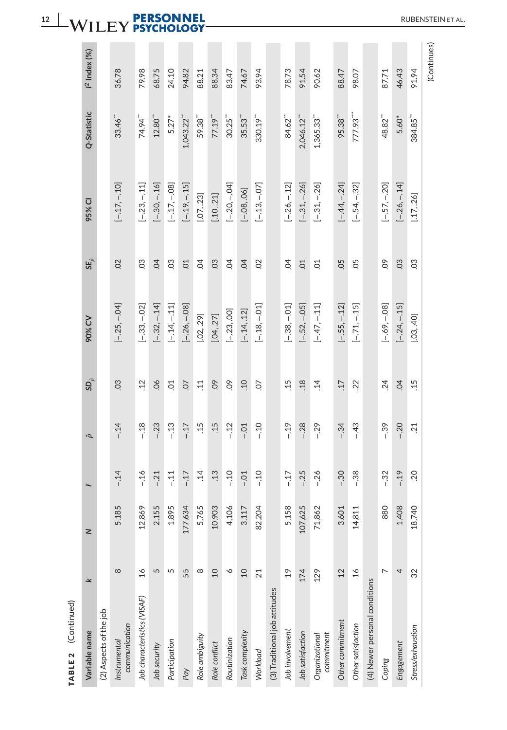**TABLE 2** (Continued)

| Variable name | $k$ | $N$ | $\bar{r}$ | $\hat{\rho}$ | $SD_{\hat{\rho}}$ | 90% CV | $SE_{\hat{\rho}}$ | 95% CI | Q-Statistic | $I^2$ Index (%) |
|---|---|---|---|---|---|---|---|---|---|---|
| (2) Aspects of the job | | | | | | | | | | |
| *Instrumental communication* | 8 | 5,185 | -.14 | -.14 | .03 | [-.25, -.04] | .02 | [-.17, -.10] | 33.46** | 36.78 |
| *Job characteristics (VISAF)* | 16 | 12,869 | -.16 | -.18 | .12 | [-.33, -.02] | .03 | [-.23, -.11] | 74.94** | 79.98 |
| *Job security* | 5 | 2,155 | -.21 | -.23 | .06 | [-.32, -.14] | .04 | [-.30, -.16] | 12.80** | 68.75 |
| *Participation* | 5 | 1,895 | -.11 | -.13 | .01 | [-.14, -.11] | .03 | [-.17, -.08] | 5.27* | 24.10 |
| *Pay* | 55 | 177,634 | -.17 | -.17 | .07 | [-.26, -.08] | .01 | [-.19, -.15] | 1,043.22** | 94.82 |
| *Role ambiguity* | 8 | 5,765 | .14 | .15 | .11 | [.02, .29] | .04 | [.07, .23] | 59.38** | 88.21 |
| *Role conflict* | 10 | 10,903 | .13 | .15 | .09 | [.04, .27] | .03 | [.10, .21] | 77.19** | 88.34 |
| *Routinization* | 6 | 4,106 | -.10 | -.12 | .09 | [-.23, .00] | .04 | [-.20, -.04] | 30.25** | 83.47 |
| *Task complexity* | 10 | 3,117 | -.01 | -.01 | .10 | [-.14, .12] | .04 | [-.08, .06] | 35.53** | 74.67 |
| *Workload* | 21 | 82,204 | -.10 | -.10 | .07 | [-.18, -.01] | .02 | [-.13, -.07] | 330.19** | 93.94 |
| (3) Traditional job attitudes | | | | | | | | | | |
| *Job involvement* | 19 | 5,158 | -.17 | -.19 | .15 | [-.38, -.01] | .04 | [-.26, -.12] | 84.62** | 78.73 |
| *Job satisfaction* | 174 | 107,625 | -.25 | -.28 | .18 | [-.52, -.05] | .01 | [-.31, -.26] | 2,046.12** | 91.54 |
| *Organizational commitment* | 129 | 71,862 | -.26 | -.29 | .14 | [-.47, -.11] | .01 | [-.31, -.26] | 1,365.33** | 90.62 |
| *Other commitment* | 12 | 3,601 | -.30 | -.34 | .17 | [-.55, -.12] | .05 | [-.44, -.24] | 95.38** | 88.47 |
| *Other satisfaction* | 16 | 14,811 | -.38 | -.43 | .22 | [-.71, -.15] | .05 | [-.54, -.32] | 777.93*** | 98.07 |
| (4) Newer personal conditions | | | | | | | | | | |
| *Coping* | 7 | 880 | -.32 | -.39 | .24 | [-.69, -.08] | .09 | [-.57, -.20] | 48.82** | 87.71 |
| *Engagement* | 4 | 1,408 | -.19 | -.20 | .04 | [-.24, -.15] | .03 | [-.26, -.14] | 5.60* | 46.43 |
| *Stress/exhaustion* | 32 | 18,740 | .20 | .21 | .15 | [.03, .40] | .03 | [.17, .26] | 384.85** | 91.94 |

(Continues)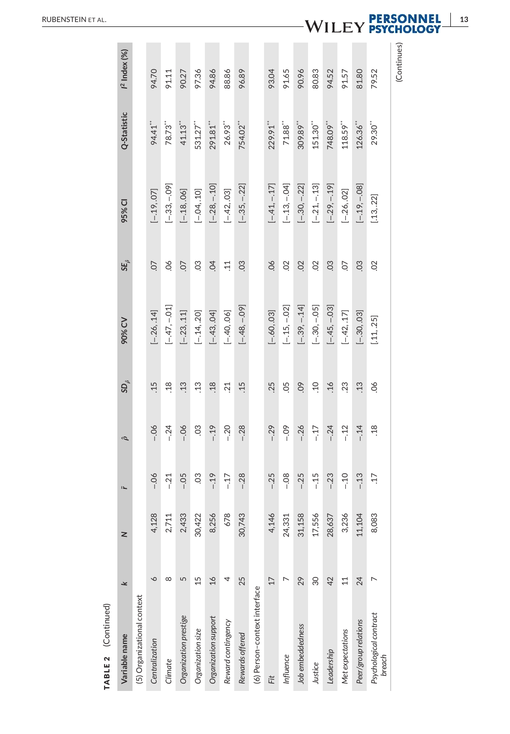**TABLE 2** (Continued)

| Variable name | $k$ | $N$ | $\bar{r}$ | $\hat{\rho}$ | $SD_{\hat{\rho}}$ | 90% CV | $SE_{\hat{\rho}}$ | 95% CI | Q-Statistic | $I^2$ Index (%) |
|---|---|---|---|---|---|---|---|---|---|---|
| (5) Organizational context | | | | | | | | | | |
| *Centralization* | 6 | 4,128 | -.06 | -.06 | .15 | [-.26, .14] | .07 | [-.19, .07] | 94.41** | 94.70 |
| *Climate* | 8 | 2,711 | -.21 | -.24 | .18 | [-.47, -.01] | .06 | [-.33, -.09] | 78.73** | 91.11 |
| *Organization prestige* | 5 | 2,433 | -.05 | -.06 | .13 | [-.23, .11] | .07 | [-.18, .06] | 41.13** | 90.27 |
| *Organization size* | 15 | 30,422 | .03 | .03 | .13 | [-.14, .20] | .03 | [-.04, .10] | 531.27** | 97.36 |
| *Organization support* | 16 | 8,256 | -.19 | -.19 | .18 | [-.43, .04] | .04 | [-.28, -.10] | 291.81** | 94.86 |
| *Reward contingency* | 4 | 678 | -.17 | -.20 | .21 | [-.40, .06] | .11 | [-.42, .03] | 26.93** | 88.86 |
| *Rewards offered* | 25 | 30,743 | -.28 | -.28 | .15 | [-.48, -.09] | .03 | [-.35, -.22] | 754.02** | 96.89 |
| (6) Person–context interface | | | | | | | | | | |
| *Fit* | 17 | 4,146 | -.25 | -.29 | .25 | [-.60, .03] | .06 | [-.41, -.17] | 229.91** | 93.04 |
| *Influence* | 7 | 24,331 | -.08 | -.09 | .05 | [-.15, -.02] | .02 | [-.13, -.04] | 71.88** | 91.65 |
| *Job embeddedness* | 29 | 31,158 | -.25 | -.26 | .09 | [-.39, -.14] | .02 | [-.30, -.22] | 309.89** | 90.96 |
| *Justice* | 30 | 17,556 | -.15 | -.17 | .10 | [-.30, -.05] | .02 | [-.21, -.13] | 151.30** | 80.83 |
| *Leadership* | 42 | 28,637 | -.23 | -.24 | .16 | [-.45, -.03] | .03 | [-.29, -.19] | 748.09** | 94.52 |
| *Met expectations* | 11 | 3,236 | -.10 | -.12 | .23 | [-.42, .17] | .07 | [-.26, .02] | 118.59** | 91.57 |
| *Peer/group relations* | 24 | 11,104 | -.13 | -.14 | .13 | [-.30, .03] | .03 | [-.19, -.08] | 126.36** | 81.80 |
| *Psychological contract breach* | 7 | 8,083 | .17 | .18 | .06 | [.11, .25] | .02 | [.13, .22] | 29.30** | 79.52 |

(Continues)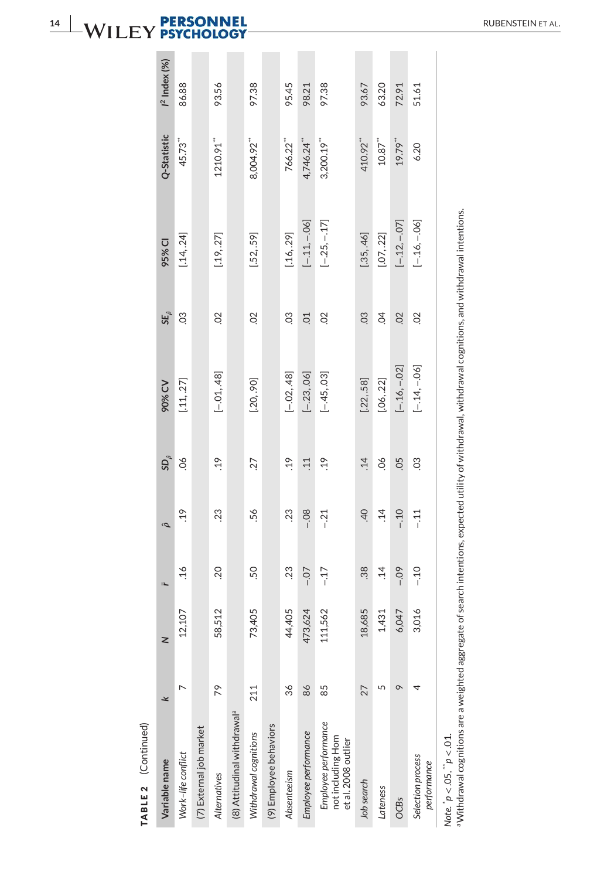**TABLE 2** (Continued)

| Variable name | k | N | $\bar{r}$ | $\hat{\rho}$ | $SD_{\hat{\rho}}$ | 90% CV | $SE_{\hat{\rho}}$ | 95% CI | Q-Statistic | $I^2$ Index (%) |
|---|---|---|---|---|---|---|---|---|---|---|
| *Work–life conflict* | 7 | 12,107 | .16 | .19 | .06 | [.11, .27] | .03 | [.14, .24] | 45.73** | 86.88 |
| (7) External job market | | | | | | | | | | |
| *Alternatives* | 79 | 58,512 | .20 | .23 | .19 | [−.01, .48] | .02 | [.19, .27] | 1210.91** | 93.56 |
| (8) Attitudinal withdrawal[a] | | | | | | | | | | |
| *Withdrawal cognitions* | 211 | 73,405 | .50 | .56 | .27 | [.20, .90] | .02 | [.52, .59] | 8,004.92** | 97.38 |
| (9) Employee behaviors | | | | | | | | | | |
| *Absenteeism* | 36 | 44,405 | .23 | .23 | .19 | [−.02, .48] | .03 | [.16, .29] | 766.22** | 95.45 |
| *Employee performance* | 86 | 473,624 | −.07 | −.08 | .11 | [−.23, .06] | .01 | [−.11, −.06] | 4,746.24** | 98.21 |
| *Employee performance not including Hom et al. 2008 outlier* | 85 | 111,562 | −.17 | −.21 | .19 | [−.45, .03] | .02 | [−.25, −.17] | 3,200.19** | 97.38 |
| *Job search* | 27 | 18,685 | .38 | .40 | .14 | [.22, .58] | .03 | [.35, .46] | 410.92** | 93.67 |
| *Lateness* | 5 | 1,431 | .14 | .14 | .06 | [.06, .22] | .04 | [.07, .22] | 10.87** | 63.20 |
| *OCBs* | 9 | 6,047 | −.09 | −.10 | .05 | [−.16, −.02] | .02 | [−.12, −.07] | 19.79** | 72.91 |
| *Selection process performance* | 4 | 3,016 | −.10 | −.11 | .03 | [−.14, −.06] | .02 | [−.16, −.06] | 6.20 | 51.61 |

*Note.* * $p < .05$, ** $p < .01$.

[a]Withdrawal cognitions are a weighted aggregate of search intentions, expected utility of withdrawal, withdrawal cognitions, and withdrawal intentions.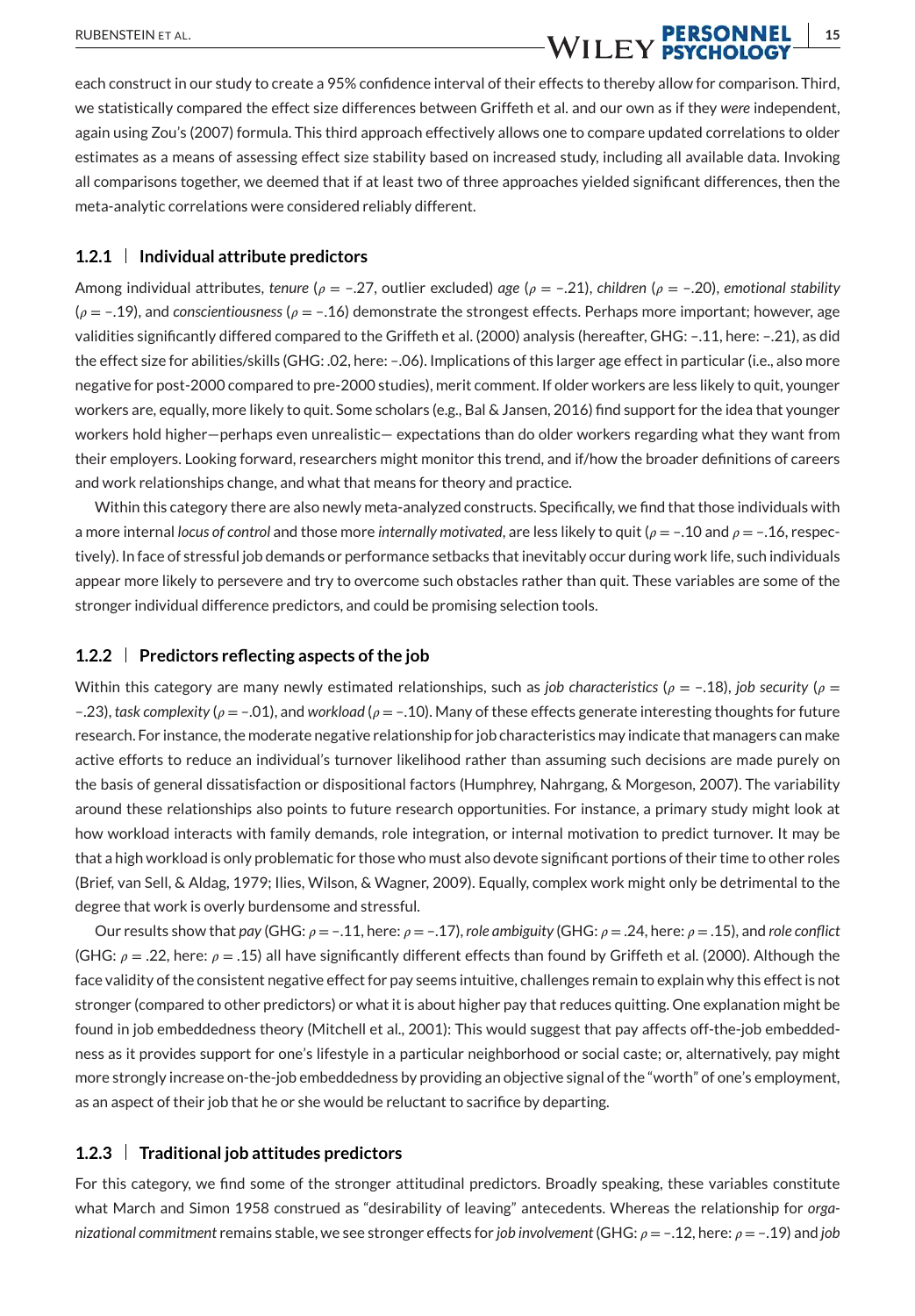each construct in our study to create a 95% confidence interval of their effects to thereby allow for comparison. Third, we statistically compared the effect size differences between Griffeth et al. and our own as if they *were* independent, again using Zou's (2007) formula. This third approach effectively allows one to compare updated correlations to older estimates as a means of assessing effect size stability based on increased study, including all available data. Invoking all comparisons together, we deemed that if at least two of three approaches yielded significant differences, then the meta-analytic correlations were considered reliably different.

### 1.2.1 | Individual attribute predictors

Among individual attributes, *tenure* ($\rho$ = –.27, outlier excluded) *age* ($\rho$ = –.21), *children* ($\rho$ = –.20), *emotional stability* ($\rho$ = –.19), and *conscientiousness* ($\rho$ = –.16) demonstrate the strongest effects. Perhaps more important; however, age validities significantly differed compared to the Griffeth et al. (2000) analysis (hereafter, GHG: –.11, here: –.21), as did the effect size for abilities/skills (GHG: .02, here: –.06). Implications of this larger age effect in particular (i.e., also more negative for post-2000 compared to pre-2000 studies), merit comment. If older workers are less likely to quit, younger workers are, equally, more likely to quit. Some scholars (e.g., Bal & Jansen, 2016) find support for the idea that younger workers hold higher—perhaps even unrealistic— expectations than do older workers regarding what they want from their employers. Looking forward, researchers might monitor this trend, and if/how the broader definitions of careers and work relationships change, and what that means for theory and practice.

Within this category there are also newly meta-analyzed constructs. Specifically, we find that those individuals with a more internal *locus of control* and those more *internally motivated*, are less likely to quit ($\rho$ = –.10 and $\rho$ = –.16, respectively). In face of stressful job demands or performance setbacks that inevitably occur during work life, such individuals appear more likely to persevere and try to overcome such obstacles rather than quit. These variables are some of the stronger individual difference predictors, and could be promising selection tools.

### 1.2.2 | Predictors reflecting aspects of the job

Within this category are many newly estimated relationships, such as *job characteristics* ($\rho$ = –.18), *job security* ($\rho$ = –.23), *task complexity* ($\rho$ = –.01), and *workload* ($\rho$ = –.10). Many of these effects generate interesting thoughts for future research. For instance, the moderate negative relationship for job characteristics may indicate that managers can make active efforts to reduce an individual's turnover likelihood rather than assuming such decisions are made purely on the basis of general dissatisfaction or dispositional factors (Humphrey, Nahrgang, & Morgeson, 2007). The variability around these relationships also points to future research opportunities. For instance, a primary study might look at how workload interacts with family demands, role integration, or internal motivation to predict turnover. It may be that a high workload is only problematic for those who must also devote significant portions of their time to other roles (Brief, van Sell, & Aldag, 1979; Ilies, Wilson, & Wagner, 2009). Equally, complex work might only be detrimental to the degree that work is overly burdensome and stressful.

Our results show that *pay* (GHG: $\rho$ = –.11, here: $\rho$ = –.17), *role ambiguity* (GHG: $\rho$ = .24, here: $\rho$ = .15), and *role conflict* (GHG: $\rho$ = .22, here: $\rho$ = .15) all have significantly different effects than found by Griffeth et al. (2000). Although the face validity of the consistent negative effect for pay seems intuitive, challenges remain to explain why this effect is not stronger (compared to other predictors) or what it is about higher pay that reduces quitting. One explanation might be found in job embeddedness theory (Mitchell et al., 2001): This would suggest that pay affects off-the-job embeddedness as it provides support for one's lifestyle in a particular neighborhood or social caste; or, alternatively, pay might more strongly increase on-the-job embeddedness by providing an objective signal of the "worth" of one's employment, as an aspect of their job that he or she would be reluctant to sacrifice by departing.

### 1.2.3 | Traditional job attitudes predictors

For this category, we find some of the stronger attitudinal predictors. Broadly speaking, these variables constitute what March and Simon 1958 construed as "desirability of leaving" antecedents. Whereas the relationship for *organizational commitment* remains stable, we see stronger effects for *job involvement* (GHG: $\rho$ = –.12, here: $\rho$ = –.19) and *job*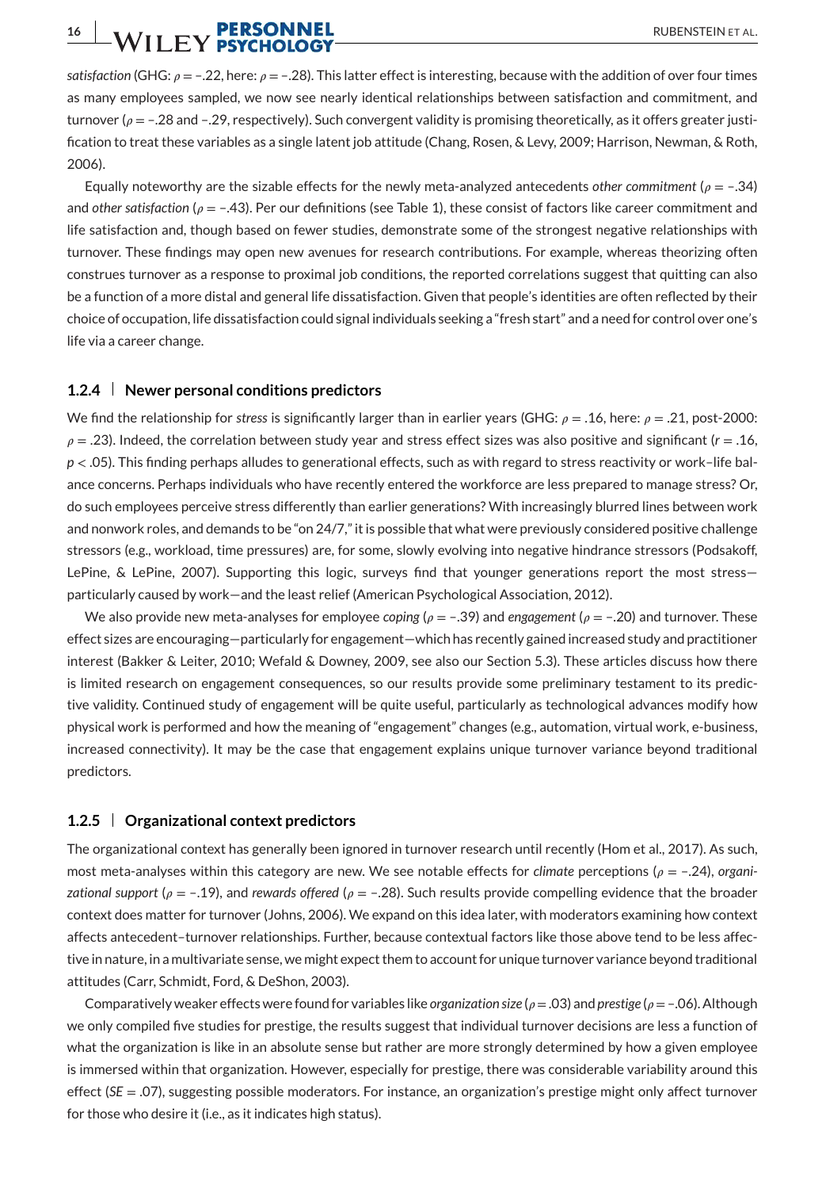*satisfaction* (GHG: $\rho = -.22$, here: $\rho = -.28$). This latter effect is interesting, because with the addition of over four times as many employees sampled, we now see nearly identical relationships between satisfaction and commitment, and turnover ($\rho = -.28$ and $-.29$, respectively). Such convergent validity is promising theoretically, as it offers greater justification to treat these variables as a single latent job attitude (Chang, Rosen, & Levy, 2009; Harrison, Newman, & Roth, 2006).

Equally noteworthy are the sizable effects for the newly meta-analyzed antecedents *other commitment* ($\rho = -.34$) and *other satisfaction* ($\rho = -.43$). Per our definitions (see Table 1), these consist of factors like career commitment and life satisfaction and, though based on fewer studies, demonstrate some of the strongest negative relationships with turnover. These findings may open new avenues for research contributions. For example, whereas theorizing often construes turnover as a response to proximal job conditions, the reported correlations suggest that quitting can also be a function of a more distal and general life dissatisfaction. Given that people's identities are often reflected by their choice of occupation, life dissatisfaction could signal individuals seeking a "fresh start" and a need for control over one's life via a career change.

### 1.2.4 | Newer personal conditions predictors

We find the relationship for *stress* is significantly larger than in earlier years (GHG: $\rho = .16$, here: $\rho = .21$, post-2000: $\rho = .23$). Indeed, the correlation between study year and stress effect sizes was also positive and significant ($r = .16$, $p < .05$). This finding perhaps alludes to generational effects, such as with regard to stress reactivity or work–life balance concerns. Perhaps individuals who have recently entered the workforce are less prepared to manage stress? Or, do such employees perceive stress differently than earlier generations? With increasingly blurred lines between work and nonwork roles, and demands to be "on 24/7," it is possible that what were previously considered positive challenge stressors (e.g., workload, time pressures) are, for some, slowly evolving into negative hindrance stressors (Podsakoff, LePine, & LePine, 2007). Supporting this logic, surveys find that younger generations report the most stress—particularly caused by work—and the least relief (American Psychological Association, 2012).

We also provide new meta-analyses for employee *coping* ($\rho = -.39$) and *engagement* ($\rho = -.20$) and turnover. These effect sizes are encouraging—particularly for engagement—which has recently gained increased study and practitioner interest (Bakker & Leiter, 2010; Wefald & Downey, 2009, see also our Section 5.3). These articles discuss how there is limited research on engagement consequences, so our results provide some preliminary testament to its predictive validity. Continued study of engagement will be quite useful, particularly as technological advances modify how physical work is performed and how the meaning of "engagement" changes (e.g., automation, virtual work, e-business, increased connectivity). It may be the case that engagement explains unique turnover variance beyond traditional predictors.

### 1.2.5 | Organizational context predictors

The organizational context has generally been ignored in turnover research until recently (Hom et al., 2017). As such, most meta-analyses within this category are new. We see notable effects for *climate* perceptions ($\rho = -.24$), *organizational support* ($\rho = -.19$), and *rewards offered* ($\rho = -.28$). Such results provide compelling evidence that the broader context does matter for turnover (Johns, 2006). We expand on this idea later, with moderators examining how context affects antecedent–turnover relationships. Further, because contextual factors like those above tend to be less affective in nature, in a multivariate sense, we might expect them to account for unique turnover variance beyond traditional attitudes (Carr, Schmidt, Ford, & DeShon, 2003).

Comparatively weaker effects were found for variables like *organization size* ($\rho = .03$) and *prestige* ($\rho = -.06$). Although we only compiled five studies for prestige, the results suggest that individual turnover decisions are less a function of what the organization is like in an absolute sense but rather are more strongly determined by how a given employee is immersed within that organization. However, especially for prestige, there was considerable variability around this effect ($SE = .07$), suggesting possible moderators. For instance, an organization's prestige might only affect turnover for those who desire it (i.e., as it indicates high status).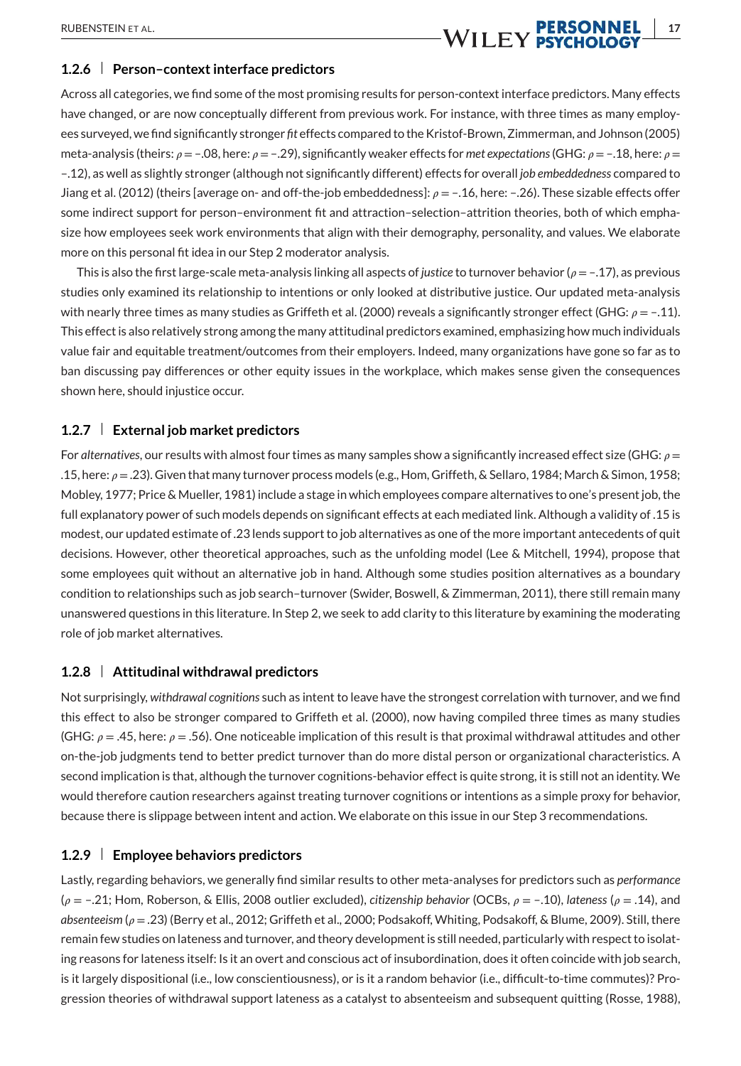### 1.2.6 | Person–context interface predictors

Across all categories, we find some of the most promising results for person-context interface predictors. Many effects have changed, or are now conceptually different from previous work. For instance, with three times as many employees surveyed, we find significantly stronger *fit* effects compared to the Kristof-Brown, Zimmerman, and Johnson (2005) meta-analysis (theirs: $\rho = -.08$, here: $\rho = -.29$), significantly weaker effects for *met expectations* (GHG: $\rho = -.18$, here: $\rho = -.12$), as well as slightly stronger (although not significantly different) effects for overall *job embeddedness* compared to Jiang et al. (2012) (theirs [average on- and off-the-job embeddedness]: $\rho = -.16$, here: $-.26$). These sizable effects offer some indirect support for person–environment fit and attraction–selection–attrition theories, both of which emphasize how employees seek work environments that align with their demography, personality, and values. We elaborate more on this personal fit idea in our Step 2 moderator analysis.

This is also the first large-scale meta-analysis linking all aspects of *justice* to turnover behavior ($\rho = -.17$), as previous studies only examined its relationship to intentions or only looked at distributive justice. Our updated meta-analysis with nearly three times as many studies as Griffeth et al. (2000) reveals a significantly stronger effect (GHG: $\rho = -.11$). This effect is also relatively strong among the many attitudinal predictors examined, emphasizing how much individuals value fair and equitable treatment/outcomes from their employers. Indeed, many organizations have gone so far as to ban discussing pay differences or other equity issues in the workplace, which makes sense given the consequences shown here, should injustice occur.

### 1.2.7 | External job market predictors

For *alternatives*, our results with almost four times as many samples show a significantly increased effect size (GHG: $\rho = .15$, here: $\rho = .23$). Given that many turnover process models (e.g., Hom, Griffeth, & Sellaro, 1984; March & Simon, 1958; Mobley, 1977; Price & Mueller, 1981) include a stage in which employees compare alternatives to one's present job, the full explanatory power of such models depends on significant effects at each mediated link. Although a validity of .15 is modest, our updated estimate of .23 lends support to job alternatives as one of the more important antecedents of quit decisions. However, other theoretical approaches, such as the unfolding model (Lee & Mitchell, 1994), propose that some employees quit without an alternative job in hand. Although some studies position alternatives as a boundary condition to relationships such as job search–turnover (Swider, Boswell, & Zimmerman, 2011), there still remain many unanswered questions in this literature. In Step 2, we seek to add clarity to this literature by examining the moderating role of job market alternatives.

### 1.2.8 | Attitudinal withdrawal predictors

Not surprisingly, *withdrawal cognitions* such as intent to leave have the strongest correlation with turnover, and we find this effect to also be stronger compared to Griffeth et al. (2000), now having compiled three times as many studies (GHG: $\rho = .45$, here: $\rho = .56$). One noticeable implication of this result is that proximal withdrawal attitudes and other on-the-job judgments tend to better predict turnover than do more distal person or organizational characteristics. A second implication is that, although the turnover cognitions-behavior effect is quite strong, it is still not an identity. We would therefore caution researchers against treating turnover cognitions or intentions as a simple proxy for behavior, because there is slippage between intent and action. We elaborate on this issue in our Step 3 recommendations.

### 1.2.9 | Employee behaviors predictors

Lastly, regarding behaviors, we generally find similar results to other meta-analyses for predictors such as *performance* ($\rho = -.21$; Hom, Roberson, & Ellis, 2008 outlier excluded), *citizenship behavior* (OCBs, $\rho = -.10$), *lateness* ($\rho = .14$), and *absenteeism* ($\rho = .23$) (Berry et al., 2012; Griffeth et al., 2000; Podsakoff, Whiting, Podsakoff, & Blume, 2009). Still, there remain few studies on lateness and turnover, and theory development is still needed, particularly with respect to isolating reasons for lateness itself: Is it an overt and conscious act of insubordination, does it often coincide with job search, is it largely dispositional (i.e., low conscientiousness), or is it a random behavior (i.e., difficult-to-time commutes)? Progression theories of withdrawal support lateness as a catalyst to absenteeism and subsequent quitting (Rosse, 1988),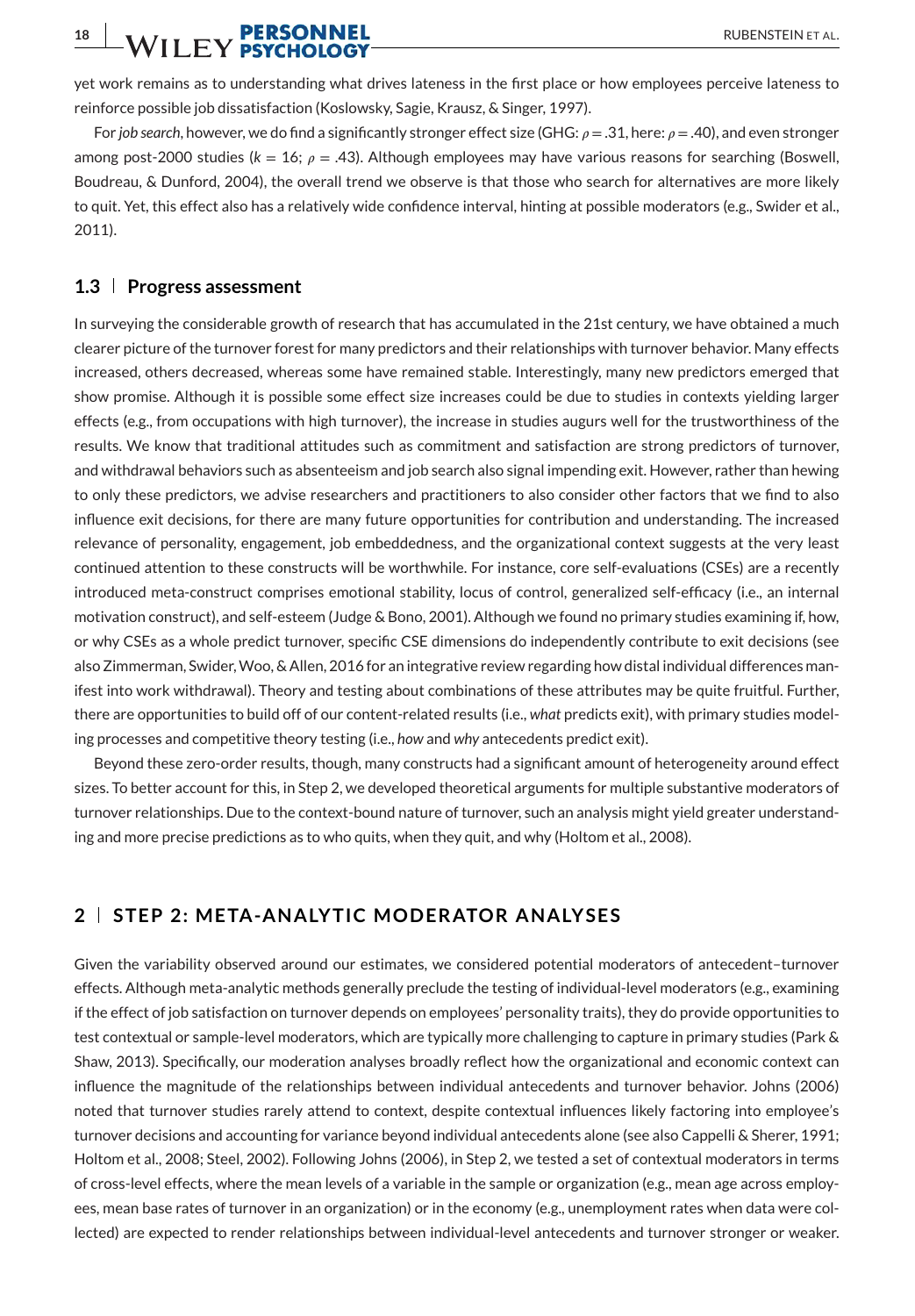yet work remains as to understanding what drives lateness in the first place or how employees perceive lateness to reinforce possible job dissatisfaction (Koslowsky, Sagie, Krausz, & Singer, 1997).

For *job search*, however, we do find a significantly stronger effect size (GHG: $\rho = .31$, here: $\rho = .40$), and even stronger among post-2000 studies ($k = 16$; $\rho = .43$). Although employees may have various reasons for searching (Boswell, Boudreau, & Dunford, 2004), the overall trend we observe is that those who search for alternatives are more likely to quit. Yet, this effect also has a relatively wide confidence interval, hinting at possible moderators (e.g., Swider et al., 2011).

### 1.3 | Progress assessment

In surveying the considerable growth of research that has accumulated in the 21st century, we have obtained a much clearer picture of the turnover forest for many predictors and their relationships with turnover behavior. Many effects increased, others decreased, whereas some have remained stable. Interestingly, many new predictors emerged that show promise. Although it is possible some effect size increases could be due to studies in contexts yielding larger effects (e.g., from occupations with high turnover), the increase in studies augurs well for the trustworthiness of the results. We know that traditional attitudes such as commitment and satisfaction are strong predictors of turnover, and withdrawal behaviors such as absenteeism and job search also signal impending exit. However, rather than hewing to only these predictors, we advise researchers and practitioners to also consider other factors that we find to also influence exit decisions, for there are many future opportunities for contribution and understanding. The increased relevance of personality, engagement, job embeddedness, and the organizational context suggests at the very least continued attention to these constructs will be worthwhile. For instance, core self-evaluations (CSEs) are a recently introduced meta-construct comprises emotional stability, locus of control, generalized self-efficacy (i.e., an internal motivation construct), and self-esteem (Judge & Bono, 2001). Although we found no primary studies examining if, how, or why CSEs as a whole predict turnover, specific CSE dimensions do independently contribute to exit decisions (see also Zimmerman, Swider, Woo, & Allen, 2016 for an integrative review regarding how distal individual differences manifest into work withdrawal). Theory and testing about combinations of these attributes may be quite fruitful. Further, there are opportunities to build off of our content-related results (i.e., *what* predicts exit), with primary studies modeling processes and competitive theory testing (i.e., *how* and *why* antecedents predict exit).

Beyond these zero-order results, though, many constructs had a significant amount of heterogeneity around effect sizes. To better account for this, in Step 2, we developed theoretical arguments for multiple substantive moderators of turnover relationships. Due to the context-bound nature of turnover, such an analysis might yield greater understanding and more precise predictions as to who quits, when they quit, and why (Holtom et al., 2008).

## 2 | STEP 2: META-ANALYTIC MODERATOR ANALYSES

Given the variability observed around our estimates, we considered potential moderators of antecedent–turnover effects. Although meta-analytic methods generally preclude the testing of individual-level moderators (e.g., examining if the effect of job satisfaction on turnover depends on employees' personality traits), they do provide opportunities to test contextual or sample-level moderators, which are typically more challenging to capture in primary studies (Park & Shaw, 2013). Specifically, our moderation analyses broadly reflect how the organizational and economic context can influence the magnitude of the relationships between individual antecedents and turnover behavior. Johns (2006) noted that turnover studies rarely attend to context, despite contextual influences likely factoring into employee's turnover decisions and accounting for variance beyond individual antecedents alone (see also Cappelli & Sherer, 1991; Holtom et al., 2008; Steel, 2002). Following Johns (2006), in Step 2, we tested a set of contextual moderators in terms of cross-level effects, where the mean levels of a variable in the sample or organization (e.g., mean age across employees, mean base rates of turnover in an organization) or in the economy (e.g., unemployment rates when data were collected) are expected to render relationships between individual-level antecedents and turnover stronger or weaker.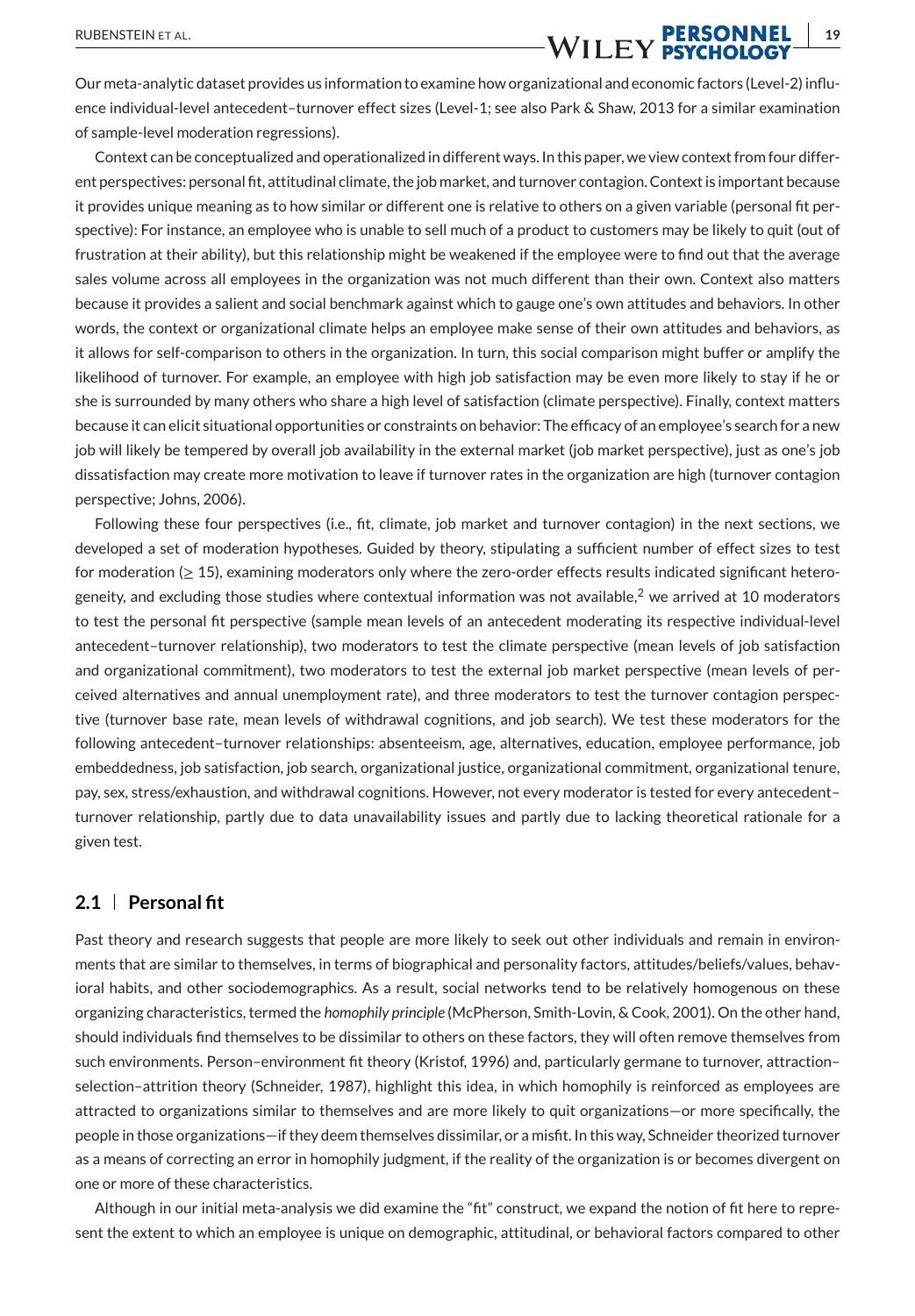Our meta-analytic dataset provides us information to examine how organizational and economic factors (Level-2) influence individual-level antecedent–turnover effect sizes (Level-1; see also Park & Shaw, 2013 for a similar examination of sample-level moderation regressions).

Context can be conceptualized and operationalized in different ways. In this paper, we view context from four different perspectives: personal fit, attitudinal climate, the job market, and turnover contagion. Context is important because it provides unique meaning as to how similar or different one is relative to others on a given variable (personal fit perspective): For instance, an employee who is unable to sell much of a product to customers may be likely to quit (out of frustration at their ability), but this relationship might be weakened if the employee were to find out that the average sales volume across all employees in the organization was not much different than their own. Context also matters because it provides a salient and social benchmark against which to gauge one's own attitudes and behaviors. In other words, the context or organizational climate helps an employee make sense of their own attitudes and behaviors, as it allows for self-comparison to others in the organization. In turn, this social comparison might buffer or amplify the likelihood of turnover. For example, an employee with high job satisfaction may be even more likely to stay if he or she is surrounded by many others who share a high level of satisfaction (climate perspective). Finally, context matters because it can elicit situational opportunities or constraints on behavior: The efficacy of an employee's search for a new job will likely be tempered by overall job availability in the external market (job market perspective), just as one's job dissatisfaction may create more motivation to leave if turnover rates in the organization are high (turnover contagion perspective; Johns, 2006).

Following these four perspectives (i.e., fit, climate, job market and turnover contagion) in the next sections, we developed a set of moderation hypotheses. Guided by theory, stipulating a sufficient number of effect sizes to test for moderation (≥ 15), examining moderators only where the zero-order effects results indicated significant heterogeneity, and excluding those studies where contextual information was not available,[2] we arrived at 10 moderators to test the personal fit perspective (sample mean levels of an antecedent moderating its respective individual-level antecedent–turnover relationship), two moderators to test the climate perspective (mean levels of job satisfaction and organizational commitment), two moderators to test the external job market perspective (mean levels of perceived alternatives and annual unemployment rate), and three moderators to test the turnover contagion perspective (turnover base rate, mean levels of withdrawal cognitions, and job search). We test these moderators for the following antecedent–turnover relationships: absenteeism, age, alternatives, education, employee performance, job embeddedness, job satisfaction, job search, organizational justice, organizational commitment, organizational tenure, pay, sex, stress/exhaustion, and withdrawal cognitions. However, not every moderator is tested for every antecedent–turnover relationship, partly due to data unavailability issues and partly due to lacking theoretical rationale for a given test.

## 2.1 Personal fit

Past theory and research suggests that people are more likely to seek out other individuals and remain in environments that are similar to themselves, in terms of biographical and personality factors, attitudes/beliefs/values, behavioral habits, and other sociodemographics. As a result, social networks tend to be relatively homogenous on these organizing characteristics, termed the *homophily principle* (McPherson, Smith-Lovin, & Cook, 2001). On the other hand, should individuals find themselves to be dissimilar to others on these factors, they will often remove themselves from such environments. Person–environment fit theory (Kristof, 1996) and, particularly germane to turnover, attraction–selection–attrition theory (Schneider, 1987), highlight this idea, in which homophily is reinforced as employees are attracted to organizations similar to themselves and are more likely to quit organizations—or more specifically, the people in those organizations—if they deem themselves dissimilar, or a misfit. In this way, Schneider theorized turnover as a means of correcting an error in homophily judgment, if the reality of the organization is or becomes divergent on one or more of these characteristics.

Although in our initial meta-analysis we did examine the "fit" construct, we expand the notion of fit here to represent the extent to which an employee is unique on demographic, attitudinal, or behavioral factors compared to other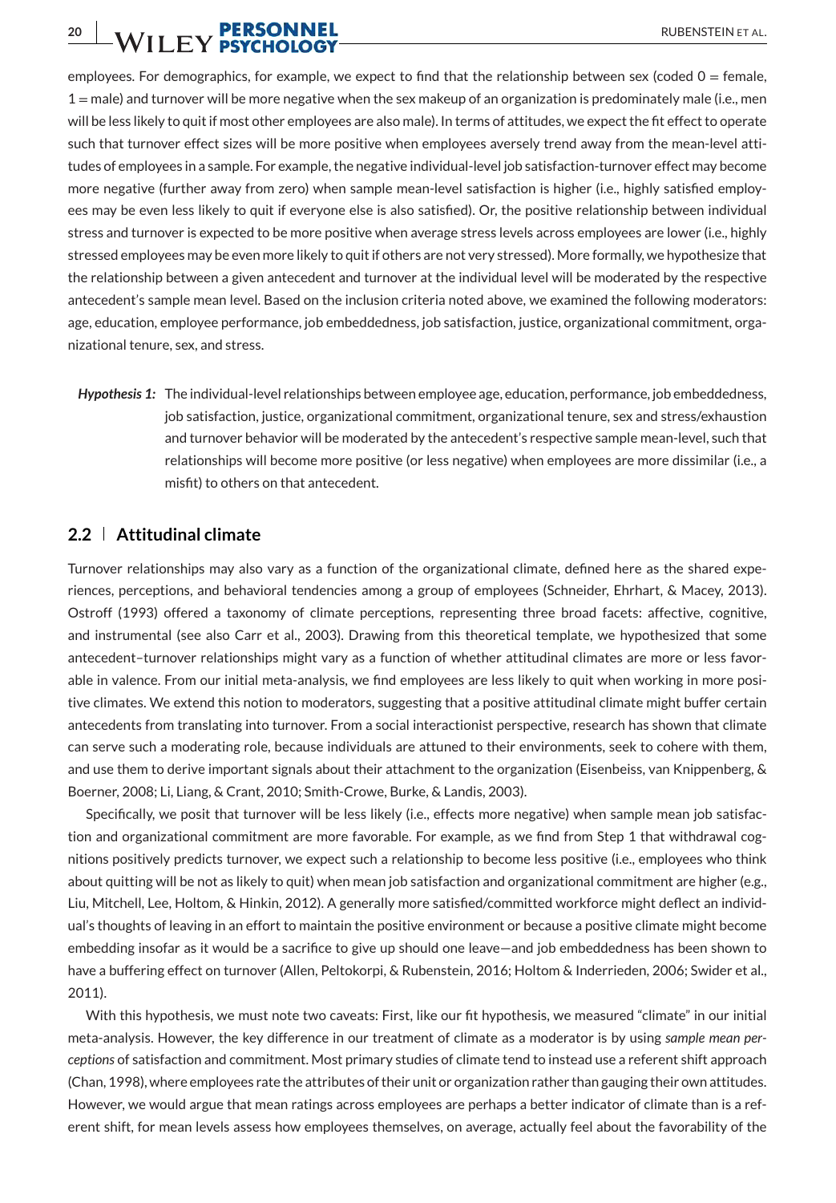employees. For demographics, for example, we expect to find that the relationship between sex (coded 0 = female, 1 = male) and turnover will be more negative when the sex makeup of an organization is predominately male (i.e., men will be less likely to quit if most other employees are also male). In terms of attitudes, we expect the fit effect to operate such that turnover effect sizes will be more positive when employees aversely trend away from the mean-level attitudes of employees in a sample. For example, the negative individual-level job satisfaction-turnover effect may become more negative (further away from zero) when sample mean-level satisfaction is higher (i.e., highly satisfied employees may be even less likely to quit if everyone else is also satisfied). Or, the positive relationship between individual stress and turnover is expected to be more positive when average stress levels across employees are lower (i.e., highly stressed employees may be even more likely to quit if others are not very stressed). More formally, we hypothesize that the relationship between a given antecedent and turnover at the individual level will be moderated by the respective antecedent's sample mean level. Based on the inclusion criteria noted above, we examined the following moderators: age, education, employee performance, job embeddedness, job satisfaction, justice, organizational commitment, organizational tenure, sex, and stress.

***Hypothesis 1:*** The individual-level relationships between employee age, education, performance, job embeddedness, job satisfaction, justice, organizational commitment, organizational tenure, sex and stress/exhaustion and turnover behavior will be moderated by the antecedent's respective sample mean-level, such that relationships will become more positive (or less negative) when employees are more dissimilar (i.e., a misfit) to others on that antecedent.

## 2.2 Attitudinal climate

Turnover relationships may also vary as a function of the organizational climate, defined here as the shared experiences, perceptions, and behavioral tendencies among a group of employees (Schneider, Ehrhart, & Macey, 2013). Ostroff (1993) offered a taxonomy of climate perceptions, representing three broad facets: affective, cognitive, and instrumental (see also Carr et al., 2003). Drawing from this theoretical template, we hypothesized that some antecedent–turnover relationships might vary as a function of whether attitudinal climates are more or less favorable in valence. From our initial meta-analysis, we find employees are less likely to quit when working in more positive climates. We extend this notion to moderators, suggesting that a positive attitudinal climate might buffer certain antecedents from translating into turnover. From a social interactionist perspective, research has shown that climate can serve such a moderating role, because individuals are attuned to their environments, seek to cohere with them, and use them to derive important signals about their attachment to the organization (Eisenbeiss, van Knippenberg, & Boerner, 2008; Li, Liang, & Crant, 2010; Smith-Crowe, Burke, & Landis, 2003).

Specifically, we posit that turnover will be less likely (i.e., effects more negative) when sample mean job satisfaction and organizational commitment are more favorable. For example, as we find from Step 1 that withdrawal cognitions positively predicts turnover, we expect such a relationship to become less positive (i.e., employees who think about quitting will be not as likely to quit) when mean job satisfaction and organizational commitment are higher (e.g., Liu, Mitchell, Lee, Holtom, & Hinkin, 2012). A generally more satisfied/committed workforce might deflect an individual's thoughts of leaving in an effort to maintain the positive environment or because a positive climate might become embedding insofar as it would be a sacrifice to give up should one leave—and job embeddedness has been shown to have a buffering effect on turnover (Allen, Peltokorpi, & Rubenstein, 2016; Holtom & Inderrieden, 2006; Swider et al., 2011).

With this hypothesis, we must note two caveats: First, like our fit hypothesis, we measured "climate" in our initial meta-analysis. However, the key difference in our treatment of climate as a moderator is by using *sample mean perceptions* of satisfaction and commitment. Most primary studies of climate tend to instead use a referent shift approach (Chan, 1998), where employees rate the attributes of their unit or organization rather than gauging their own attitudes. However, we would argue that mean ratings across employees are perhaps a better indicator of climate than is a referent shift, for mean levels assess how employees themselves, on average, actually feel about the favorability of the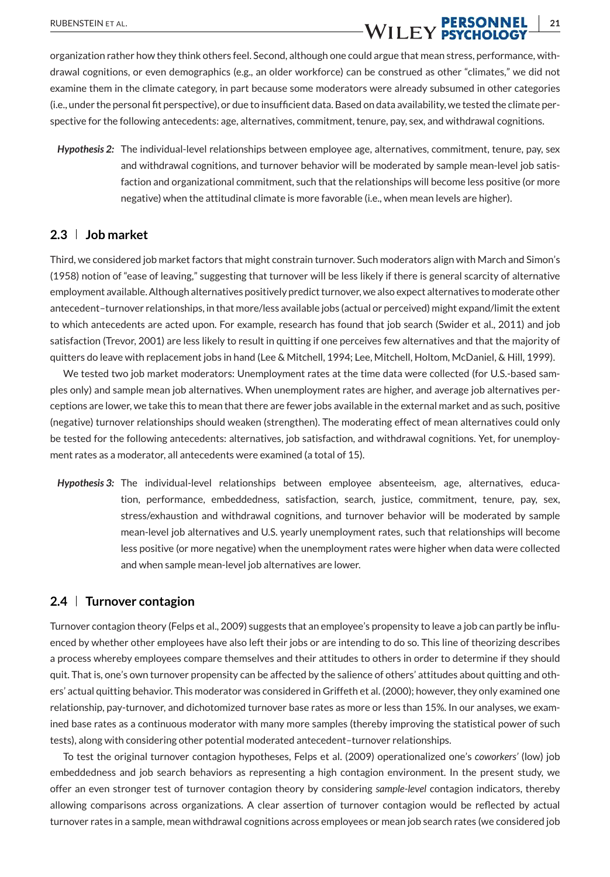organization rather how they think others feel. Second, although one could argue that mean stress, performance, withdrawal cognitions, or even demographics (e.g., an older workforce) can be construed as other "climates," we did not examine them in the climate category, in part because some moderators were already subsumed in other categories (i.e., under the personal fit perspective), or due to insufficient data. Based on data availability, we tested the climate perspective for the following antecedents: age, alternatives, commitment, tenure, pay, sex, and withdrawal cognitions.

> ***Hypothesis 2:*** The individual-level relationships between employee age, alternatives, commitment, tenure, pay, sex and withdrawal cognitions, and turnover behavior will be moderated by sample mean-level job satisfaction and organizational commitment, such that the relationships will become less positive (or more negative) when the attitudinal climate is more favorable (i.e., when mean levels are higher).

## 2.3 | Job market

Third, we considered job market factors that might constrain turnover. Such moderators align with March and Simon's (1958) notion of "ease of leaving," suggesting that turnover will be less likely if there is general scarcity of alternative employment available. Although alternatives positively predict turnover, we also expect alternatives to moderate other antecedent–turnover relationships, in that more/less available jobs (actual or perceived) might expand/limit the extent to which antecedents are acted upon. For example, research has found that job search (Swider et al., 2011) and job satisfaction (Trevor, 2001) are less likely to result in quitting if one perceives few alternatives and that the majority of quitters do leave with replacement jobs in hand (Lee & Mitchell, 1994; Lee, Mitchell, Holtom, McDaniel, & Hill, 1999).

We tested two job market moderators: Unemployment rates at the time data were collected (for U.S.-based samples only) and sample mean job alternatives. When unemployment rates are higher, and average job alternatives perceptions are lower, we take this to mean that there are fewer jobs available in the external market and as such, positive (negative) turnover relationships should weaken (strengthen). The moderating effect of mean alternatives could only be tested for the following antecedents: alternatives, job satisfaction, and withdrawal cognitions. Yet, for unemployment rates as a moderator, all antecedents were examined (a total of 15).

> ***Hypothesis 3:*** The individual-level relationships between employee absenteeism, age, alternatives, education, performance, embeddedness, satisfaction, search, justice, commitment, tenure, pay, sex, stress/exhaustion and withdrawal cognitions, and turnover behavior will be moderated by sample mean-level job alternatives and U.S. yearly unemployment rates, such that relationships will become less positive (or more negative) when the unemployment rates were higher when data were collected and when sample mean-level job alternatives are lower.

## 2.4 | Turnover contagion

Turnover contagion theory (Felps et al., 2009) suggests that an employee's propensity to leave a job can partly be influenced by whether other employees have also left their jobs or are intending to do so. This line of theorizing describes a process whereby employees compare themselves and their attitudes to others in order to determine if they should quit. That is, one's own turnover propensity can be affected by the salience of others' attitudes about quitting and others' actual quitting behavior. This moderator was considered in Griffeth et al. (2000); however, they only examined one relationship, pay-turnover, and dichotomized turnover base rates as more or less than 15%. In our analyses, we examined base rates as a continuous moderator with many more samples (thereby improving the statistical power of such tests), along with considering other potential moderated antecedent–turnover relationships.

To test the original turnover contagion hypotheses, Felps et al. (2009) operationalized one's *coworkers'* (low) job embeddedness and job search behaviors as representing a high contagion environment. In the present study, we offer an even stronger test of turnover contagion theory by considering *sample-level* contagion indicators, thereby allowing comparisons across organizations. A clear assertion of turnover contagion would be reflected by actual turnover rates in a sample, mean withdrawal cognitions across employees or mean job search rates (we considered job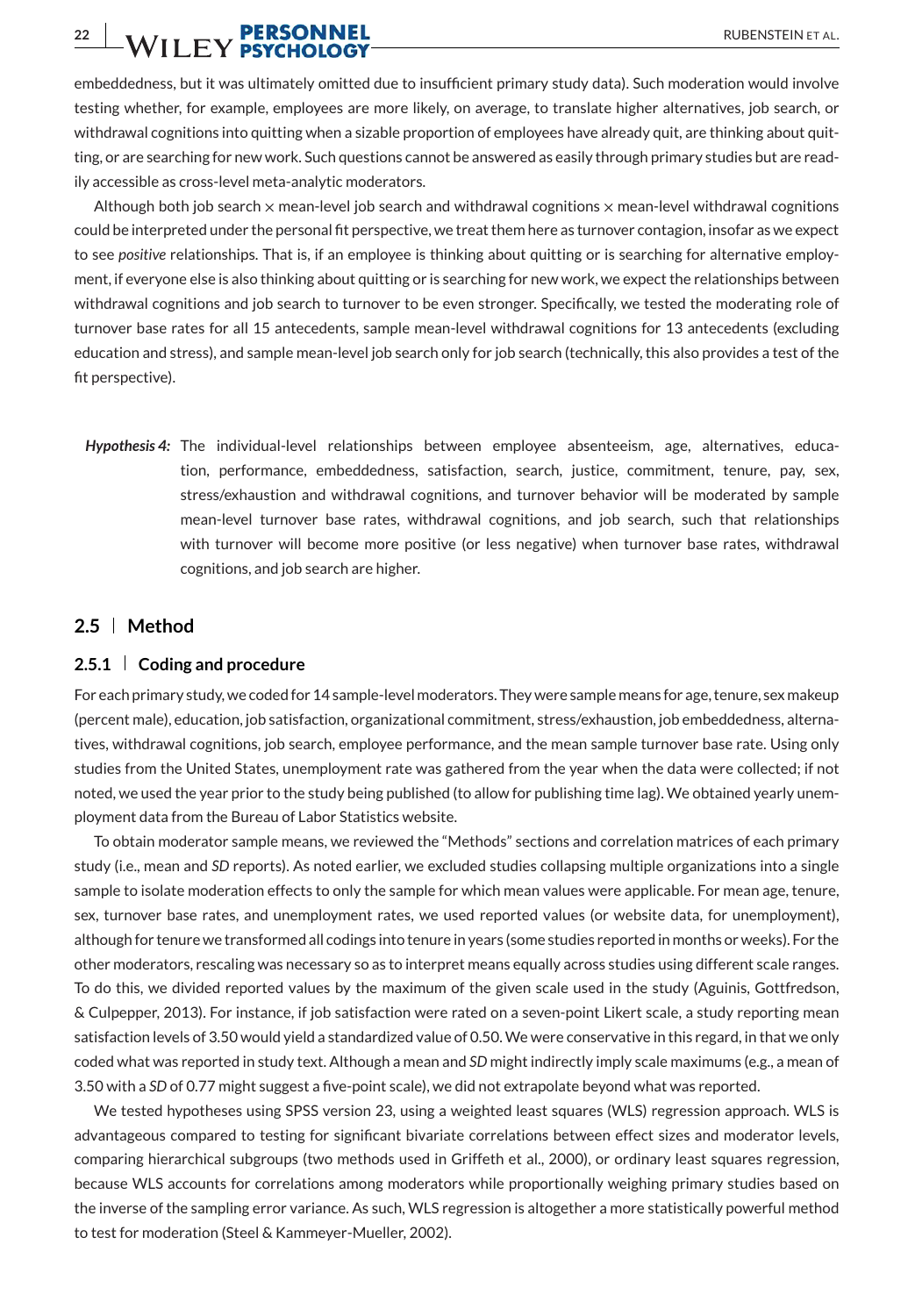embeddedness, but it was ultimately omitted due to insufficient primary study data). Such moderation would involve testing whether, for example, employees are more likely, on average, to translate higher alternatives, job search, or withdrawal cognitions into quitting when a sizable proportion of employees have already quit, are thinking about quitting, or are searching for new work. Such questions cannot be answered as easily through primary studies but are readily accessible as cross-level meta-analytic moderators.

Although both job search × mean-level job search and withdrawal cognitions × mean-level withdrawal cognitions could be interpreted under the personal fit perspective, we treat them here as turnover contagion, insofar as we expect to see *positive* relationships. That is, if an employee is thinking about quitting or is searching for alternative employment, if everyone else is also thinking about quitting or is searching for new work, we expect the relationships between withdrawal cognitions and job search to turnover to be even stronger. Specifically, we tested the moderating role of turnover base rates for all 15 antecedents, sample mean-level withdrawal cognitions for 13 antecedents (excluding education and stress), and sample mean-level job search only for job search (technically, this also provides a test of the fit perspective).

***Hypothesis 4:*** The individual-level relationships between employee absenteeism, age, alternatives, education, performance, embeddedness, satisfaction, search, justice, commitment, tenure, pay, sex, stress/exhaustion and withdrawal cognitions, and turnover behavior will be moderated by sample mean-level turnover base rates, withdrawal cognitions, and job search, such that relationships with turnover will become more positive (or less negative) when turnover base rates, withdrawal cognitions, and job search are higher.

## 2.5 | Method

### 2.5.1 | Coding and procedure

For each primary study, we coded for 14 sample-level moderators. They were sample means for age, tenure, sex makeup (percent male), education, job satisfaction, organizational commitment, stress/exhaustion, job embeddedness, alternatives, withdrawal cognitions, job search, employee performance, and the mean sample turnover base rate. Using only studies from the United States, unemployment rate was gathered from the year when the data were collected; if not noted, we used the year prior to the study being published (to allow for publishing time lag). We obtained yearly unemployment data from the Bureau of Labor Statistics website.

To obtain moderator sample means, we reviewed the "Methods" sections and correlation matrices of each primary study (i.e., mean and *SD* reports). As noted earlier, we excluded studies collapsing multiple organizations into a single sample to isolate moderation effects to only the sample for which mean values were applicable. For mean age, tenure, sex, turnover base rates, and unemployment rates, we used reported values (or website data, for unemployment), although for tenure we transformed all codings into tenure in years (some studies reported in months or weeks). For the other moderators, rescaling was necessary so as to interpret means equally across studies using different scale ranges. To do this, we divided reported values by the maximum of the given scale used in the study (Aguinis, Gottfredson, & Culpepper, 2013). For instance, if job satisfaction were rated on a seven-point Likert scale, a study reporting mean satisfaction levels of 3.50 would yield a standardized value of 0.50. We were conservative in this regard, in that we only coded what was reported in study text. Although a mean and *SD* might indirectly imply scale maximums (e.g., a mean of 3.50 with a *SD* of 0.77 might suggest a five-point scale), we did not extrapolate beyond what was reported.

We tested hypotheses using SPSS version 23, using a weighted least squares (WLS) regression approach. WLS is advantageous compared to testing for significant bivariate correlations between effect sizes and moderator levels, comparing hierarchical subgroups (two methods used in Griffeth et al., 2000), or ordinary least squares regression, because WLS accounts for correlations among moderators while proportionally weighing primary studies based on the inverse of the sampling error variance. As such, WLS regression is altogether a more statistically powerful method to test for moderation (Steel & Kammeyer-Mueller, 2002).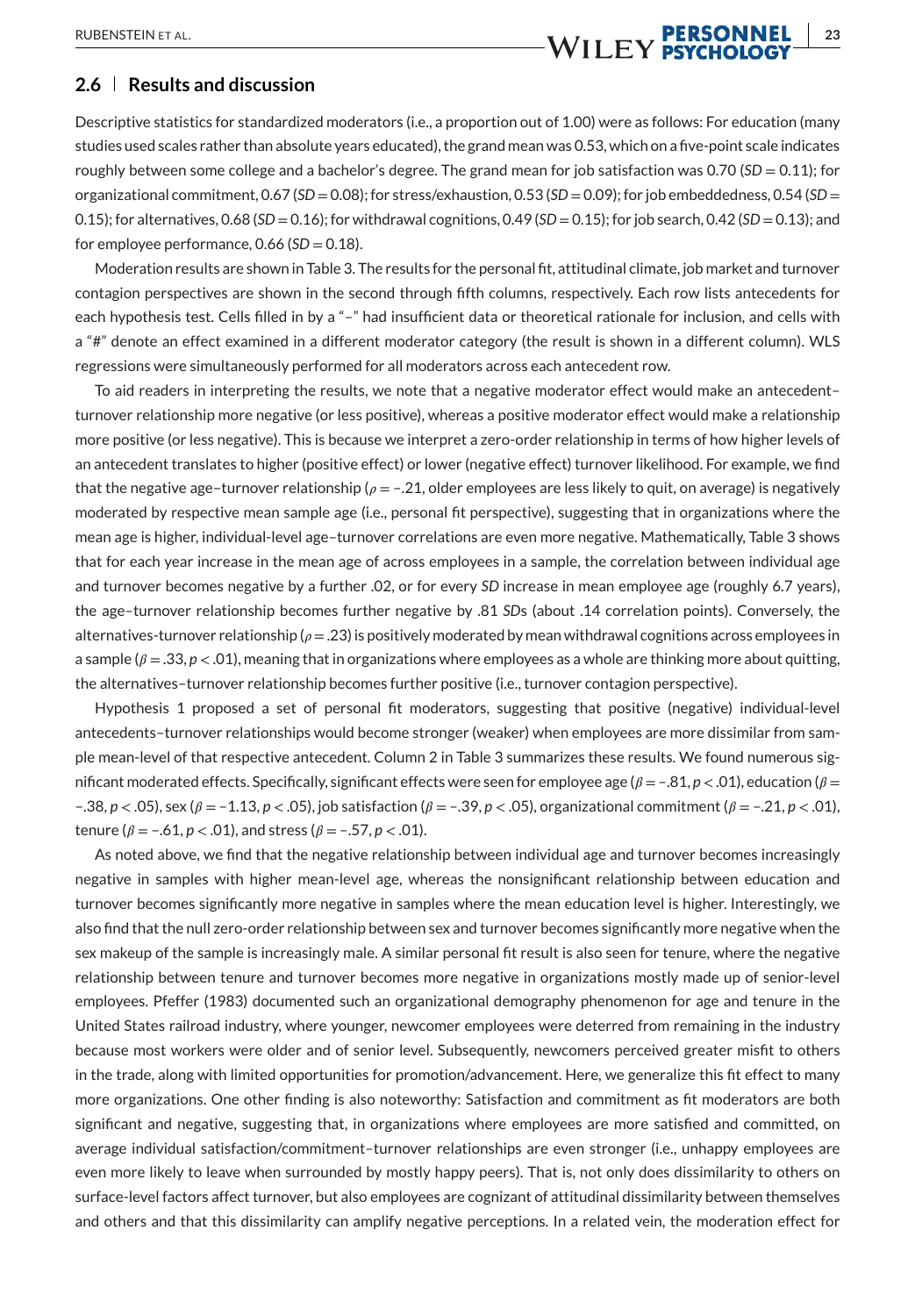## 2.6 | Results and discussion

Descriptive statistics for standardized moderators (i.e., a proportion out of 1.00) were as follows: For education (many studies used scales rather than absolute years educated), the grand mean was 0.53, which on a five-point scale indicates roughly between some college and a bachelor's degree. The grand mean for job satisfaction was 0.70 (*SD* = 0.11); for organizational commitment, 0.67 (*SD* = 0.08); for stress/exhaustion, 0.53 (*SD* = 0.09); for job embeddedness, 0.54 (*SD* = 0.15); for alternatives, 0.68 (*SD* = 0.16); for withdrawal cognitions, 0.49 (*SD* = 0.15); for job search, 0.42 (*SD* = 0.13); and for employee performance, 0.66 (*SD* = 0.18).

Moderation results are shown in Table 3. The results for the personal fit, attitudinal climate, job market and turnover contagion perspectives are shown in the second through fifth columns, respectively. Each row lists antecedents for each hypothesis test. Cells filled in by a "–" had insufficient data or theoretical rationale for inclusion, and cells with a "#" denote an effect examined in a different moderator category (the result is shown in a different column). WLS regressions were simultaneously performed for all moderators across each antecedent row.

To aid readers in interpreting the results, we note that a negative moderator effect would make an antecedent–turnover relationship more negative (or less positive), whereas a positive moderator effect would make a relationship more positive (or less negative). This is because we interpret a zero-order relationship in terms of how higher levels of an antecedent translates to higher (positive effect) or lower (negative effect) turnover likelihood. For example, we find that the negative age–turnover relationship ($\rho = -.21$, older employees are less likely to quit, on average) is negatively moderated by respective mean sample age (i.e., personal fit perspective), suggesting that in organizations where the mean age is higher, individual-level age–turnover correlations are even more negative. Mathematically, Table 3 shows that for each year increase in the mean age of across employees in a sample, the correlation between individual age and turnover becomes negative by a further .02, or for every *SD* increase in mean employee age (roughly 6.7 years), the age–turnover relationship becomes further negative by .81 *SD*s (about .14 correlation points). Conversely, the alternatives-turnover relationship ($\rho = .23$) is positively moderated by mean withdrawal cognitions across employees in a sample ($\beta = .33$, $p < .01$), meaning that in organizations where employees as a whole are thinking more about quitting, the alternatives–turnover relationship becomes further positive (i.e., turnover contagion perspective).

Hypothesis 1 proposed a set of personal fit moderators, suggesting that positive (negative) individual-level antecedents–turnover relationships would become stronger (weaker) when employees are more dissimilar from sample mean-level of that respective antecedent. Column 2 in Table 3 summarizes these results. We found numerous significant moderated effects. Specifically, significant effects were seen for employee age ($\beta = -.81$, $p < .01$), education ($\beta = -.38$, $p < .05$), sex ($\beta = -1.13$, $p < .05$), job satisfaction ($\beta = -.39$, $p < .05$), organizational commitment ($\beta = -.21$, $p < .01$), tenure ($\beta = -.61$, $p < .01$), and stress ($\beta = -.57$, $p < .01$).

As noted above, we find that the negative relationship between individual age and turnover becomes increasingly negative in samples with higher mean-level age, whereas the nonsignificant relationship between education and turnover becomes significantly more negative in samples where the mean education level is higher. Interestingly, we also find that the null zero-order relationship between sex and turnover becomes significantly more negative when the sex makeup of the sample is increasingly male. A similar personal fit result is also seen for tenure, where the negative relationship between tenure and turnover becomes more negative in organizations mostly made up of senior-level employees. Pfeffer (1983) documented such an organizational demography phenomenon for age and tenure in the United States railroad industry, where younger, newcomer employees were deterred from remaining in the industry because most workers were older and of senior level. Subsequently, newcomers perceived greater misfit to others in the trade, along with limited opportunities for promotion/advancement. Here, we generalize this fit effect to many more organizations. One other finding is also noteworthy: Satisfaction and commitment as fit moderators are both significant and negative, suggesting that, in organizations where employees are more satisfied and committed, on average individual satisfaction/commitment–turnover relationships are even stronger (i.e., unhappy employees are even more likely to leave when surrounded by mostly happy peers). That is, not only does dissimilarity to others on surface-level factors affect turnover, but also employees are cognizant of attitudinal dissimilarity between themselves and others and that this dissimilarity can amplify negative perceptions. In a related vein, the moderation effect for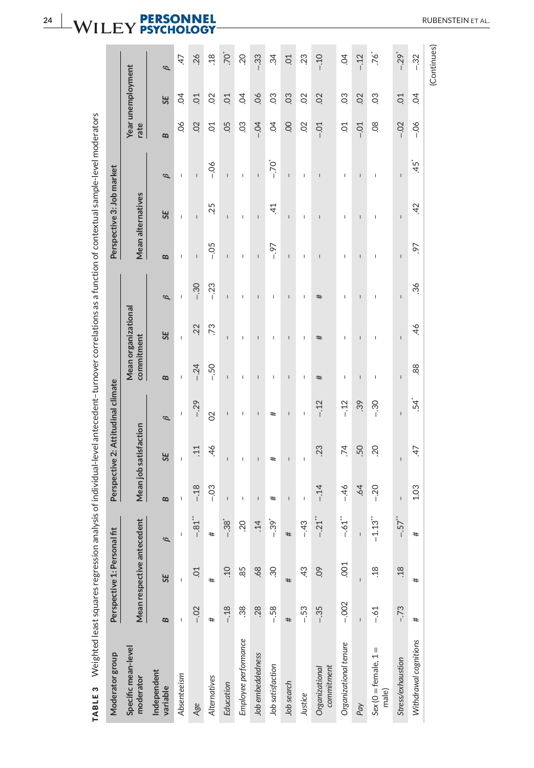**TABLE 3** Weighted least squares regression analysis of individual-level antecedent–turnover correlations as a function of contextual sample-level moderators

| Moderator group | Perspective 1: Personal fit | | | Perspective 2: Attitudinal climate | | | | | | Perspective 3: Job market | | | | | |
|---|---|---|---|---|---|---|---|---|---|---|---|---|---|---|---|
| Specific mean-level moderator | Mean respective antecedent | | | Mean job satisfaction | | | Mean organizational commitment | | | Mean alternatives | | | Year unemployment rate | | |
| Independent variable | *B* | *SE* | *β* | *B* | *SE* | *β* | *B* | *SE* | *β* | *B* | *SE* | *β* | *B* | *SE* | *β* |
| *Absenteeism* | – | – | – | – | – | – | – | – | – | – | – | – | .06 | .04 | .47 |
| *Age* | −.02 | .01 | −.81** | −.18 | .11 | −.29 | −.24 | .22 | −.30 | – | – | – | .02 | .01 | .26 |
| *Alternatives* | # | # | # | −.03 | .46 | .02 | −.50 | .73 | −.23 | −.05 | .25 | −.06 | .01 | .02 | .18 |
| *Education* | −.18 | .10 | −.38* | – | – | – | – | – | – | – | – | – | .05 | .01 | .70* |
| *Employee performance* | .38 | .85 | .20 | – | – | – | – | – | – | – | – | – | .03 | .04 | .20 |
| *Job embeddedness* | .28 | .68 | .14 | – | – | – | – | – | – | – | – | – | −.04 | .06 | −.33 |
| *Job satisfaction* | −.58 | .30 | −.39* | # | # | # | – | – | – | −.97 | .41 | −.70* | .04 | .03 | .34 |
| *Job search* | # | # | # | – | – | – | – | – | – | – | – | – | .00 | .03 | .01 |
| *Justice* | −.53 | .43 | −.43 | – | – | – | – | – | – | – | – | – | .02 | .02 | .23 |
| *Organizational commitment* | −.35 | .09 | −.21** | −.14 | .23 | −.12 | # | # | # | – | – | – | −.01 | .02 | −.10 |
| *Organizational tenure* | −.002 | .001 | −.61** | −.46 | .74 | −.12 | – | – | – | – | – | – | .01 | .03 | .04 |
| *Pay* | – | – | – | .64 | .50 | .39 | – | – | – | – | – | – | −.01 | .02 | −.12 |
| *Sex (0 = female, 1 = male)* | −.61 | .18 | −1.13** | −.20 | .20 | −.30 | – | – | – | – | – | – | .08 | .03 | .76* |
| *Stress/exhaustion* | −.73 | .18 | −.57** | – | – | – | – | – | – | – | – | – | −.02 | .01 | −.29* |
| *Withdrawal cognitions* | # | # | # | 1.03 | .47 | .54* | .88 | .46 | .36 | .97 | .42 | .45* | −.06 | .04 | −.32 |

(Continues)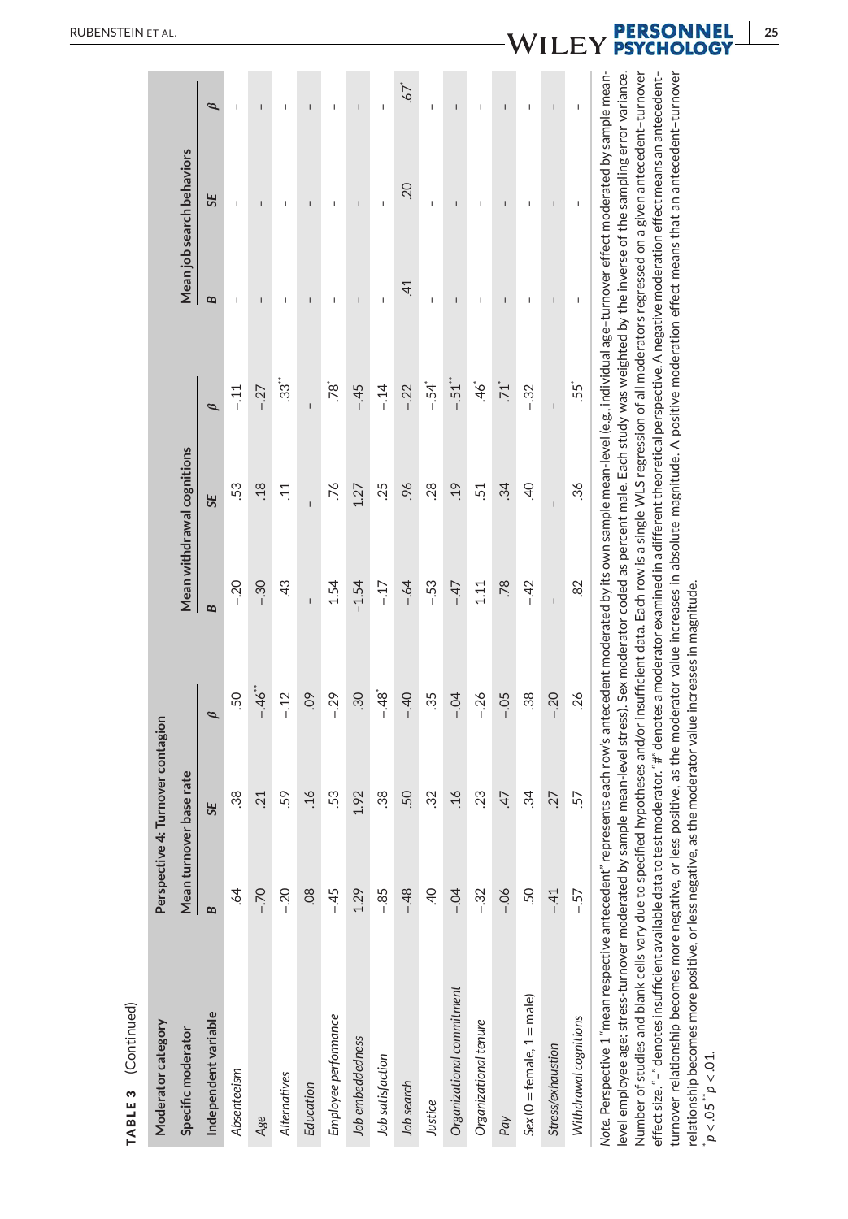**TABLE 3** (Continued)

| Moderator category | Perspective 4: Turnover contagion | | | | | | | | |
|---|---|---|---|---|---|---|---|---|---|
| Specific moderator | Mean turnover base rate | | | Mean withdrawal cognitions | | | Mean job search behaviors | | |
| Independent variable | *B* | *SE* | *β* | *B* | *SE* | *β* | *B* | *SE* | *β* |
| *Absenteeism* | .64 | .38 | .50 | −.20 | .53 | −.11 | – | – | – |
| *Age* | −.70 | .21 | −.46** | −.30 | .18 | −.27 | – | – | – |
| *Alternatives* | −.20 | .59 | −.12 | .43 | .11 | .33** | – | – | – |
| *Education* | .08 | .16 | .09 | – | – | – | – | – | – |
| *Employee performance* | −.45 | .53 | −.29 | 1.54 | .76 | .78* | – | – | – |
| *Job embeddedness* | 1.29 | 1.92 | .30 | −1.54 | 1.27 | −.45 | – | – | – |
| *Job satisfaction* | −.85 | .38 | −.48* | −.17 | .25 | −.14 | – | – | – |
| *Job search* | −.48 | .50 | −.40 | −.64 | .96 | −.22 | .41 | .20 | .67* |
| *Justice* | .40 | .32 | .35 | −.53 | .28 | −.54* | – | – | – |
| *Organizational commitment* | −.04 | .16 | −.04 | −.47 | .19 | −.51** | – | – | – |
| *Organizational tenure* | −.32 | .23 | −.26 | 1.11 | .51 | .46* | – | – | – |
| *Pay* | −.06 | .47 | −.05 | .78 | .34 | .71* | – | – | – |
| *Sex (0 = female, 1 = male)* | .50 | .34 | .38 | −.42 | .40 | −.32 | – | – | – |
| *Stress/exhaustion* | −.41 | .27 | −.20 | – | – | – | – | – | – |
| *Withdrawal cognitions* | −.57 | .57 | .26 | .82 | .36 | .55* | – | – | – |

*Note.* Perspective 1 "mean respective antecedent" represents each row's antecedent moderated by its own sample mean-level (e.g., individual age–turnover effect moderated by sample mean-level employee age; stress-turnover moderated by sample mean-level stress). Sex moderator coded as percent male. Each study was weighted by the inverse of the sampling error variance. Number of studies and blank cells vary due to specified hypotheses and/or insufficient data. Each row is a single WLS regression of all moderators regressed on a given antecedent–turnover effect size. "–" denotes insufficient available data to test moderator. "#" denotes a moderator examined in a different theoretical perspective. A negative moderation effect means an antecedent–turnover relationship becomes more negative, or less positive, as the moderator value increases in absolute magnitude. A positive moderation effect means that an antecedent–turnover relationship becomes more positive, or less negative, as the moderator value increases in magnitude.

$^{*}p < .05$ $^{**}p < .01$.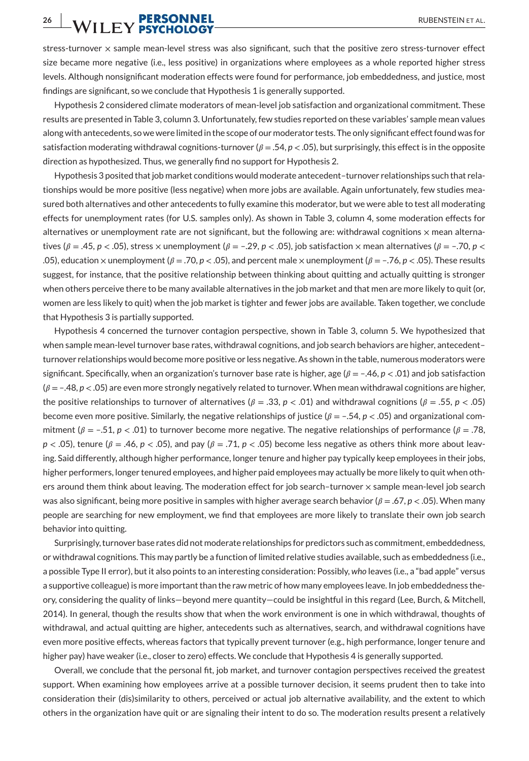stress-turnover × sample mean-level stress was also significant, such that the positive zero stress-turnover effect size became more negative (i.e., less positive) in organizations where employees as a whole reported higher stress levels. Although nonsignificant moderation effects were found for performance, job embeddedness, and justice, most findings are significant, so we conclude that Hypothesis 1 is generally supported.

Hypothesis 2 considered climate moderators of mean-level job satisfaction and organizational commitment. These results are presented in Table 3, column 3. Unfortunately, few studies reported on these variables' sample mean values along with antecedents, so we were limited in the scope of our moderator tests. The only significant effect found was for satisfaction moderating withdrawal cognitions-turnover ($\beta = .54$, $p < .05$), but surprisingly, this effect is in the opposite direction as hypothesized. Thus, we generally find no support for Hypothesis 2.

Hypothesis 3 posited that job market conditions would moderate antecedent–turnover relationships such that relationships would be more positive (less negative) when more jobs are available. Again unfortunately, few studies measured both alternatives and other antecedents to fully examine this moderator, but we were able to test all moderating effects for unemployment rates (for U.S. samples only). As shown in Table 3, column 4, some moderation effects for alternatives or unemployment rate are not significant, but the following are: withdrawal cognitions × mean alternatives ($\beta = .45$, $p < .05$), stress × unemployment ($\beta = -.29$, $p < .05$), job satisfaction × mean alternatives ($\beta = -.70$, $p < .05$), education × unemployment ($\beta = .70$, $p < .05$), and percent male × unemployment ($\beta = -.76$, $p < .05$). These results suggest, for instance, that the positive relationship between thinking about quitting and actually quitting is stronger when others perceive there to be many available alternatives in the job market and that men are more likely to quit (or, women are less likely to quit) when the job market is tighter and fewer jobs are available. Taken together, we conclude that Hypothesis 3 is partially supported.

Hypothesis 4 concerned the turnover contagion perspective, shown in Table 3, column 5. We hypothesized that when sample mean-level turnover base rates, withdrawal cognitions, and job search behaviors are higher, antecedent–turnover relationships would become more positive or less negative. As shown in the table, numerous moderators were significant. Specifically, when an organization's turnover base rate is higher, age ($\beta = -.46$, $p < .01$) and job satisfaction ($\beta = -.48$, $p < .05$) are even more strongly negatively related to turnover. When mean withdrawal cognitions are higher, the positive relationships to turnover of alternatives ($\beta = .33$, $p < .01$) and withdrawal cognitions ($\beta = .55$, $p < .05$) become even more positive. Similarly, the negative relationships of justice ($\beta = -.54$, $p < .05$) and organizational commitment ($\beta = -.51$, $p < .01$) to turnover become more negative. The negative relationships of performance ($\beta = .78$, $p < .05$), tenure ($\beta = .46$, $p < .05$), and pay ($\beta = .71$, $p < .05$) become less negative as others think more about leaving. Said differently, although higher performance, longer tenure and higher pay typically keep employees in their jobs, higher performers, longer tenured employees, and higher paid employees may actually be more likely to quit when others around them think about leaving. The moderation effect for job search–turnover × sample mean-level job search was also significant, being more positive in samples with higher average search behavior ($\beta = .67$, $p < .05$). When many people are searching for new employment, we find that employees are more likely to translate their own job search behavior into quitting.

Surprisingly, turnover base rates did not moderate relationships for predictors such as commitment, embeddedness, or withdrawal cognitions. This may partly be a function of limited relative studies available, such as embeddedness (i.e., a possible Type II error), but it also points to an interesting consideration: Possibly, *who* leaves (i.e., a "bad apple" versus a supportive colleague) is more important than the raw metric of how many employees leave. In job embeddedness theory, considering the quality of links—beyond mere quantity—could be insightful in this regard (Lee, Burch, & Mitchell, 2014). In general, though the results show that when the work environment is one in which withdrawal, thoughts of withdrawal, and actual quitting are higher, antecedents such as alternatives, search, and withdrawal cognitions have even more positive effects, whereas factors that typically prevent turnover (e.g., high performance, longer tenure and higher pay) have weaker (i.e., closer to zero) effects. We conclude that Hypothesis 4 is generally supported.

Overall, we conclude that the personal fit, job market, and turnover contagion perspectives received the greatest support. When examining how employees arrive at a possible turnover decision, it seems prudent then to take into consideration their (dis)similarity to others, perceived or actual job alternative availability, and the extent to which others in the organization have quit or are signaling their intent to do so. The moderation results present a relatively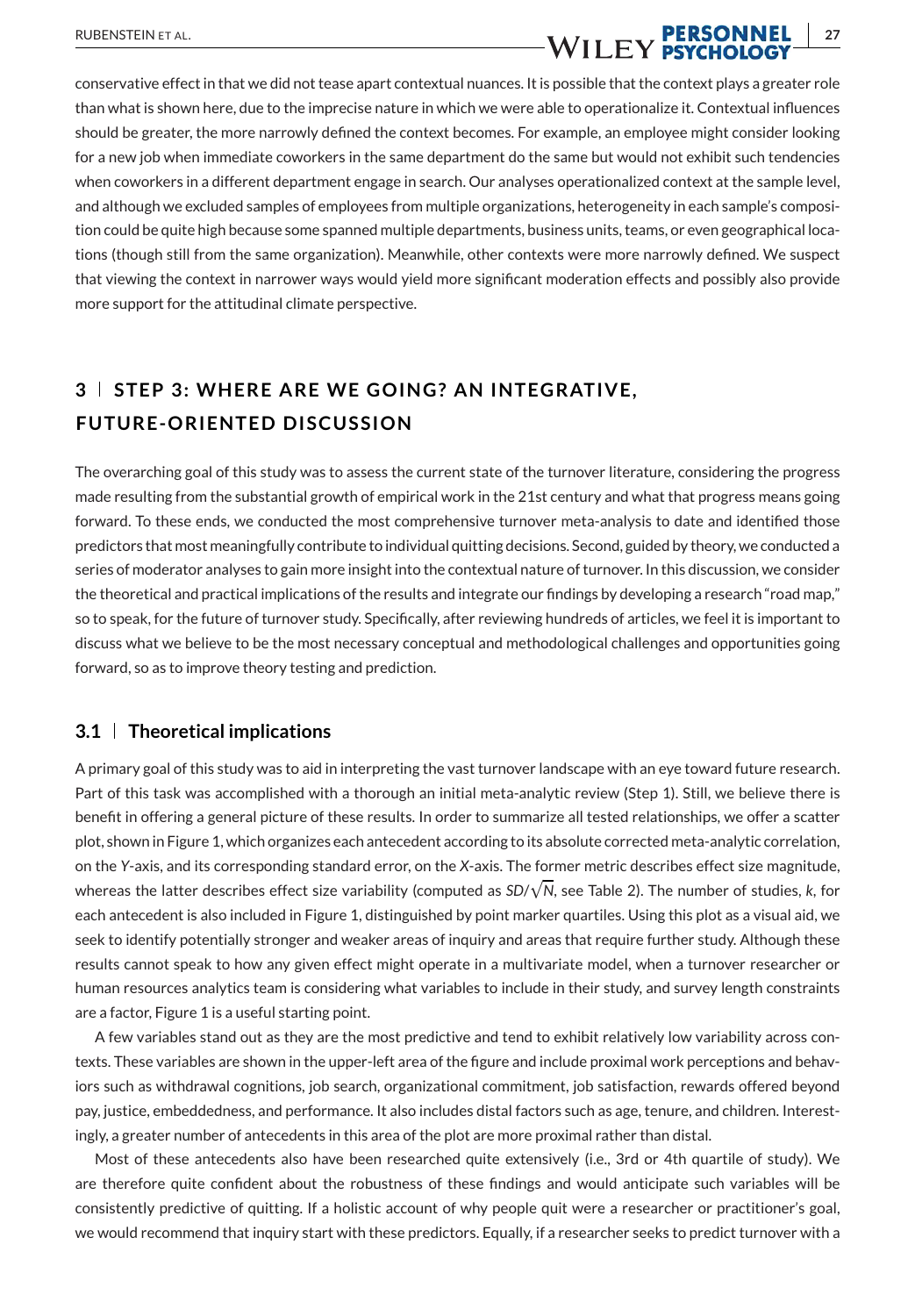conservative effect in that we did not tease apart contextual nuances. It is possible that the context plays a greater role than what is shown here, due to the imprecise nature in which we were able to operationalize it. Contextual influences should be greater, the more narrowly defined the context becomes. For example, an employee might consider looking for a new job when immediate coworkers in the same department do the same but would not exhibit such tendencies when coworkers in a different department engage in search. Our analyses operationalized context at the sample level, and although we excluded samples of employees from multiple organizations, heterogeneity in each sample's composition could be quite high because some spanned multiple departments, business units, teams, or even geographical locations (though still from the same organization). Meanwhile, other contexts were more narrowly defined. We suspect that viewing the context in narrower ways would yield more significant moderation effects and possibly also provide more support for the attitudinal climate perspective.

## 3 | STEP 3: WHERE ARE WE GOING? AN INTEGRATIVE, FUTURE-ORIENTED DISCUSSION

The overarching goal of this study was to assess the current state of the turnover literature, considering the progress made resulting from the substantial growth of empirical work in the 21st century and what that progress means going forward. To these ends, we conducted the most comprehensive turnover meta-analysis to date and identified those predictors that most meaningfully contribute to individual quitting decisions. Second, guided by theory, we conducted a series of moderator analyses to gain more insight into the contextual nature of turnover. In this discussion, we consider the theoretical and practical implications of the results and integrate our findings by developing a research "road map," so to speak, for the future of turnover study. Specifically, after reviewing hundreds of articles, we feel it is important to discuss what we believe to be the most necessary conceptual and methodological challenges and opportunities going forward, so as to improve theory testing and prediction.

### 3.1 | Theoretical implications

A primary goal of this study was to aid in interpreting the vast turnover landscape with an eye toward future research. Part of this task was accomplished with a thorough an initial meta-analytic review (Step 1). Still, we believe there is benefit in offering a general picture of these results. In order to summarize all tested relationships, we offer a scatter plot, shown in Figure 1, which organizes each antecedent according to its absolute corrected meta-analytic correlation, on the *Y*-axis, and its corresponding standard error, on the *X*-axis. The former metric describes effect size magnitude, whereas the latter describes effect size variability (computed as $SD/\sqrt{N}$, see Table 2). The number of studies, *k*, for each antecedent is also included in Figure 1, distinguished by point marker quartiles. Using this plot as a visual aid, we seek to identify potentially stronger and weaker areas of inquiry and areas that require further study. Although these results cannot speak to how any given effect might operate in a multivariate model, when a turnover researcher or human resources analytics team is considering what variables to include in their study, and survey length constraints are a factor, Figure 1 is a useful starting point.

A few variables stand out as they are the most predictive and tend to exhibit relatively low variability across contexts. These variables are shown in the upper-left area of the figure and include proximal work perceptions and behaviors such as withdrawal cognitions, job search, organizational commitment, job satisfaction, rewards offered beyond pay, justice, embeddedness, and performance. It also includes distal factors such as age, tenure, and children. Interestingly, a greater number of antecedents in this area of the plot are more proximal rather than distal.

Most of these antecedents also have been researched quite extensively (i.e., 3rd or 4th quartile of study). We are therefore quite confident about the robustness of these findings and would anticipate such variables will be consistently predictive of quitting. If a holistic account of why people quit were a researcher or practitioner's goal, we would recommend that inquiry start with these predictors. Equally, if a researcher seeks to predict turnover with a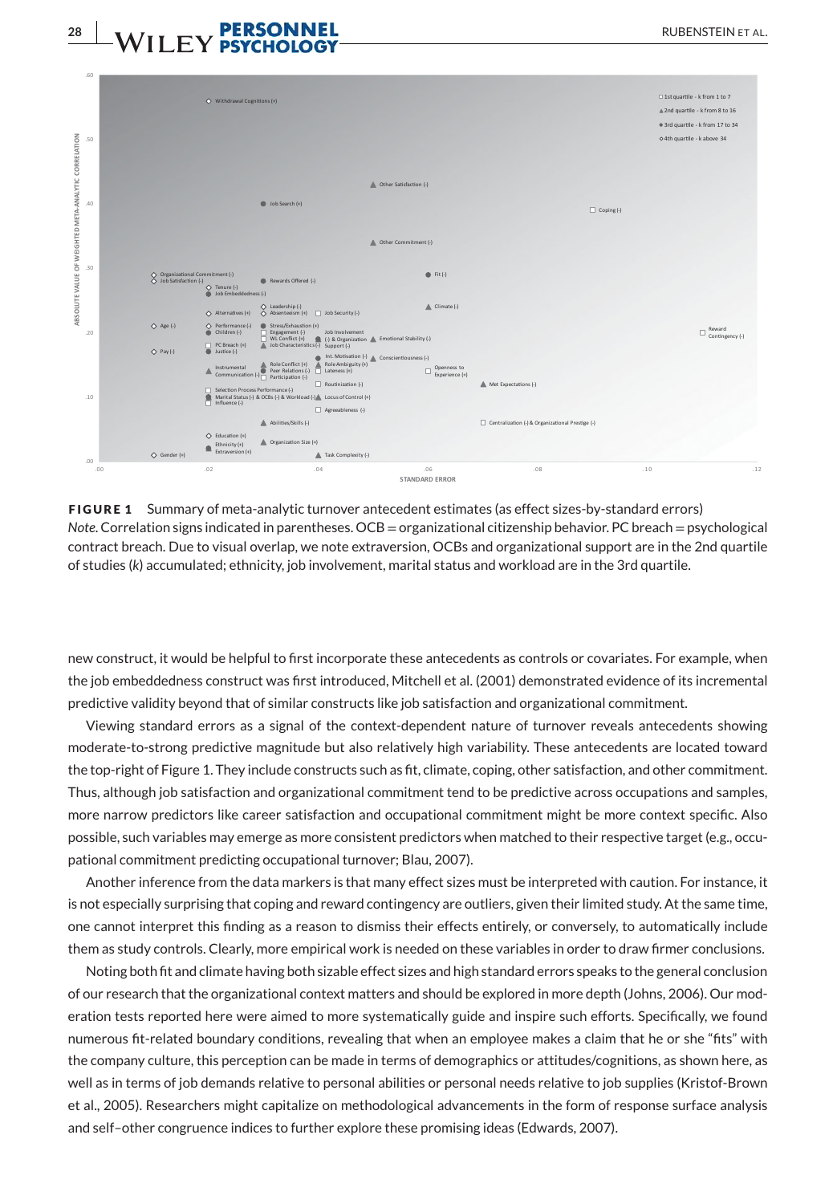**FIGURE 1** Summary of meta-analytic turnover antecedent estimates (as effect sizes-by-standard errors)
*Note*. Correlation signs indicated in parentheses. OCB = organizational citizenship behavior. PC breach = psychological contract breach. Due to visual overlap, we note extraversion, OCBs and organizational support are in the 2nd quartile of studies (*k*) accumulated; ethnicity, job involvement, marital status and workload are in the 3rd quartile.

new construct, it would be helpful to first incorporate these antecedents as controls or covariates. For example, when the job embeddedness construct was first introduced, Mitchell et al. (2001) demonstrated evidence of its incremental predictive validity beyond that of similar constructs like job satisfaction and organizational commitment.

Viewing standard errors as a signal of the context-dependent nature of turnover reveals antecedents showing moderate-to-strong predictive magnitude but also relatively high variability. These antecedents are located toward the top-right of Figure 1. They include constructs such as fit, climate, coping, other satisfaction, and other commitment. Thus, although job satisfaction and organizational commitment tend to be predictive across occupations and samples, more narrow predictors like career satisfaction and occupational commitment might be more context specific. Also possible, such variables may emerge as more consistent predictors when matched to their respective target (e.g., occupational commitment predicting occupational turnover; Blau, 2007).

Another inference from the data markers is that many effect sizes must be interpreted with caution. For instance, it is not especially surprising that coping and reward contingency are outliers, given their limited study. At the same time, one cannot interpret this finding as a reason to dismiss their effects entirely, or conversely, to automatically include them as study controls. Clearly, more empirical work is needed on these variables in order to draw firmer conclusions.

Noting both fit and climate having both sizable effect sizes and high standard errors speaks to the general conclusion of our research that the organizational context matters and should be explored in more depth (Johns, 2006). Our moderation tests reported here were aimed to more systematically guide and inspire such efforts. Specifically, we found numerous fit-related boundary conditions, revealing that when an employee makes a claim that he or she "fits" with the company culture, this perception can be made in terms of demographics or attitudes/cognitions, as shown here, as well as in terms of job demands relative to personal abilities or personal needs relative to job supplies (Kristof-Brown et al., 2005). Researchers might capitalize on methodological advancements in the form of response surface analysis and self–other congruence indices to further explore these promising ideas (Edwards, 2007).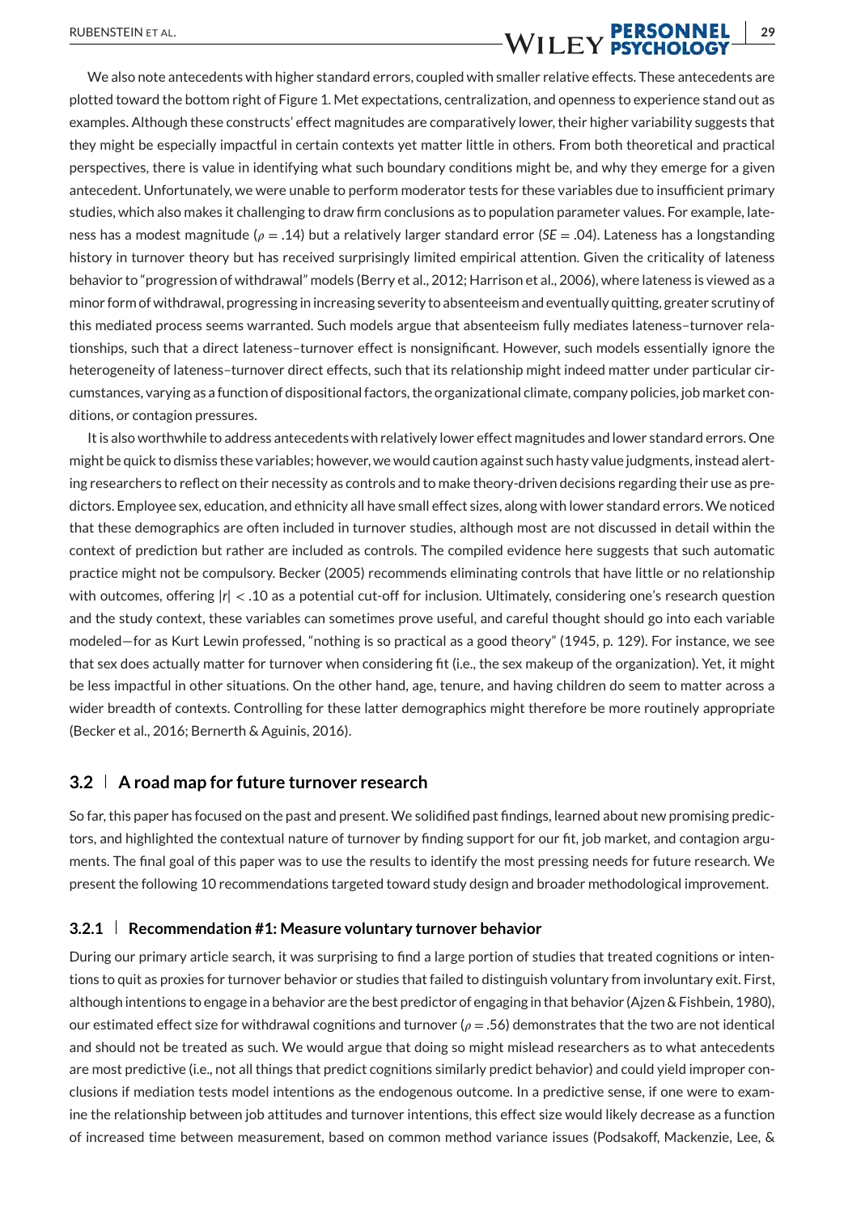We also note antecedents with higher standard errors, coupled with smaller relative effects. These antecedents are plotted toward the bottom right of Figure 1. Met expectations, centralization, and openness to experience stand out as examples. Although these constructs' effect magnitudes are comparatively lower, their higher variability suggests that they might be especially impactful in certain contexts yet matter little in others. From both theoretical and practical perspectives, there is value in identifying what such boundary conditions might be, and why they emerge for a given antecedent. Unfortunately, we were unable to perform moderator tests for these variables due to insufficient primary studies, which also makes it challenging to draw firm conclusions as to population parameter values. For example, lateness has a modest magnitude ($\rho = .14$) but a relatively larger standard error ($SE = .04$). Lateness has a longstanding history in turnover theory but has received surprisingly limited empirical attention. Given the criticality of lateness behavior to "progression of withdrawal" models (Berry et al., 2012; Harrison et al., 2006), where lateness is viewed as a minor form of withdrawal, progressing in increasing severity to absenteeism and eventually quitting, greater scrutiny of this mediated process seems warranted. Such models argue that absenteeism fully mediates lateness–turnover relationships, such that a direct lateness–turnover effect is nonsignificant. However, such models essentially ignore the heterogeneity of lateness–turnover direct effects, such that its relationship might indeed matter under particular circumstances, varying as a function of dispositional factors, the organizational climate, company policies, job market conditions, or contagion pressures.

It is also worthwhile to address antecedents with relatively lower effect magnitudes and lower standard errors. One might be quick to dismiss these variables; however, we would caution against such hasty value judgments, instead alerting researchers to reflect on their necessity as controls and to make theory-driven decisions regarding their use as predictors. Employee sex, education, and ethnicity all have small effect sizes, along with lower standard errors. We noticed that these demographics are often included in turnover studies, although most are not discussed in detail within the context of prediction but rather are included as controls. The compiled evidence here suggests that such automatic practice might not be compulsory. Becker (2005) recommends eliminating controls that have little or no relationship with outcomes, offering $|r| < .10$ as a potential cut-off for inclusion. Ultimately, considering one's research question and the study context, these variables can sometimes prove useful, and careful thought should go into each variable modeled—for as Kurt Lewin professed, "nothing is so practical as a good theory" (1945, p. 129). For instance, we see that sex does actually matter for turnover when considering fit (i.e., the sex makeup of the organization). Yet, it might be less impactful in other situations. On the other hand, age, tenure, and having children do seem to matter across a wider breadth of contexts. Controlling for these latter demographics might therefore be more routinely appropriate (Becker et al., 2016; Bernerth & Aguinis, 2016).

## 3.2 | A road map for future turnover research

So far, this paper has focused on the past and present. We solidified past findings, learned about new promising predictors, and highlighted the contextual nature of turnover by finding support for our fit, job market, and contagion arguments. The final goal of this paper was to use the results to identify the most pressing needs for future research. We present the following 10 recommendations targeted toward study design and broader methodological improvement.

### 3.2.1 | Recommendation #1: Measure voluntary turnover behavior

During our primary article search, it was surprising to find a large portion of studies that treated cognitions or intentions to quit as proxies for turnover behavior or studies that failed to distinguish voluntary from involuntary exit. First, although intentions to engage in a behavior are the best predictor of engaging in that behavior (Ajzen & Fishbein, 1980), our estimated effect size for withdrawal cognitions and turnover ($\rho = .56$) demonstrates that the two are not identical and should not be treated as such. We would argue that doing so might mislead researchers as to what antecedents are most predictive (i.e., not all things that predict cognitions similarly predict behavior) and could yield improper conclusions if mediation tests model intentions as the endogenous outcome. In a predictive sense, if one were to examine the relationship between job attitudes and turnover intentions, this effect size would likely decrease as a function of increased time between measurement, based on common method variance issues (Podsakoff, Mackenzie, Lee, &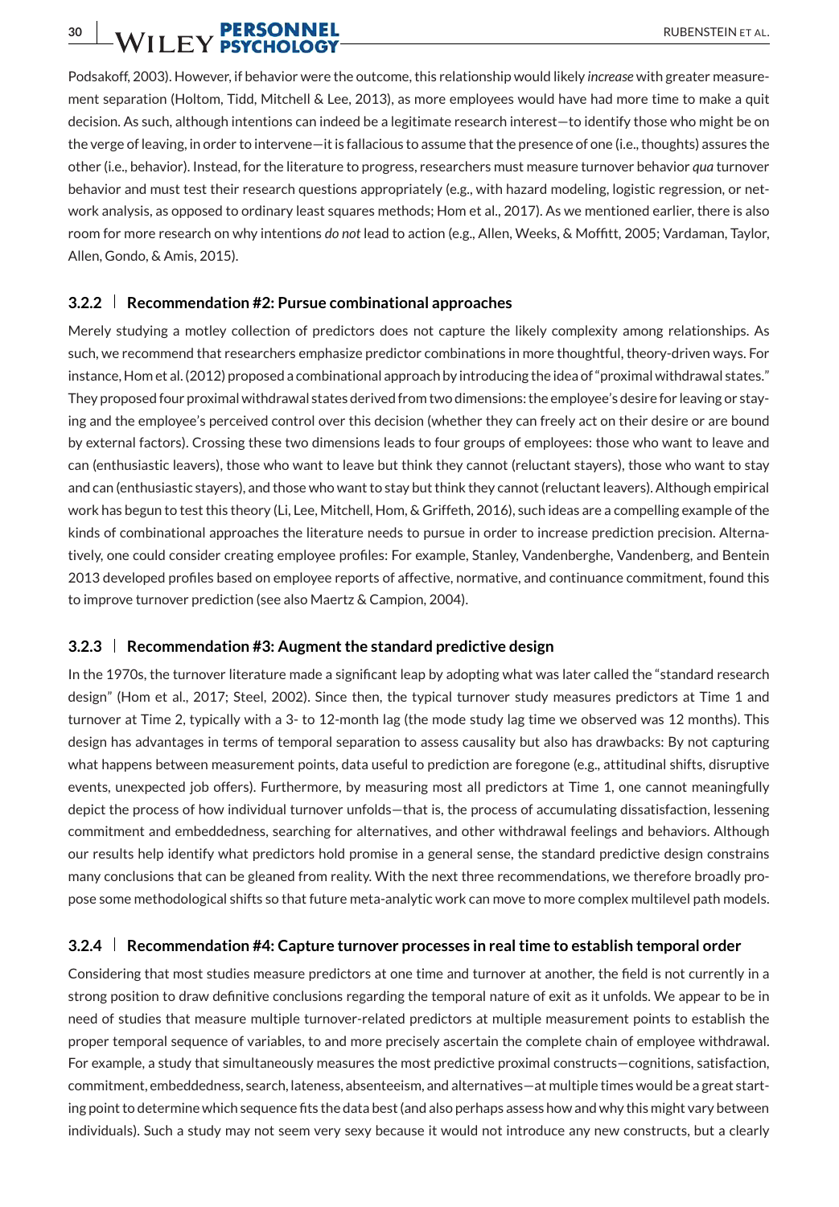Podsakoff, 2003). However, if behavior were the outcome, this relationship would likely *increase* with greater measurement separation (Holtom, Tidd, Mitchell & Lee, 2013), as more employees would have had more time to make a quit decision. As such, although intentions can indeed be a legitimate research interest—to identify those who might be on the verge of leaving, in order to intervene—it is fallacious to assume that the presence of one (i.e., thoughts) assures the other (i.e., behavior). Instead, for the literature to progress, researchers must measure turnover behavior *qua* turnover behavior and must test their research questions appropriately (e.g., with hazard modeling, logistic regression, or network analysis, as opposed to ordinary least squares methods; Hom et al., 2017). As we mentioned earlier, there is also room for more research on why intentions *do not* lead to action (e.g., Allen, Weeks, & Moffitt, 2005; Vardaman, Taylor, Allen, Gondo, & Amis, 2015).

### 3.2.2 | Recommendation #2: Pursue combinational approaches

Merely studying a motley collection of predictors does not capture the likely complexity among relationships. As such, we recommend that researchers emphasize predictor combinations in more thoughtful, theory-driven ways. For instance, Hom et al. (2012) proposed a combinational approach by introducing the idea of "proximal withdrawal states." They proposed four proximal withdrawal states derived from two dimensions: the employee's desire for leaving or staying and the employee's perceived control over this decision (whether they can freely act on their desire or are bound by external factors). Crossing these two dimensions leads to four groups of employees: those who want to leave and can (enthusiastic leavers), those who want to leave but think they cannot (reluctant stayers), those who want to stay and can (enthusiastic stayers), and those who want to stay but think they cannot (reluctant leavers). Although empirical work has begun to test this theory (Li, Lee, Mitchell, Hom, & Griffeth, 2016), such ideas are a compelling example of the kinds of combinational approaches the literature needs to pursue in order to increase prediction precision. Alternatively, one could consider creating employee profiles: For example, Stanley, Vandenberghe, Vandenberg, and Bentein 2013 developed profiles based on employee reports of affective, normative, and continuance commitment, found this to improve turnover prediction (see also Maertz & Campion, 2004).

### 3.2.3 | Recommendation #3: Augment the standard predictive design

In the 1970s, the turnover literature made a significant leap by adopting what was later called the "standard research design" (Hom et al., 2017; Steel, 2002). Since then, the typical turnover study measures predictors at Time 1 and turnover at Time 2, typically with a 3- to 12-month lag (the mode study lag time we observed was 12 months). This design has advantages in terms of temporal separation to assess causality but also has drawbacks: By not capturing what happens between measurement points, data useful to prediction are foregone (e.g., attitudinal shifts, disruptive events, unexpected job offers). Furthermore, by measuring most all predictors at Time 1, one cannot meaningfully depict the process of how individual turnover unfolds—that is, the process of accumulating dissatisfaction, lessening commitment and embeddedness, searching for alternatives, and other withdrawal feelings and behaviors. Although our results help identify what predictors hold promise in a general sense, the standard predictive design constrains many conclusions that can be gleaned from reality. With the next three recommendations, we therefore broadly propose some methodological shifts so that future meta-analytic work can move to more complex multilevel path models.

### 3.2.4 | Recommendation #4: Capture turnover processes in real time to establish temporal order

Considering that most studies measure predictors at one time and turnover at another, the field is not currently in a strong position to draw definitive conclusions regarding the temporal nature of exit as it unfolds. We appear to be in need of studies that measure multiple turnover-related predictors at multiple measurement points to establish the proper temporal sequence of variables, to and more precisely ascertain the complete chain of employee withdrawal. For example, a study that simultaneously measures the most predictive proximal constructs—cognitions, satisfaction, commitment, embeddedness, search, lateness, absenteeism, and alternatives—at multiple times would be a great starting point to determine which sequence fits the data best (and also perhaps assess how and why this might vary between individuals). Such a study may not seem very sexy because it would not introduce any new constructs, but a clearly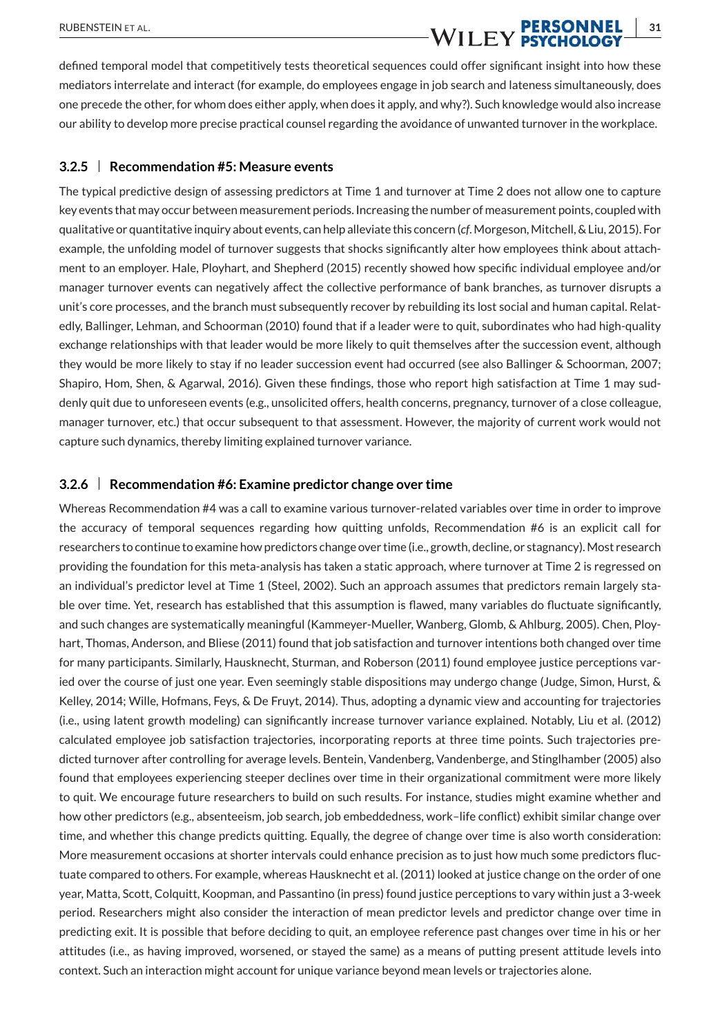defined temporal model that competitively tests theoretical sequences could offer significant insight into how these mediators interrelate and interact (for example, do employees engage in job search and lateness simultaneously, does one precede the other, for whom does either apply, when does it apply, and why?). Such knowledge would also increase our ability to develop more precise practical counsel regarding the avoidance of unwanted turnover in the workplace.

### 3.2.5 | Recommendation #5: Measure events

The typical predictive design of assessing predictors at Time 1 and turnover at Time 2 does not allow one to capture key events that may occur between measurement periods. Increasing the number of measurement points, coupled with qualitative or quantitative inquiry about events, can help alleviate this concern (*cf*. Morgeson, Mitchell, & Liu, 2015). For example, the unfolding model of turnover suggests that shocks significantly alter how employees think about attachment to an employer. Hale, Ployhart, and Shepherd (2015) recently showed how specific individual employee and/or manager turnover events can negatively affect the collective performance of bank branches, as turnover disrupts a unit's core processes, and the branch must subsequently recover by rebuilding its lost social and human capital. Relatedly, Ballinger, Lehman, and Schoorman (2010) found that if a leader were to quit, subordinates who had high-quality exchange relationships with that leader would be more likely to quit themselves after the succession event, although they would be more likely to stay if no leader succession event had occurred (see also Ballinger & Schoorman, 2007; Shapiro, Hom, Shen, & Agarwal, 2016). Given these findings, those who report high satisfaction at Time 1 may suddenly quit due to unforeseen events (e.g., unsolicited offers, health concerns, pregnancy, turnover of a close colleague, manager turnover, etc.) that occur subsequent to that assessment. However, the majority of current work would not capture such dynamics, thereby limiting explained turnover variance.

### 3.2.6 | Recommendation #6: Examine predictor change over time

Whereas Recommendation #4 was a call to examine various turnover-related variables over time in order to improve the accuracy of temporal sequences regarding how quitting unfolds, Recommendation #6 is an explicit call for researchers to continue to examine how predictors change over time (i.e., growth, decline, or stagnancy). Most research providing the foundation for this meta-analysis has taken a static approach, where turnover at Time 2 is regressed on an individual's predictor level at Time 1 (Steel, 2002). Such an approach assumes that predictors remain largely stable over time. Yet, research has established that this assumption is flawed, many variables do fluctuate significantly, and such changes are systematically meaningful (Kammeyer-Mueller, Wanberg, Glomb, & Ahlburg, 2005). Chen, Ployhart, Thomas, Anderson, and Bliese (2011) found that job satisfaction and turnover intentions both changed over time for many participants. Similarly, Hausknecht, Sturman, and Roberson (2011) found employee justice perceptions varied over the course of just one year. Even seemingly stable dispositions may undergo change (Judge, Simon, Hurst, & Kelley, 2014; Wille, Hofmans, Feys, & De Fruyt, 2014). Thus, adopting a dynamic view and accounting for trajectories (i.e., using latent growth modeling) can significantly increase turnover variance explained. Notably, Liu et al. (2012) calculated employee job satisfaction trajectories, incorporating reports at three time points. Such trajectories predicted turnover after controlling for average levels. Bentein, Vandenberg, Vandenberghe, and Stinglhamber (2005) also found that employees experiencing steeper declines over time in their organizational commitment were more likely to quit. We encourage future researchers to build on such results. For instance, studies might examine whether and how other predictors (e.g., absenteeism, job search, job embeddedness, work–life conflict) exhibit similar change over time, and whether this change predicts quitting. Equally, the degree of change over time is also worth consideration: More measurement occasions at shorter intervals could enhance precision as to just how much some predictors fluctuate compared to others. For example, whereas Hausknecht et al. (2011) looked at justice change on the order of one year, Matta, Scott, Colquitt, Koopman, and Passantino (in press) found justice perceptions to vary within just a 3-week period. Researchers might also consider the interaction of mean predictor levels and predictor change over time in predicting exit. It is possible that before deciding to quit, an employee reference past changes over time in his or her attitudes (i.e., as having improved, worsened, or stayed the same) as a means of putting present attitude levels into context. Such an interaction might account for unique variance beyond mean levels or trajectories alone.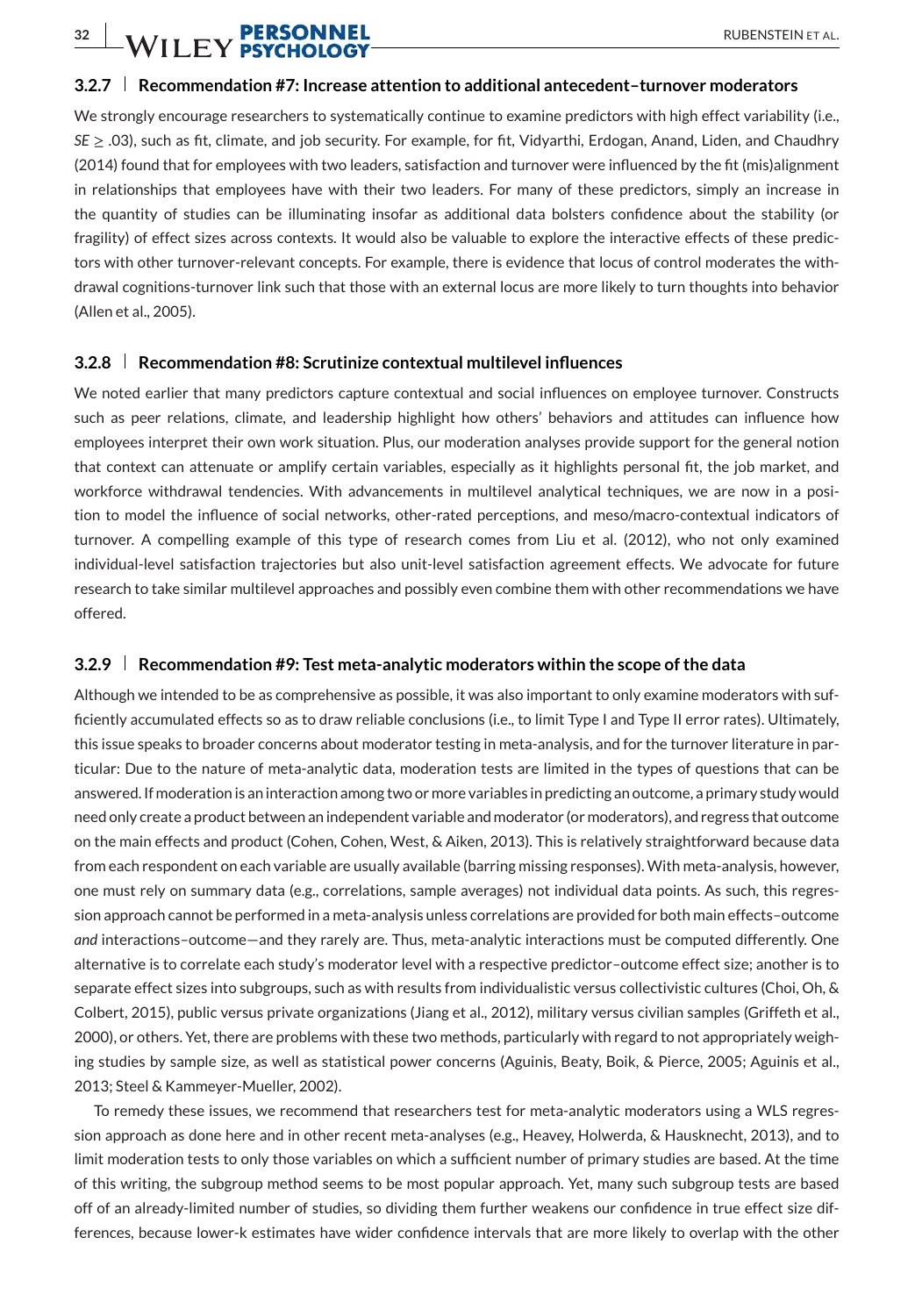### 3.2.7 | Recommendation #7: Increase attention to additional antecedent–turnover moderators

We strongly encourage researchers to systematically continue to examine predictors with high effect variability (i.e., $SE \geq .03$), such as fit, climate, and job security. For example, for fit, Vidyarthi, Erdogan, Anand, Liden, and Chaudhry (2014) found that for employees with two leaders, satisfaction and turnover were influenced by the fit (mis)alignment in relationships that employees have with their two leaders. For many of these predictors, simply an increase in the quantity of studies can be illuminating insofar as additional data bolsters confidence about the stability (or fragility) of effect sizes across contexts. It would also be valuable to explore the interactive effects of these predictors with other turnover-relevant concepts. For example, there is evidence that locus of control moderates the withdrawal cognitions-turnover link such that those with an external locus are more likely to turn thoughts into behavior (Allen et al., 2005).

### 3.2.8 | Recommendation #8: Scrutinize contextual multilevel influences

We noted earlier that many predictors capture contextual and social influences on employee turnover. Constructs such as peer relations, climate, and leadership highlight how others' behaviors and attitudes can influence how employees interpret their own work situation. Plus, our moderation analyses provide support for the general notion that context can attenuate or amplify certain variables, especially as it highlights personal fit, the job market, and workforce withdrawal tendencies. With advancements in multilevel analytical techniques, we are now in a position to model the influence of social networks, other-rated perceptions, and meso/macro-contextual indicators of turnover. A compelling example of this type of research comes from Liu et al. (2012), who not only examined individual-level satisfaction trajectories but also unit-level satisfaction agreement effects. We advocate for future research to take similar multilevel approaches and possibly even combine them with other recommendations we have offered.

### 3.2.9 | Recommendation #9: Test meta-analytic moderators within the scope of the data

Although we intended to be as comprehensive as possible, it was also important to only examine moderators with sufficiently accumulated effects so as to draw reliable conclusions (i.e., to limit Type I and Type II error rates). Ultimately, this issue speaks to broader concerns about moderator testing in meta-analysis, and for the turnover literature in particular: Due to the nature of meta-analytic data, moderation tests are limited in the types of questions that can be answered. If moderation is an interaction among two or more variables in predicting an outcome, a primary study would need only create a product between an independent variable and moderator (or moderators), and regress that outcome on the main effects and product (Cohen, Cohen, West, & Aiken, 2013). This is relatively straightforward because data from each respondent on each variable are usually available (barring missing responses). With meta-analysis, however, one must rely on summary data (e.g., correlations, sample averages) not individual data points. As such, this regression approach cannot be performed in a meta-analysis unless correlations are provided for both main effects–outcome *and* interactions–outcome—and they rarely are. Thus, meta-analytic interactions must be computed differently. One alternative is to correlate each study's moderator level with a respective predictor–outcome effect size; another is to separate effect sizes into subgroups, such as with results from individualistic versus collectivistic cultures (Choi, Oh, & Colbert, 2015), public versus private organizations (Jiang et al., 2012), military versus civilian samples (Griffeth et al., 2000), or others. Yet, there are problems with these two methods, particularly with regard to not appropriately weighing studies by sample size, as well as statistical power concerns (Aguinis, Beaty, Boik, & Pierce, 2005; Aguinis et al., 2013; Steel & Kammeyer-Mueller, 2002).

To remedy these issues, we recommend that researchers test for meta-analytic moderators using a WLS regression approach as done here and in other recent meta-analyses (e.g., Heavey, Holwerda, & Hausknecht, 2013), and to limit moderation tests to only those variables on which a sufficient number of primary studies are based. At the time of this writing, the subgroup method seems to be most popular approach. Yet, many such subgroup tests are based off of an already-limited number of studies, so dividing them further weakens our confidence in true effect size differences, because lower-k estimates have wider confidence intervals that are more likely to overlap with the other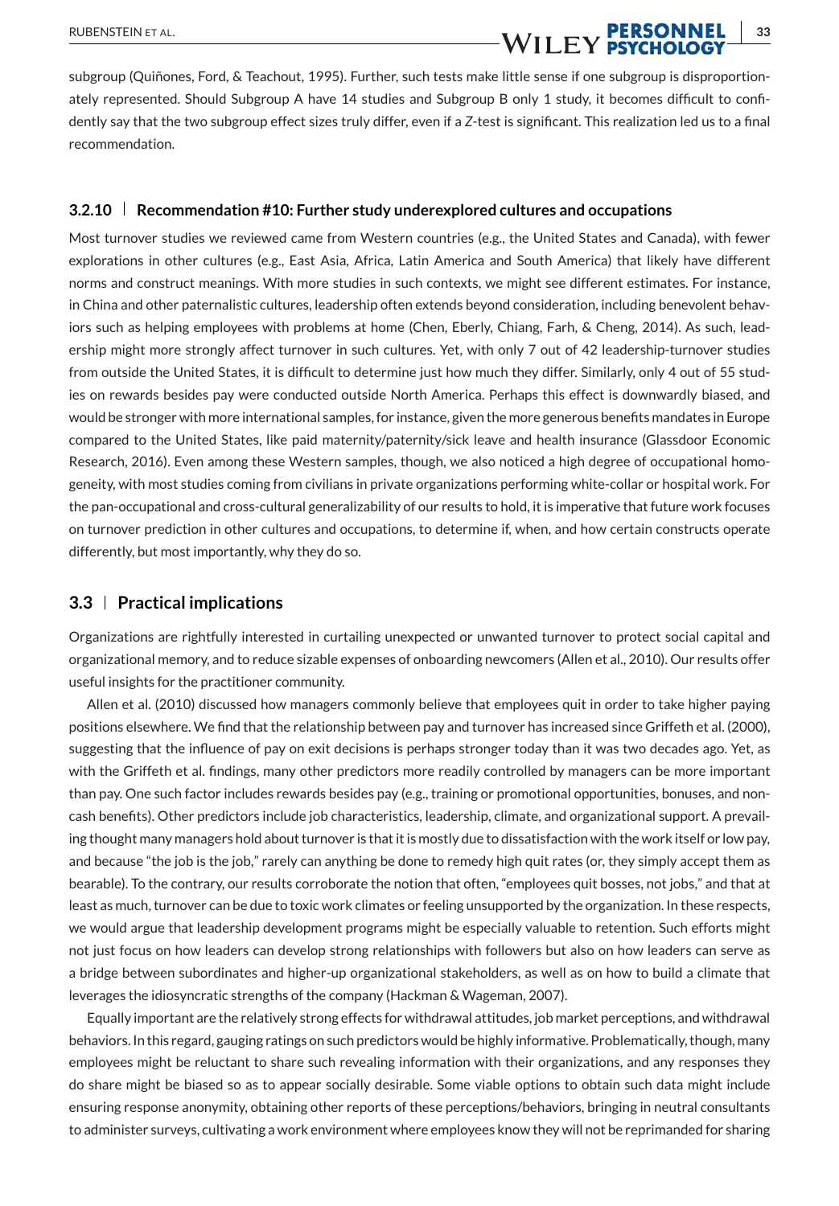subgroup (Quiñones, Ford, & Teachout, 1995). Further, such tests make little sense if one subgroup is disproportionately represented. Should Subgroup A have 14 studies and Subgroup B only 1 study, it becomes difficult to confidently say that the two subgroup effect sizes truly differ, even if a *Z*-test is significant. This realization led us to a final recommendation.

### 3.2.10 | Recommendation #10: Further study underexplored cultures and occupations

Most turnover studies we reviewed came from Western countries (e.g., the United States and Canada), with fewer explorations in other cultures (e.g., East Asia, Africa, Latin America and South America) that likely have different norms and construct meanings. With more studies in such contexts, we might see different estimates. For instance, in China and other paternalistic cultures, leadership often extends beyond consideration, including benevolent behaviors such as helping employees with problems at home (Chen, Eberly, Chiang, Farh, & Cheng, 2014). As such, leadership might more strongly affect turnover in such cultures. Yet, with only 7 out of 42 leadership-turnover studies from outside the United States, it is difficult to determine just how much they differ. Similarly, only 4 out of 55 studies on rewards besides pay were conducted outside North America. Perhaps this effect is downwardly biased, and would be stronger with more international samples, for instance, given the more generous benefits mandates in Europe compared to the United States, like paid maternity/paternity/sick leave and health insurance (Glassdoor Economic Research, 2016). Even among these Western samples, though, we also noticed a high degree of occupational homogeneity, with most studies coming from civilians in private organizations performing white-collar or hospital work. For the pan-occupational and cross-cultural generalizability of our results to hold, it is imperative that future work focuses on turnover prediction in other cultures and occupations, to determine if, when, and how certain constructs operate differently, but most importantly, why they do so.

## 3.3 | Practical implications

Organizations are rightfully interested in curtailing unexpected or unwanted turnover to protect social capital and organizational memory, and to reduce sizable expenses of onboarding newcomers (Allen et al., 2010). Our results offer useful insights for the practitioner community.

Allen et al. (2010) discussed how managers commonly believe that employees quit in order to take higher paying positions elsewhere. We find that the relationship between pay and turnover has increased since Griffeth et al. (2000), suggesting that the influence of pay on exit decisions is perhaps stronger today than it was two decades ago. Yet, as with the Griffeth et al. findings, many other predictors more readily controlled by managers can be more important than pay. One such factor includes rewards besides pay (e.g., training or promotional opportunities, bonuses, and non-cash benefits). Other predictors include job characteristics, leadership, climate, and organizational support. A prevailing thought many managers hold about turnover is that it is mostly due to dissatisfaction with the work itself or low pay, and because "the job is the job," rarely can anything be done to remedy high quit rates (or, they simply accept them as bearable). To the contrary, our results corroborate the notion that often, "employees quit bosses, not jobs," and that at least as much, turnover can be due to toxic work climates or feeling unsupported by the organization. In these respects, we would argue that leadership development programs might be especially valuable to retention. Such efforts might not just focus on how leaders can develop strong relationships with followers but also on how leaders can serve as a bridge between subordinates and higher-up organizational stakeholders, as well as on how to build a climate that leverages the idiosyncratic strengths of the company (Hackman & Wageman, 2007).

Equally important are the relatively strong effects for withdrawal attitudes, job market perceptions, and withdrawal behaviors. In this regard, gauging ratings on such predictors would be highly informative. Problematically, though, many employees might be reluctant to share such revealing information with their organizations, and any responses they do share might be biased so as to appear socially desirable. Some viable options to obtain such data might include ensuring response anonymity, obtaining other reports of these perceptions/behaviors, bringing in neutral consultants to administer surveys, cultivating a work environment where employees know they will not be reprimanded for sharing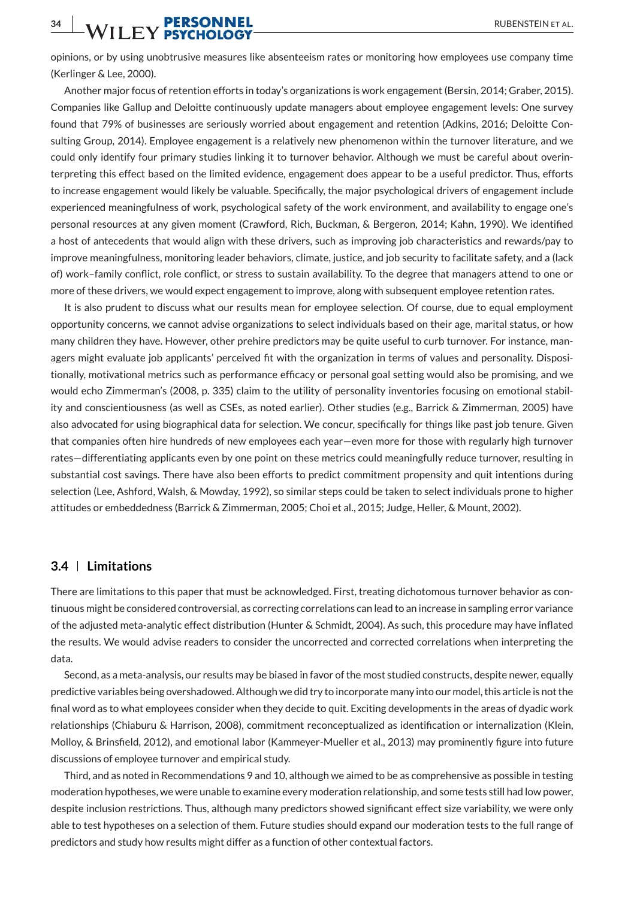opinions, or by using unobtrusive measures like absenteeism rates or monitoring how employees use company time (Kerlinger & Lee, 2000).

Another major focus of retention efforts in today's organizations is work engagement (Bersin, 2014; Graber, 2015). Companies like Gallup and Deloitte continuously update managers about employee engagement levels: One survey found that 79% of businesses are seriously worried about engagement and retention (Adkins, 2016; Deloitte Consulting Group, 2014). Employee engagement is a relatively new phenomenon within the turnover literature, and we could only identify four primary studies linking it to turnover behavior. Although we must be careful about overinterpreting this effect based on the limited evidence, engagement does appear to be a useful predictor. Thus, efforts to increase engagement would likely be valuable. Specifically, the major psychological drivers of engagement include experienced meaningfulness of work, psychological safety of the work environment, and availability to engage one's personal resources at any given moment (Crawford, Rich, Buckman, & Bergeron, 2014; Kahn, 1990). We identified a host of antecedents that would align with these drivers, such as improving job characteristics and rewards/pay to improve meaningfulness, monitoring leader behaviors, climate, justice, and job security to facilitate safety, and a (lack of) work–family conflict, role conflict, or stress to sustain availability. To the degree that managers attend to one or more of these drivers, we would expect engagement to improve, along with subsequent employee retention rates.

It is also prudent to discuss what our results mean for employee selection. Of course, due to equal employment opportunity concerns, we cannot advise organizations to select individuals based on their age, marital status, or how many children they have. However, other prehire predictors may be quite useful to curb turnover. For instance, managers might evaluate job applicants' perceived fit with the organization in terms of values and personality. Dispositionally, motivational metrics such as performance efficacy or personal goal setting would also be promising, and we would echo Zimmerman's (2008, p. 335) claim to the utility of personality inventories focusing on emotional stability and conscientiousness (as well as CSEs, as noted earlier). Other studies (e.g., Barrick & Zimmerman, 2005) have also advocated for using biographical data for selection. We concur, specifically for things like past job tenure. Given that companies often hire hundreds of new employees each year—even more for those with regularly high turnover rates—differentiating applicants even by one point on these metrics could meaningfully reduce turnover, resulting in substantial cost savings. There have also been efforts to predict commitment propensity and quit intentions during selection (Lee, Ashford, Walsh, & Mowday, 1992), so similar steps could be taken to select individuals prone to higher attitudes or embeddedness (Barrick & Zimmerman, 2005; Choi et al., 2015; Judge, Heller, & Mount, 2002).

### 3.4 | Limitations

There are limitations to this paper that must be acknowledged. First, treating dichotomous turnover behavior as continuous might be considered controversial, as correcting correlations can lead to an increase in sampling error variance of the adjusted meta-analytic effect distribution (Hunter & Schmidt, 2004). As such, this procedure may have inflated the results. We would advise readers to consider the uncorrected and corrected correlations when interpreting the data.

Second, as a meta-analysis, our results may be biased in favor of the most studied constructs, despite newer, equally predictive variables being overshadowed. Although we did try to incorporate many into our model, this article is not the final word as to what employees consider when they decide to quit. Exciting developments in the areas of dyadic work relationships (Chiaburu & Harrison, 2008), commitment reconceptualized as identification or internalization (Klein, Molloy, & Brinsfield, 2012), and emotional labor (Kammeyer-Mueller et al., 2013) may prominently figure into future discussions of employee turnover and empirical study.

Third, and as noted in Recommendations 9 and 10, although we aimed to be as comprehensive as possible in testing moderation hypotheses, we were unable to examine every moderation relationship, and some tests still had low power, despite inclusion restrictions. Thus, although many predictors showed significant effect size variability, we were only able to test hypotheses on a selection of them. Future studies should expand our moderation tests to the full range of predictors and study how results might differ as a function of other contextual factors.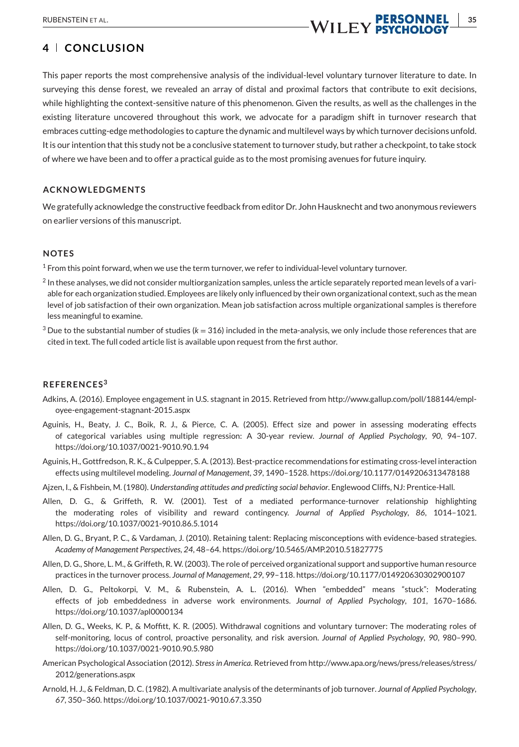## 4 | CONCLUSION

This paper reports the most comprehensive analysis of the individual-level voluntary turnover literature to date. In surveying this dense forest, we revealed an array of distal and proximal factors that contribute to exit decisions, while highlighting the context-sensitive nature of this phenomenon. Given the results, as well as the challenges in the existing literature uncovered throughout this work, we advocate for a paradigm shift in turnover research that embraces cutting-edge methodologies to capture the dynamic and multilevel ways by which turnover decisions unfold. It is our intention that this study not be a conclusive statement to turnover study, but rather a checkpoint, to take stock of where we have been and to offer a practical guide as to the most promising avenues for future inquiry.

### ACKNOWLEDGMENTS

We gratefully acknowledge the constructive feedback from editor Dr. John Hausknecht and two anonymous reviewers on earlier versions of this manuscript.

### NOTES

[1] From this point forward, when we use the term turnover, we refer to individual-level voluntary turnover.

[2] In these analyses, we did not consider multiorganization samples, unless the article separately reported mean levels of a variable for each organization studied. Employees are likely only influenced by their own organizational context, such as the mean level of job satisfaction of their own organization. Mean job satisfaction across multiple organizational samples is therefore less meaningful to examine.

[3] Due to the substantial number of studies ($k = 316$) included in the meta-analysis, we only include those references that are cited in text. The full coded article list is available upon request from the first author.

### REFERENCES[3]

Adkins, A. (2016). Employee engagement in U.S. stagnant in 2015. Retrieved from http://www.gallup.com/poll/188144/employee-engagement-stagnant-2015.aspx

Aguinis, H., Beaty, J. C., Boik, R. J., & Pierce, C. A. (2005). Effect size and power in assessing moderating effects of categorical variables using multiple regression: A 30-year review. *Journal of Applied Psychology*, *90*, 94–107. https://doi.org/10.1037/0021-9010.90.1.94

Aguinis, H., Gottfredson, R. K., & Culpepper, S. A. (2013). Best-practice recommendations for estimating cross-level interaction effects using multilevel modeling. *Journal of Management*, *39*, 1490–1528. https://doi.org/10.1177/0149206313478188

Ajzen, I., & Fishbein, M. (1980). *Understanding attitudes and predicting social behavior*. Englewood Cliffs, NJ: Prentice-Hall.

Allen, D. G., & Griffeth, R. W. (2001). Test of a mediated performance-turnover relationship highlighting the moderating roles of visibility and reward contingency. *Journal of Applied Psychology*, *86*, 1014–1021. https://doi.org/10.1037/0021-9010.86.5.1014

Allen, D. G., Bryant, P. C., & Vardaman, J. (2010). Retaining talent: Replacing misconceptions with evidence-based strategies. *Academy of Management Perspectives*, *24*, 48–64. https://doi.org/10.5465/AMP.2010.51827775

Allen, D. G., Shore, L. M., & Griffeth, R. W. (2003). The role of perceived organizational support and supportive human resource practices in the turnover process. *Journal of Management*, *29*, 99–118. https://doi.org/10.1177/014920630302900107

Allen, D. G., Peltokorpi, V. M., & Rubenstein, A. L. (2016). When "embedded" means "stuck": Moderating effects of job embeddedness in adverse work environments. *Journal of Applied Psychology*, *101*, 1670–1686. https://doi.org/10.1037/apl0000134

Allen, D. G., Weeks, K. P., & Moffitt, K. R. (2005). Withdrawal cognitions and voluntary turnover: The moderating roles of self-monitoring, locus of control, proactive personality, and risk aversion. *Journal of Applied Psychology*, *90*, 980–990. https://doi.org/10.1037/0021-9010.90.5.980

American Psychological Association (2012). *Stress in America*. Retrieved from http://www.apa.org/news/press/releases/stress/2012/generations.aspx

Arnold, H. J., & Feldman, D. C. (1982). A multivariate analysis of the determinants of job turnover. *Journal of Applied Psychology*, *67*, 350–360. https://doi.org/10.1037/0021-9010.67.3.350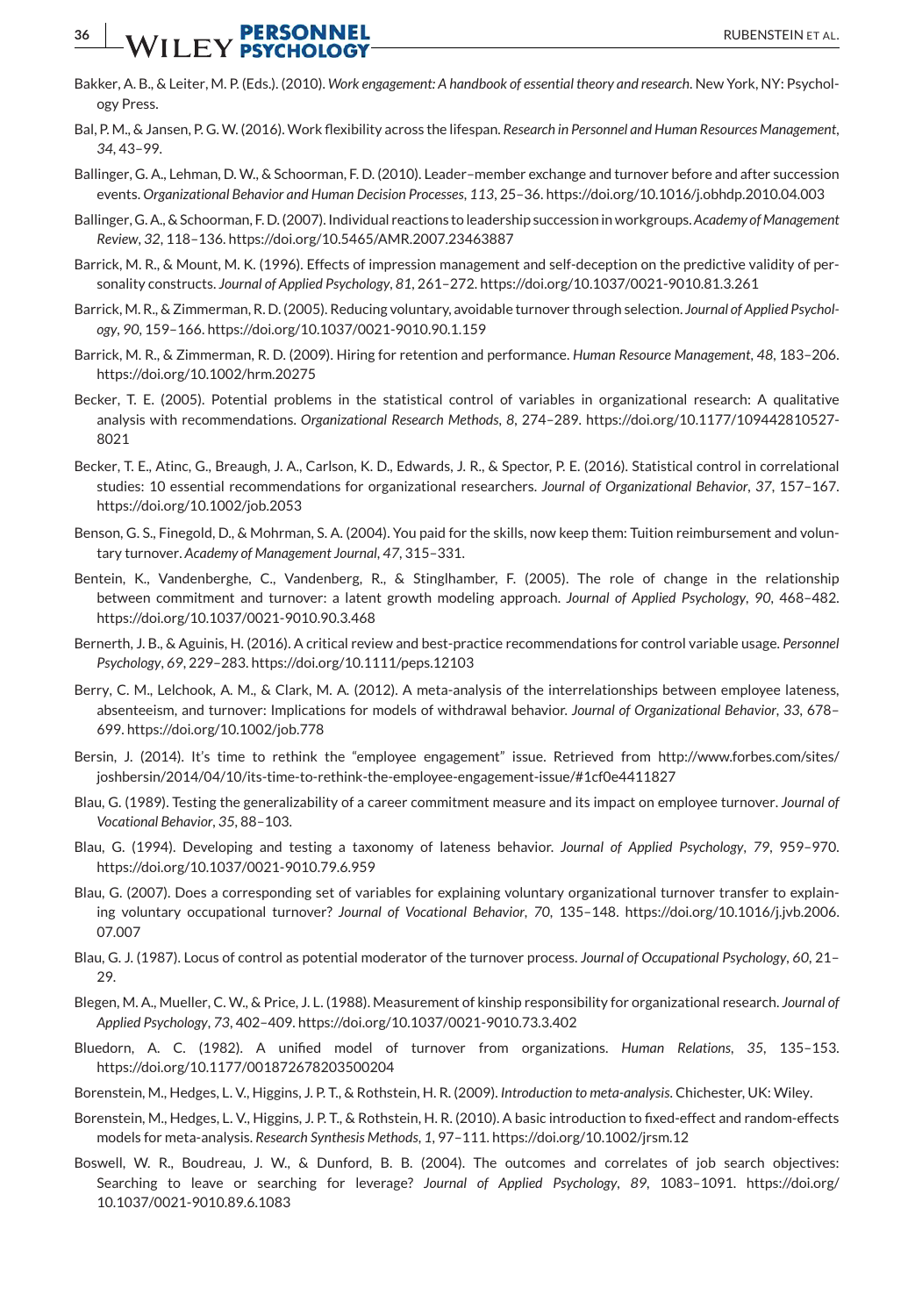Bakker, A. B., & Leiter, M. P. (Eds.). (2010). *Work engagement: A handbook of essential theory and research*. New York, NY: Psychology Press.

Bal, P. M., & Jansen, P. G. W. (2016). Work flexibility across the lifespan. *Research in Personnel and Human Resources Management*, *34*, 43–99.

Ballinger, G. A., Lehman, D. W., & Schoorman, F. D. (2010). Leader–member exchange and turnover before and after succession events. *Organizational Behavior and Human Decision Processes*, *113*, 25–36. https://doi.org/10.1016/j.obhdp.2010.04.003

Ballinger, G. A., & Schoorman, F. D. (2007). Individual reactions to leadership succession in workgroups. *Academy of Management Review*, *32*, 118–136. https://doi.org/10.5465/AMR.2007.23463887

Barrick, M. R., & Mount, M. K. (1996). Effects of impression management and self-deception on the predictive validity of personality constructs. *Journal of Applied Psychology*, *81*, 261–272. https://doi.org/10.1037/0021-9010.81.3.261

Barrick, M. R., & Zimmerman, R. D. (2005). Reducing voluntary, avoidable turnover through selection. *Journal of Applied Psychology*, *90*, 159–166. https://doi.org/10.1037/0021-9010.90.1.159

Barrick, M. R., & Zimmerman, R. D. (2009). Hiring for retention and performance. *Human Resource Management*, *48*, 183–206. https://doi.org/10.1002/hrm.20275

Becker, T. E. (2005). Potential problems in the statistical control of variables in organizational research: A qualitative analysis with recommendations. *Organizational Research Methods*, *8*, 274–289. https://doi.org/10.1177/1094428105278021

Becker, T. E., Atinc, G., Breaugh, J. A., Carlson, K. D., Edwards, J. R., & Spector, P. E. (2016). Statistical control in correlational studies: 10 essential recommendations for organizational researchers. *Journal of Organizational Behavior*, *37*, 157–167. https://doi.org/10.1002/job.2053

Benson, G. S., Finegold, D., & Mohrman, S. A. (2004). You paid for the skills, now keep them: Tuition reimbursement and voluntary turnover. *Academy of Management Journal*, *47*, 315–331.

Bentein, K., Vandenberghe, C., Vandenberg, R., & Stinglhamber, F. (2005). The role of change in the relationship between commitment and turnover: a latent growth modeling approach. *Journal of Applied Psychology*, *90*, 468–482. https://doi.org/10.1037/0021-9010.90.3.468

Bernerth, J. B., & Aguinis, H. (2016). A critical review and best-practice recommendations for control variable usage. *Personnel Psychology*, *69*, 229–283. https://doi.org/10.1111/peps.12103

Berry, C. M., Lelchook, A. M., & Clark, M. A. (2012). A meta-analysis of the interrelationships between employee lateness, absenteeism, and turnover: Implications for models of withdrawal behavior. *Journal of Organizational Behavior*, *33*, 678–699. https://doi.org/10.1002/job.778

Bersin, J. (2014). It's time to rethink the "employee engagement" issue. Retrieved from http://www.forbes.com/sites/joshbersin/2014/04/10/its-time-to-rethink-the-employee-engagement-issue/#1cf0e4411827

Blau, G. (1989). Testing the generalizability of a career commitment measure and its impact on employee turnover. *Journal of Vocational Behavior*, *35*, 88–103.

Blau, G. (1994). Developing and testing a taxonomy of lateness behavior. *Journal of Applied Psychology*, *79*, 959–970. https://doi.org/10.1037/0021-9010.79.6.959

Blau, G. (2007). Does a corresponding set of variables for explaining voluntary organizational turnover transfer to explaining voluntary occupational turnover? *Journal of Vocational Behavior*, *70*, 135–148. https://doi.org/10.1016/j.jvb.2006.07.007

Blau, G. J. (1987). Locus of control as potential moderator of the turnover process. *Journal of Occupational Psychology*, *60*, 21–29.

Blegen, M. A., Mueller, C. W., & Price, J. L. (1988). Measurement of kinship responsibility for organizational research. *Journal of Applied Psychology*, *73*, 402–409. https://doi.org/10.1037/0021-9010.73.3.402

Bluedorn, A. C. (1982). A unified model of turnover from organizations. *Human Relations*, *35*, 135–153. https://doi.org/10.1177/001872678203500204

Borenstein, M., Hedges, L. V., Higgins, J. P. T., & Rothstein, H. R. (2009). *Introduction to meta-analysis*. Chichester, UK: Wiley.

Borenstein, M., Hedges, L. V., Higgins, J. P. T., & Rothstein, H. R. (2010). A basic introduction to fixed-effect and random-effects models for meta-analysis. *Research Synthesis Methods*, *1*, 97–111. https://doi.org/10.1002/jrsm.12

Boswell, W. R., Boudreau, J. W., & Dunford, B. B. (2004). The outcomes and correlates of job search objectives: Searching to leave or searching for leverage? *Journal of Applied Psychology*, *89*, 1083–1091. https://doi.org/10.1037/0021-9010.89.6.1083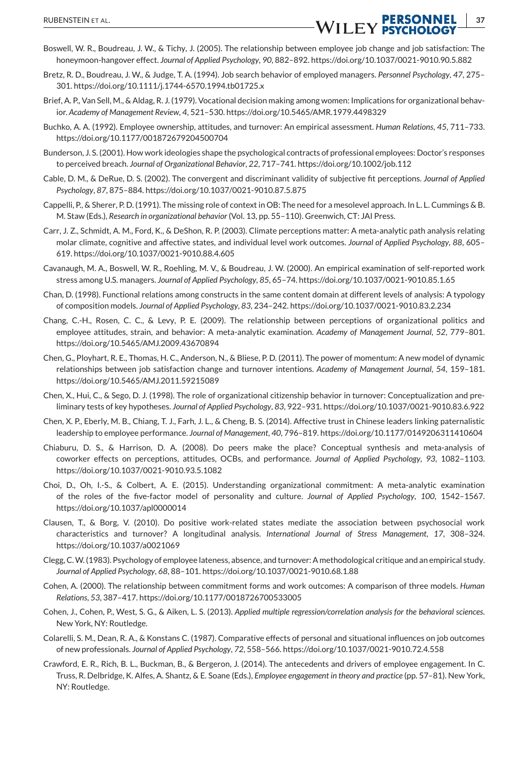Boswell, W. R., Boudreau, J. W., & Tichy, J. (2005). The relationship between employee job change and job satisfaction: The honeymoon-hangover effect. *Journal of Applied Psychology*, *90*, 882–892. https://doi.org/10.1037/0021-9010.90.5.882

Bretz, R. D., Boudreau, J. W., & Judge, T. A. (1994). Job search behavior of employed managers. *Personnel Psychology*, *47*, 275–301. https://doi.org/10.1111/j.1744-6570.1994.tb01725.x

Brief, A. P., Van Sell, M., & Aldag, R. J. (1979). Vocational decision making among women: Implications for organizational behavior. *Academy of Management Review*, *4*, 521–530. https://doi.org/10.5465/AMR.1979.4498329

Buchko, A. A. (1992). Employee ownership, attitudes, and turnover: An empirical assessment. *Human Relations*, *45*, 711–733. https://doi.org/10.1177/001872679204500704

Bunderson, J. S. (2001). How work ideologies shape the psychological contracts of professional employees: Doctor's responses to perceived breach. *Journal of Organizational Behavior*, *22*, 717–741. https://doi.org/10.1002/job.112

Cable, D. M., & DeRue, D. S. (2002). The convergent and discriminant validity of subjective fit perceptions. *Journal of Applied Psychology*, *87*, 875–884. https://doi.org/10.1037/0021-9010.87.5.875

Cappelli, P., & Sherer, P. D. (1991). The missing role of context in OB: The need for a mesolevel approach. In L. L. Cummings & B. M. Staw (Eds.), *Research in organizational behavior* (Vol. 13, pp. 55–110). Greenwich, CT: JAI Press.

Carr, J. Z., Schmidt, A. M., Ford, K., & DeShon, R. P. (2003). Climate perceptions matter: A meta-analytic path analysis relating molar climate, cognitive and affective states, and individual level work outcomes. *Journal of Applied Psychology*, *88*, 605–619. https://doi.org/10.1037/0021-9010.88.4.605

Cavanaugh, M. A., Boswell, W. R., Roehling, M. V., & Boudreau, J. W. (2000). An empirical examination of self-reported work stress among U.S. managers. *Journal of Applied Psychology*, *85*, 65–74. https://doi.org/10.1037/0021-9010.85.1.65

Chan, D. (1998). Functional relations among constructs in the same content domain at different levels of analysis: A typology of composition models. *Journal of Applied Psychology*, *83*, 234–242. https://doi.org/10.1037/0021-9010.83.2.234

Chang, C.-H., Rosen, C. C., & Levy, P. E. (2009). The relationship between perceptions of organizational politics and employee attitudes, strain, and behavior: A meta-analytic examination. *Academy of Management Journal*, *52*, 779–801. https://doi.org/10.5465/AMJ.2009.43670894

Chen, G., Ployhart, R. E., Thomas, H. C., Anderson, N., & Bliese, P. D. (2011). The power of momentum: A new model of dynamic relationships between job satisfaction change and turnover intentions. *Academy of Management Journal*, *54*, 159–181. https://doi.org/10.5465/AMJ.2011.59215089

Chen, X., Hui, C., & Sego, D. J. (1998). The role of organizational citizenship behavior in turnover: Conceptualization and preliminary tests of key hypotheses. *Journal of Applied Psychology*, *83*, 922–931. https://doi.org/10.1037/0021-9010.83.6.922

Chen, X. P., Eberly, M. B., Chiang, T. J., Farh, J. L., & Cheng, B. S. (2014). Affective trust in Chinese leaders linking paternalistic leadership to employee performance. *Journal of Management*, *40*, 796–819. https://doi.org/10.1177/0149206311410604

Chiaburu, D. S., & Harrison, D. A. (2008). Do peers make the place? Conceptual synthesis and meta-analysis of coworker effects on perceptions, attitudes, OCBs, and performance. *Journal of Applied Psychology*, *93*, 1082–1103. https://doi.org/10.1037/0021-9010.93.5.1082

Choi, D., Oh, I.-S., & Colbert, A. E. (2015). Understanding organizational commitment: A meta-analytic examination of the roles of the five-factor model of personality and culture. *Journal of Applied Psychology*, *100*, 1542–1567. https://doi.org/10.1037/apl0000014

Clausen, T., & Borg, V. (2010). Do positive work-related states mediate the association between psychosocial work characteristics and turnover? A longitudinal analysis. *International Journal of Stress Management*, *17*, 308–324. https://doi.org/10.1037/a0021069

Clegg, C. W. (1983). Psychology of employee lateness, absence, and turnover: A methodological critique and an empirical study. *Journal of Applied Psychology*, *68*, 88–101. https://doi.org/10.1037/0021-9010.68.1.88

Cohen, A. (2000). The relationship between commitment forms and work outcomes: A comparison of three models. *Human Relations*, *53*, 387–417. https://doi.org/10.1177/0018726700533005

Cohen, J., Cohen, P., West, S. G., & Aiken, L. S. (2013). *Applied multiple regression/correlation analysis for the behavioral sciences*. New York, NY: Routledge.

Colarelli, S. M., Dean, R. A., & Konstans C. (1987). Comparative effects of personal and situational influences on job outcomes of new professionals. *Journal of Applied Psychology*, *72*, 558–566. https://doi.org/10.1037/0021-9010.72.4.558

Crawford, E. R., Rich, B. L., Buckman, B., & Bergeron, J. (2014). The antecedents and drivers of employee engagement. In C. Truss, R. Delbridge, K. Alfes, A. Shantz, & E. Soane (Eds.), *Employee engagement in theory and practice* (pp. 57–81). New York, NY: Routledge.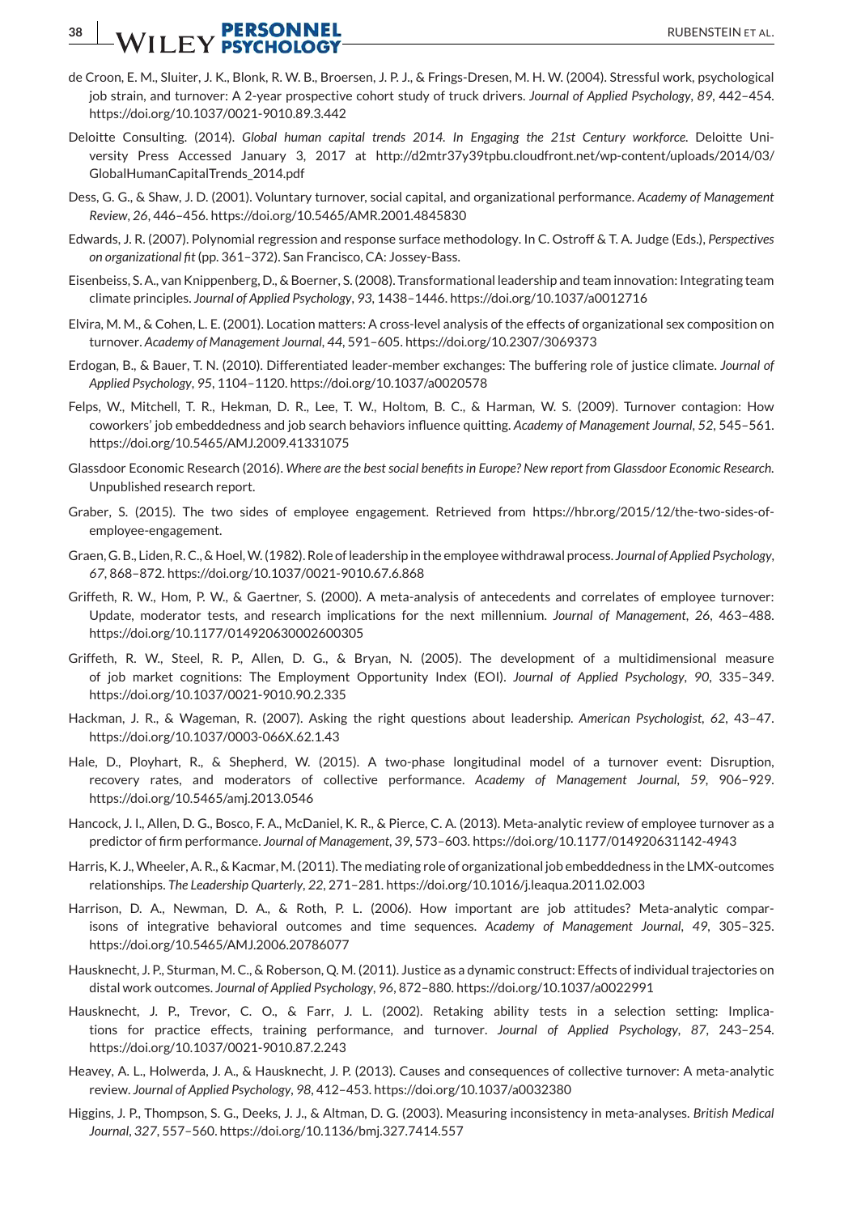de Croon, E. M., Sluiter, J. K., Blonk, R. W. B., Broersen, J. P. J., & Frings-Dresen, M. H. W. (2004). Stressful work, psychological job strain, and turnover: A 2-year prospective cohort study of truck drivers. *Journal of Applied Psychology*, *89*, 442–454. https://doi.org/10.1037/0021-9010.89.3.442

Deloitte Consulting. (2014). *Global human capital trends 2014. In Engaging the 21st Century workforce*. Deloitte University Press Accessed January 3, 2017 at http://d2mtr37y39tpbu.cloudfront.net/wp-content/uploads/2014/03/GlobalHumanCapitalTrends_2014.pdf

Dess, G. G., & Shaw, J. D. (2001). Voluntary turnover, social capital, and organizational performance. *Academy of Management Review*, *26*, 446–456. https://doi.org/10.5465/AMR.2001.4845830

Edwards, J. R. (2007). Polynomial regression and response surface methodology. In C. Ostroff & T. A. Judge (Eds.), *Perspectives on organizational fit* (pp. 361–372). San Francisco, CA: Jossey-Bass.

Eisenbeiss, S. A., van Knippenberg, D., & Boerner, S. (2008). Transformational leadership and team innovation: Integrating team climate principles. *Journal of Applied Psychology*, *93*, 1438–1446. https://doi.org/10.1037/a0012716

Elvira, M. M., & Cohen, L. E. (2001). Location matters: A cross-level analysis of the effects of organizational sex composition on turnover. *Academy of Management Journal*, *44*, 591–605. https://doi.org/10.2307/3069373

Erdogan, B., & Bauer, T. N. (2010). Differentiated leader-member exchanges: The buffering role of justice climate. *Journal of Applied Psychology*, *95*, 1104–1120. https://doi.org/10.1037/a0020578

Felps, W., Mitchell, T. R., Hekman, D. R., Lee, T. W., Holtom, B. C., & Harman, W. S. (2009). Turnover contagion: How coworkers' job embeddedness and job search behaviors influence quitting. *Academy of Management Journal*, *52*, 545–561. https://doi.org/10.5465/AMJ.2009.41331075

Glassdoor Economic Research (2016). *Where are the best social benefits in Europe? New report from Glassdoor Economic Research*. Unpublished research report.

Graber, S. (2015). The two sides of employee engagement. Retrieved from https://hbr.org/2015/12/the-two-sides-of-employee-engagement.

Graen, G. B., Liden, R. C., & Hoel, W. (1982). Role of leadership in the employee withdrawal process. *Journal of Applied Psychology*, *67*, 868–872. https://doi.org/10.1037/0021-9010.67.6.868

Griffeth, R. W., Hom, P. W., & Gaertner, S. (2000). A meta-analysis of antecedents and correlates of employee turnover: Update, moderator tests, and research implications for the next millennium. *Journal of Management*, *26*, 463–488. https://doi.org/10.1177/014920630002600305

Griffeth, R. W., Steel, R. P., Allen, D. G., & Bryan, N. (2005). The development of a multidimensional measure of job market cognitions: The Employment Opportunity Index (EOI). *Journal of Applied Psychology*, *90*, 335–349. https://doi.org/10.1037/0021-9010.90.2.335

Hackman, J. R., & Wageman, R. (2007). Asking the right questions about leadership. *American Psychologist*, *62*, 43–47. https://doi.org/10.1037/0003-066X.62.1.43

Hale, D., Ployhart, R., & Shepherd, W. (2015). A two-phase longitudinal model of a turnover event: Disruption, recovery rates, and moderators of collective performance. *Academy of Management Journal*, *59*, 906–929. https://doi.org/10.5465/amj.2013.0546

Hancock, J. I., Allen, D. G., Bosco, F. A., McDaniel, K. R., & Pierce, C. A. (2013). Meta-analytic review of employee turnover as a predictor of firm performance. *Journal of Management*, *39*, 573–603. https://doi.org/10.1177/014920631142-4943

Harris, K. J., Wheeler, A. R., & Kacmar, M. (2011). The mediating role of organizational job embeddedness in the LMX-outcomes relationships. *The Leadership Quarterly*, *22*, 271–281. https://doi.org/10.1016/j.leaqua.2011.02.003

Harrison, D. A., Newman, D. A., & Roth, P. L. (2006). How important are job attitudes? Meta-analytic comparisons of integrative behavioral outcomes and time sequences. *Academy of Management Journal*, *49*, 305–325. https://doi.org/10.5465/AMJ.2006.20786077

Hausknecht, J. P., Sturman, M. C., & Roberson, Q. M. (2011). Justice as a dynamic construct: Effects of individual trajectories on distal work outcomes. *Journal of Applied Psychology*, *96*, 872–880. https://doi.org/10.1037/a0022991

Hausknecht, J. P., Trevor, C. O., & Farr, J. L. (2002). Retaking ability tests in a selection setting: Implications for practice effects, training performance, and turnover. *Journal of Applied Psychology*, *87*, 243–254. https://doi.org/10.1037/0021-9010.87.2.243

Heavey, A. L., Holwerda, J. A., & Hausknecht, J. P. (2013). Causes and consequences of collective turnover: A meta-analytic review. *Journal of Applied Psychology*, *98*, 412–453. https://doi.org/10.1037/a0032380

Higgins, J. P., Thompson, S. G., Deeks, J. J., & Altman, D. G. (2003). Measuring inconsistency in meta-analyses. *British Medical Journal*, *327*, 557–560. https://doi.org/10.1136/bmj.327.7414.557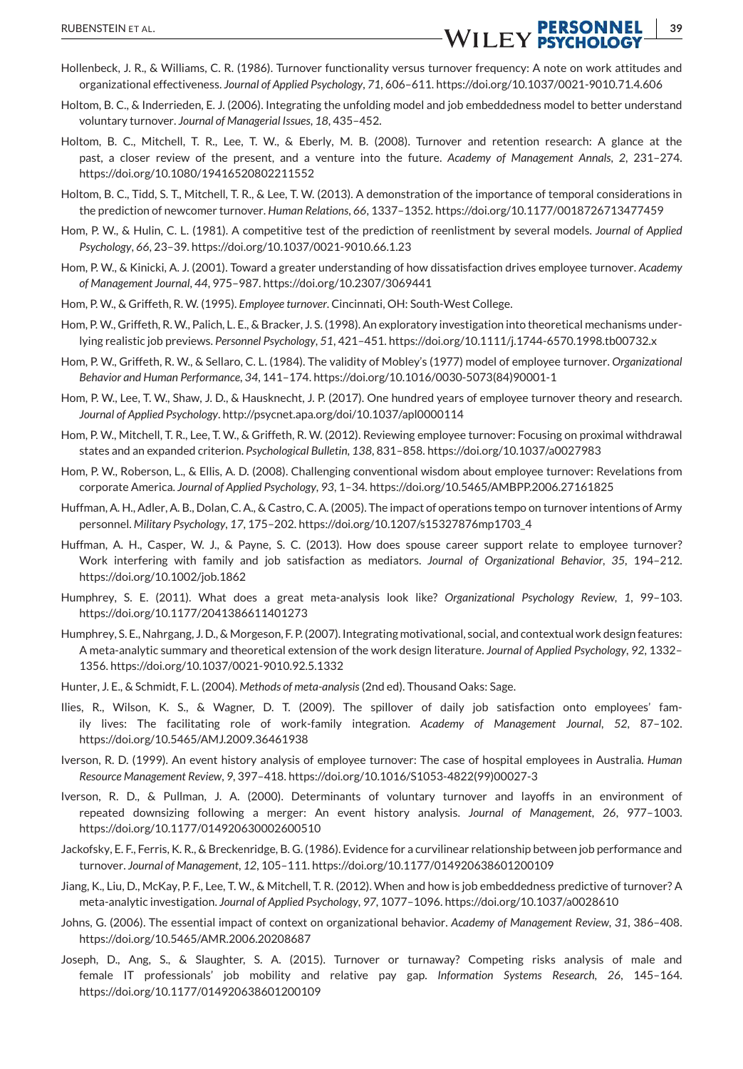Hollenbeck, J. R., & Williams, C. R. (1986). Turnover functionality versus turnover frequency: A note on work attitudes and organizational effectiveness. *Journal of Applied Psychology*, *71*, 606–611. https://doi.org/10.1037/0021-9010.71.4.606

Holtom, B. C., & Inderrieden, E. J. (2006). Integrating the unfolding model and job embeddedness model to better understand voluntary turnover. *Journal of Managerial Issues*, *18*, 435–452.

Holtom, B. C., Mitchell, T. R., Lee, T. W., & Eberly, M. B. (2008). Turnover and retention research: A glance at the past, a closer review of the present, and a venture into the future. *Academy of Management Annals*, *2*, 231–274. https://doi.org/10.1080/19416520802211552

Holtom, B. C., Tidd, S. T., Mitchell, T. R., & Lee, T. W. (2013). A demonstration of the importance of temporal considerations in the prediction of newcomer turnover. *Human Relations*, *66*, 1337–1352. https://doi.org/10.1177/0018726713477459

Hom, P. W., & Hulin, C. L. (1981). A competitive test of the prediction of reenlistment by several models. *Journal of Applied Psychology*, *66*, 23–39. https://doi.org/10.1037/0021-9010.66.1.23

Hom, P. W., & Kinicki, A. J. (2001). Toward a greater understanding of how dissatisfaction drives employee turnover. *Academy of Management Journal*, *44*, 975–987. https://doi.org/10.2307/3069441

Hom, P. W., & Griffeth, R. W. (1995). *Employee turnover*. Cincinnati, OH: South-West College.

Hom, P. W., Griffeth, R. W., Palich, L. E., & Bracker, J. S. (1998). An exploratory investigation into theoretical mechanisms underlying realistic job previews. *Personnel Psychology*, *51*, 421–451. https://doi.org/10.1111/j.1744-6570.1998.tb00732.x

Hom, P. W., Griffeth, R. W., & Sellaro, C. L. (1984). The validity of Mobley's (1977) model of employee turnover. *Organizational Behavior and Human Performance*, *34*, 141–174. https://doi.org/10.1016/0030-5073(84)90001-1

Hom, P. W., Lee, T. W., Shaw, J. D., & Hausknecht, J. P. (2017). One hundred years of employee turnover theory and research. *Journal of Applied Psychology*. http://psycnet.apa.org/doi/10.1037/apl0000114

Hom, P. W., Mitchell, T. R., Lee, T. W., & Griffeth, R. W. (2012). Reviewing employee turnover: Focusing on proximal withdrawal states and an expanded criterion. *Psychological Bulletin*, *138*, 831–858. https://doi.org/10.1037/a0027983

Hom, P. W., Roberson, L., & Ellis, A. D. (2008). Challenging conventional wisdom about employee turnover: Revelations from corporate America. *Journal of Applied Psychology*, *93*, 1–34. https://doi.org/10.5465/AMBPP.2006.27161825

Huffman, A. H., Adler, A. B., Dolan, C. A., & Castro, C. A. (2005). The impact of operations tempo on turnover intentions of Army personnel. *Military Psychology*, *17*, 175–202. https://doi.org/10.1207/s15327876mp1703_4

Huffman, A. H., Casper, W. J., & Payne, S. C. (2013). How does spouse career support relate to employee turnover? Work interfering with family and job satisfaction as mediators. *Journal of Organizational Behavior*, *35*, 194–212. https://doi.org/10.1002/job.1862

Humphrey, S. E. (2011). What does a great meta-analysis look like? *Organizational Psychology Review*, *1*, 99–103. https://doi.org/10.1177/2041386611401273

Humphrey, S. E., Nahrgang, J. D., & Morgeson, F. P. (2007). Integrating motivational, social, and contextual work design features: A meta-analytic summary and theoretical extension of the work design literature. *Journal of Applied Psychology*, *92*, 1332–1356. https://doi.org/10.1037/0021-9010.92.5.1332

Hunter, J. E., & Schmidt, F. L. (2004). *Methods of meta-analysis* (2nd ed). Thousand Oaks: Sage.

Ilies, R., Wilson, K. S., & Wagner, D. T. (2009). The spillover of daily job satisfaction onto employees' family lives: The facilitating role of work-family integration. *Academy of Management Journal*, *52*, 87–102. https://doi.org/10.5465/AMJ.2009.36461938

Iverson, R. D. (1999). An event history analysis of employee turnover: The case of hospital employees in Australia. *Human Resource Management Review*, *9*, 397–418. https://doi.org/10.1016/S1053-4822(99)00027-3

Iverson, R. D., & Pullman, J. A. (2000). Determinants of voluntary turnover and layoffs in an environment of repeated downsizing following a merger: An event history analysis. *Journal of Management*, *26*, 977–1003. https://doi.org/10.1177/014920630002600510

Jackofsky, E. F., Ferris, K. R., & Breckenridge, B. G. (1986). Evidence for a curvilinear relationship between job performance and turnover. *Journal of Management*, *12*, 105–111. https://doi.org/10.1177/014920638601200109

Jiang, K., Liu, D., McKay, P. F., Lee, T. W., & Mitchell, T. R. (2012). When and how is job embeddedness predictive of turnover? A meta-analytic investigation. *Journal of Applied Psychology*, *97*, 1077–1096. https://doi.org/10.1037/a0028610

Johns, G. (2006). The essential impact of context on organizational behavior. *Academy of Management Review*, *31*, 386–408. https://doi.org/10.5465/AMR.2006.20208687

Joseph, D., Ang, S., & Slaughter, S. A. (2015). Turnover or turnaway? Competing risks analysis of male and female IT professionals' job mobility and relative pay gap. *Information Systems Research*, *26*, 145–164. https://doi.org/10.1177/014920638601200109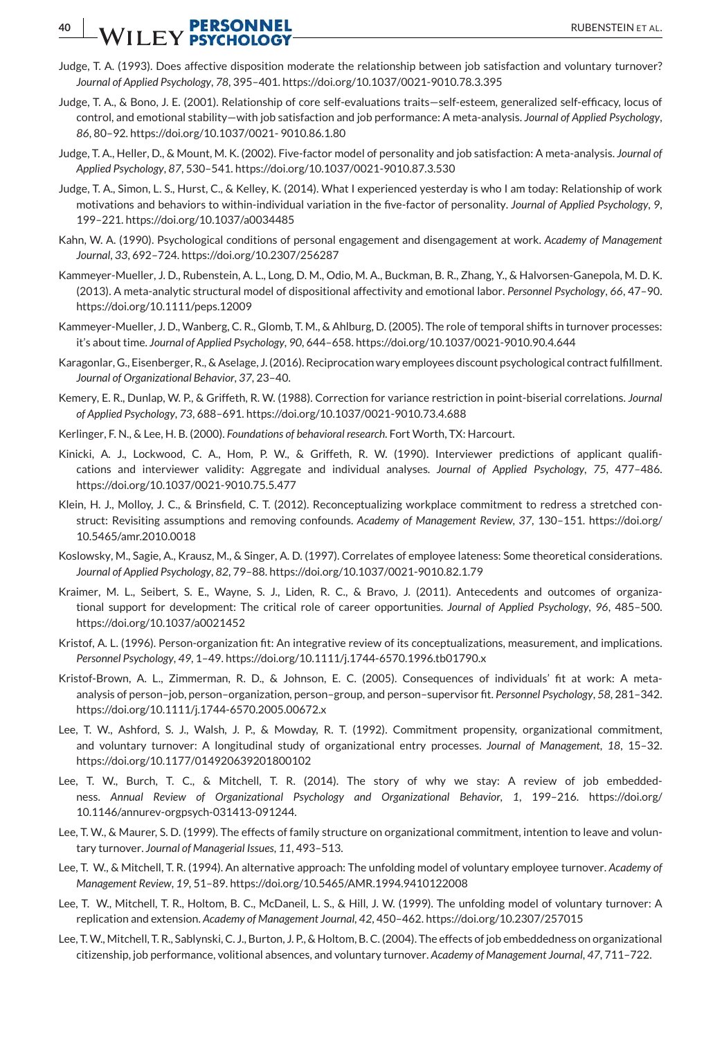Judge, T. A. (1993). Does affective disposition moderate the relationship between job satisfaction and voluntary turnover? *Journal of Applied Psychology*, *78*, 395–401. https://doi.org/10.1037/0021-9010.78.3.395

Judge, T. A., & Bono, J. E. (2001). Relationship of core self-evaluations traits—self-esteem, generalized self-efficacy, locus of control, and emotional stability—with job satisfaction and job performance: A meta-analysis. *Journal of Applied Psychology*, *86*, 80–92. https://doi.org/10.1037/0021- 9010.86.1.80

Judge, T. A., Heller, D., & Mount, M. K. (2002). Five-factor model of personality and job satisfaction: A meta-analysis. *Journal of Applied Psychology*, *87*, 530–541. https://doi.org/10.1037/0021-9010.87.3.530

Judge, T. A., Simon, L. S., Hurst, C., & Kelley, K. (2014). What I experienced yesterday is who I am today: Relationship of work motivations and behaviors to within-individual variation in the five-factor of personality. *Journal of Applied Psychology*, *9*, 199–221. https://doi.org/10.1037/a0034485

Kahn, W. A. (1990). Psychological conditions of personal engagement and disengagement at work. *Academy of Management Journal*, *33*, 692–724. https://doi.org/10.2307/256287

Kammeyer-Mueller, J. D., Rubenstein, A. L., Long, D. M., Odio, M. A., Buckman, B. R., Zhang, Y., & Halvorsen-Ganepola, M. D. K. (2013). A meta-analytic structural model of dispositional affectivity and emotional labor. *Personnel Psychology*, *66*, 47–90. https://doi.org/10.1111/peps.12009

Kammeyer-Mueller, J. D., Wanberg, C. R., Glomb, T. M., & Ahlburg, D. (2005). The role of temporal shifts in turnover processes: it's about time. *Journal of Applied Psychology*, *90*, 644–658. https://doi.org/10.1037/0021-9010.90.4.644

Karagonlar, G., Eisenberger, R., & Aselage, J. (2016). Reciprocation wary employees discount psychological contract fulfillment. *Journal of Organizational Behavior*, *37*, 23–40.

Kemery, E. R., Dunlap, W. P., & Griffeth, R. W. (1988). Correction for variance restriction in point-biserial correlations. *Journal of Applied Psychology*, *73*, 688–691. https://doi.org/10.1037/0021-9010.73.4.688

Kerlinger, F. N., & Lee, H. B. (2000). *Foundations of behavioral research*. Fort Worth, TX: Harcourt.

Kinicki, A. J., Lockwood, C. A., Hom, P. W., & Griffeth, R. W. (1990). Interviewer predictions of applicant qualifications and interviewer validity: Aggregate and individual analyses. *Journal of Applied Psychology*, *75*, 477–486. https://doi.org/10.1037/0021-9010.75.5.477

Klein, H. J., Molloy, J. C., & Brinsfield, C. T. (2012). Reconceptualizing workplace commitment to redress a stretched construct: Revisiting assumptions and removing confounds. *Academy of Management Review*, *37*, 130–151. https://doi.org/10.5465/amr.2010.0018

Koslowsky, M., Sagie, A., Krausz, M., & Singer, A. D. (1997). Correlates of employee lateness: Some theoretical considerations. *Journal of Applied Psychology*, *82*, 79–88. https://doi.org/10.1037/0021-9010.82.1.79

Kraimer, M. L., Seibert, S. E., Wayne, S. J., Liden, R. C., & Bravo, J. (2011). Antecedents and outcomes of organizational support for development: The critical role of career opportunities. *Journal of Applied Psychology*, *96*, 485–500. https://doi.org/10.1037/a0021452

Kristof, A. L. (1996). Person-organization fit: An integrative review of its conceptualizations, measurement, and implications. *Personnel Psychology*, *49*, 1–49. https://doi.org/10.1111/j.1744-6570.1996.tb01790.x

Kristof-Brown, A. L., Zimmerman, R. D., & Johnson, E. C. (2005). Consequences of individuals' fit at work: A meta-analysis of person–job, person–organization, person–group, and person–supervisor fit. *Personnel Psychology*, *58*, 281–342. https://doi.org/10.1111/j.1744-6570.2005.00672.x

Lee, T. W., Ashford, S. J., Walsh, J. P., & Mowday, R. T. (1992). Commitment propensity, organizational commitment, and voluntary turnover: A longitudinal study of organizational entry processes. *Journal of Management*, *18*, 15–32. https://doi.org/10.1177/014920639201800102

Lee, T. W., Burch, T. C., & Mitchell, T. R. (2014). The story of why we stay: A review of job embeddedness. *Annual Review of Organizational Psychology and Organizational Behavior*, *1*, 199–216. https://doi.org/10.1146/annurev-orgpsych-031413-091244.

Lee, T. W., & Maurer, S. D. (1999). The effects of family structure on organizational commitment, intention to leave and voluntary turnover. *Journal of Managerial Issues*, *11*, 493–513.

Lee, T. W., & Mitchell, T. R. (1994). An alternative approach: The unfolding model of voluntary employee turnover. *Academy of Management Review*, *19*, 51–89. https://doi.org/10.5465/AMR.1994.9410122008

Lee, T. W., Mitchell, T. R., Holtom, B. C., McDaneil, L. S., & Hill, J. W. (1999). The unfolding model of voluntary turnover: A replication and extension. *Academy of Management Journal*, *42*, 450–462. https://doi.org/10.2307/257015

Lee, T. W., Mitchell, T. R., Sablynski, C. J., Burton, J. P., & Holtom, B. C. (2004). The effects of job embeddedness on organizational citizenship, job performance, volitional absences, and voluntary turnover. *Academy of Management Journal*, *47*, 711–722.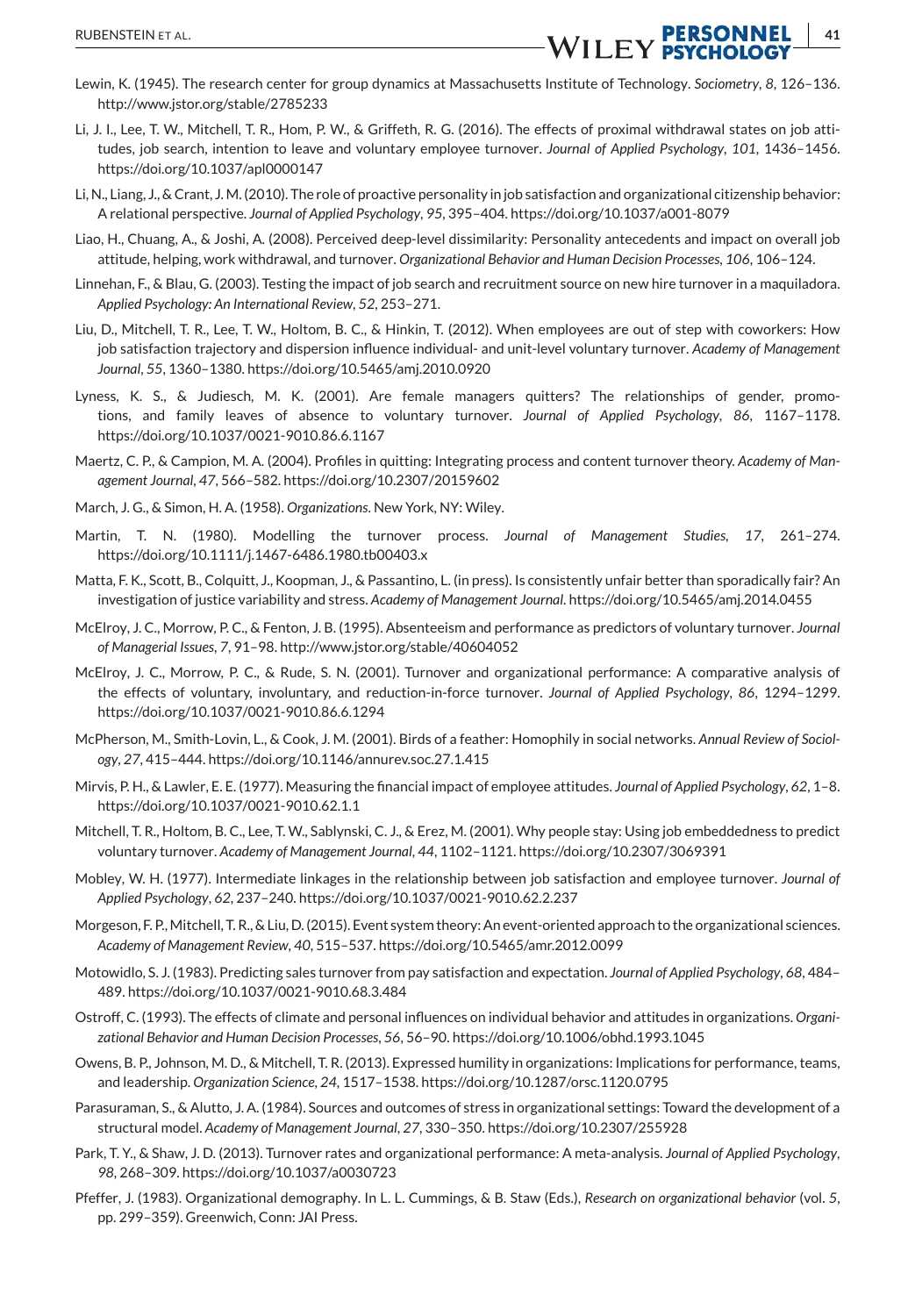Lewin, K. (1945). The research center for group dynamics at Massachusetts Institute of Technology. *Sociometry*, *8*, 126–136. http://www.jstor.org/stable/2785233

Li, J. I., Lee, T. W., Mitchell, T. R., Hom, P. W., & Griffeth, R. G. (2016). The effects of proximal withdrawal states on job attitudes, job search, intention to leave and voluntary employee turnover. *Journal of Applied Psychology*, *101*, 1436–1456. https://doi.org/10.1037/apl0000147

Li, N., Liang, J., & Crant, J. M. (2010). The role of proactive personality in job satisfaction and organizational citizenship behavior: A relational perspective. *Journal of Applied Psychology*, *95*, 395–404. https://doi.org/10.1037/a001-8079

Liao, H., Chuang, A., & Joshi, A. (2008). Perceived deep-level dissimilarity: Personality antecedents and impact on overall job attitude, helping, work withdrawal, and turnover. *Organizational Behavior and Human Decision Processes*, *106*, 106–124.

Linnehan, F., & Blau, G. (2003). Testing the impact of job search and recruitment source on new hire turnover in a maquiladora. *Applied Psychology: An International Review*, *52*, 253–271.

Liu, D., Mitchell, T. R., Lee, T. W., Holtom, B. C., & Hinkin, T. (2012). When employees are out of step with coworkers: How job satisfaction trajectory and dispersion influence individual- and unit-level voluntary turnover. *Academy of Management Journal*, *55*, 1360–1380. https://doi.org/10.5465/amj.2010.0920

Lyness, K. S., & Judiesch, M. K. (2001). Are female managers quitters? The relationships of gender, promotions, and family leaves of absence to voluntary turnover. *Journal of Applied Psychology*, *86*, 1167–1178. https://doi.org/10.1037/0021-9010.86.6.1167

Maertz, C. P., & Campion, M. A. (2004). Profiles in quitting: Integrating process and content turnover theory. *Academy of Management Journal*, *47*, 566–582. https://doi.org/10.2307/20159602

March, J. G., & Simon, H. A. (1958). *Organizations*. New York, NY: Wiley.

Martin, T. N. (1980). Modelling the turnover process. *Journal of Management Studies*, *17*, 261–274. https://doi.org/10.1111/j.1467-6486.1980.tb00403.x

Matta, F. K., Scott, B., Colquitt, J., Koopman, J., & Passantino, L. (in press). Is consistently unfair better than sporadically fair? An investigation of justice variability and stress. *Academy of Management Journal*. https://doi.org/10.5465/amj.2014.0455

McElroy, J. C., Morrow, P. C., & Fenton, J. B. (1995). Absenteeism and performance as predictors of voluntary turnover. *Journal of Managerial Issues*, *7*, 91–98. http://www.jstor.org/stable/40604052

McElroy, J. C., Morrow, P. C., & Rude, S. N. (2001). Turnover and organizational performance: A comparative analysis of the effects of voluntary, involuntary, and reduction-in-force turnover. *Journal of Applied Psychology*, *86*, 1294–1299. https://doi.org/10.1037/0021-9010.86.6.1294

McPherson, M., Smith-Lovin, L., & Cook, J. M. (2001). Birds of a feather: Homophily in social networks. *Annual Review of Sociology*, *27*, 415–444. https://doi.org/10.1146/annurev.soc.27.1.415

Mirvis, P. H., & Lawler, E. E. (1977). Measuring the financial impact of employee attitudes. *Journal of Applied Psychology*, *62*, 1–8. https://doi.org/10.1037/0021-9010.62.1.1

Mitchell, T. R., Holtom, B. C., Lee, T. W., Sablynski, C. J., & Erez, M. (2001). Why people stay: Using job embeddedness to predict voluntary turnover. *Academy of Management Journal*, *44*, 1102–1121. https://doi.org/10.2307/3069391

Mobley, W. H. (1977). Intermediate linkages in the relationship between job satisfaction and employee turnover. *Journal of Applied Psychology*, *62*, 237–240. https://doi.org/10.1037/0021-9010.62.2.237

Morgeson, F. P., Mitchell, T. R., & Liu, D. (2015). Event system theory: An event-oriented approach to the organizational sciences. *Academy of Management Review*, *40*, 515–537. https://doi.org/10.5465/amr.2012.0099

Motowidlo, S. J. (1983). Predicting sales turnover from pay satisfaction and expectation. *Journal of Applied Psychology*, *68*, 484–489. https://doi.org/10.1037/0021-9010.68.3.484

Ostroff, C. (1993). The effects of climate and personal influences on individual behavior and attitudes in organizations. *Organizational Behavior and Human Decision Processes*, *56*, 56–90. https://doi.org/10.1006/obhd.1993.1045

Owens, B. P., Johnson, M. D., & Mitchell, T. R. (2013). Expressed humility in organizations: Implications for performance, teams, and leadership. *Organization Science*, *24*, 1517–1538. https://doi.org/10.1287/orsc.1120.0795

Parasuraman, S., & Alutto, J. A. (1984). Sources and outcomes of stress in organizational settings: Toward the development of a structural model. *Academy of Management Journal*, *27*, 330–350. https://doi.org/10.2307/255928

Park, T. Y., & Shaw, J. D. (2013). Turnover rates and organizational performance: A meta-analysis. *Journal of Applied Psychology*, *98*, 268–309. https://doi.org/10.1037/a0030723

Pfeffer, J. (1983). Organizational demography. In L. L. Cummings, & B. Staw (Eds.), *Research on organizational behavior* (vol. *5*, pp. 299–359). Greenwich, Conn: JAI Press.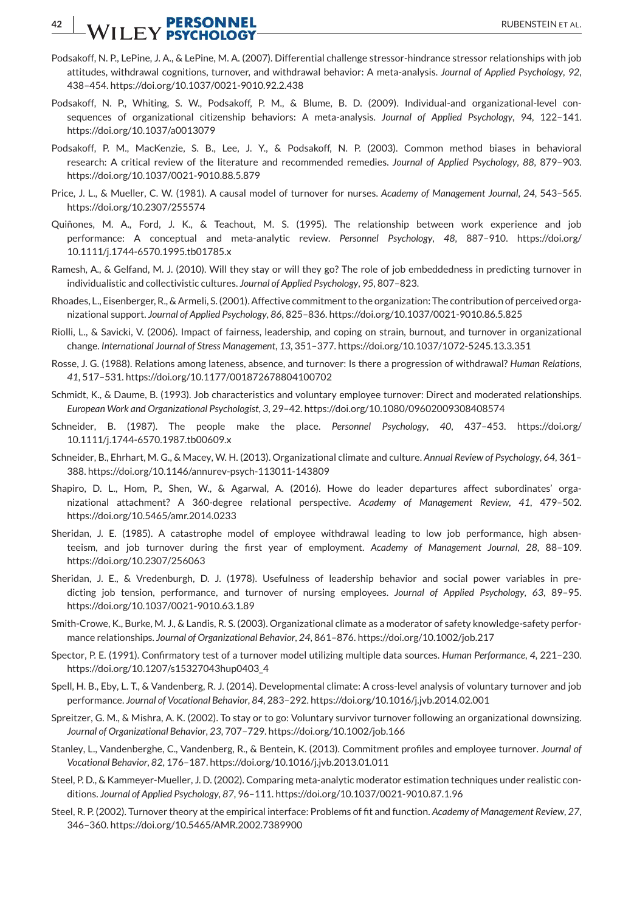Podsakoff, N. P., LePine, J. A., & LePine, M. A. (2007). Differential challenge stressor-hindrance stressor relationships with job attitudes, withdrawal cognitions, turnover, and withdrawal behavior: A meta-analysis. *Journal of Applied Psychology*, *92*, 438–454. https://doi.org/10.1037/0021-9010.92.2.438

Podsakoff, N. P., Whiting, S. W., Podsakoff, P. M., & Blume, B. D. (2009). Individual-and organizational-level consequences of organizational citizenship behaviors: A meta-analysis. *Journal of Applied Psychology*, *94*, 122–141. https://doi.org/10.1037/a0013079

Podsakoff, P. M., MacKenzie, S. B., Lee, J. Y., & Podsakoff, N. P. (2003). Common method biases in behavioral research: A critical review of the literature and recommended remedies. *Journal of Applied Psychology*, *88*, 879–903. https://doi.org/10.1037/0021-9010.88.5.879

Price, J. L., & Mueller, C. W. (1981). A causal model of turnover for nurses. *Academy of Management Journal*, *24*, 543–565. https://doi.org/10.2307/255574

Quiñones, M. A., Ford, J. K., & Teachout, M. S. (1995). The relationship between work experience and job performance: A conceptual and meta-analytic review. *Personnel Psychology*, *48*, 887–910. https://doi.org/10.1111/j.1744-6570.1995.tb01785.x

Ramesh, A., & Gelfand, M. J. (2010). Will they stay or will they go? The role of job embeddedness in predicting turnover in individualistic and collectivistic cultures. *Journal of Applied Psychology*, *95*, 807–823.

Rhoades, L., Eisenberger, R., & Armeli, S. (2001). Affective commitment to the organization: The contribution of perceived organizational support. *Journal of Applied Psychology*, *86*, 825–836. https://doi.org/10.1037/0021-9010.86.5.825

Riolli, L., & Savicki, V. (2006). Impact of fairness, leadership, and coping on strain, burnout, and turnover in organizational change. *International Journal of Stress Management*, *13*, 351–377. https://doi.org/10.1037/1072-5245.13.3.351

Rosse, J. G. (1988). Relations among lateness, absence, and turnover: Is there a progression of withdrawal? *Human Relations*, *41*, 517–531. https://doi.org/10.1177/001872678804100702

Schmidt, K., & Daume, B. (1993). Job characteristics and voluntary employee turnover: Direct and moderated relationships. *European Work and Organizational Psychologist*, *3*, 29–42. https://doi.org/10.1080/09602009308408574

Schneider, B. (1987). The people make the place. *Personnel Psychology*, *40*, 437–453. https://doi.org/10.1111/j.1744-6570.1987.tb00609.x

Schneider, B., Ehrhart, M. G., & Macey, W. H. (2013). Organizational climate and culture. *Annual Review of Psychology*, *64*, 361–388. https://doi.org/10.1146/annurev-psych-113011-143809

Shapiro, D. L., Hom, P., Shen, W., & Agarwal, A. (2016). Howe do leader departures affect subordinates' organizational attachment? A 360-degree relational perspective. *Academy of Management Review*, *41*, 479–502. https://doi.org/10.5465/amr.2014.0233

Sheridan, J. E. (1985). A catastrophe model of employee withdrawal leading to low job performance, high absenteeism, and job turnover during the first year of employment. *Academy of Management Journal*, *28*, 88–109. https://doi.org/10.2307/256063

Sheridan, J. E., & Vredenburgh, D. J. (1978). Usefulness of leadership behavior and social power variables in predicting job tension, performance, and turnover of nursing employees. *Journal of Applied Psychology*, *63*, 89–95. https://doi.org/10.1037/0021-9010.63.1.89

Smith-Crowe, K., Burke, M. J., & Landis, R. S. (2003). Organizational climate as a moderator of safety knowledge-safety performance relationships. *Journal of Organizational Behavior*, *24*, 861–876. https://doi.org/10.1002/job.217

Spector, P. E. (1991). Confirmatory test of a turnover model utilizing multiple data sources. *Human Performance*, *4*, 221–230. https://doi.org/10.1207/s15327043hup0403_4

Spell, H. B., Eby, L. T., & Vandenberg, R. J. (2014). Developmental climate: A cross-level analysis of voluntary turnover and job performance. *Journal of Vocational Behavior*, *84*, 283–292. https://doi.org/10.1016/j.jvb.2014.02.001

Spreitzer, G. M., & Mishra, A. K. (2002). To stay or to go: Voluntary survivor turnover following an organizational downsizing. *Journal of Organizational Behavior*, *23*, 707–729. https://doi.org/10.1002/job.166

Stanley, L., Vandenberghe, C., Vandenberg, R., & Bentein, K. (2013). Commitment profiles and employee turnover. *Journal of Vocational Behavior*, *82*, 176–187. https://doi.org/10.1016/j.jvb.2013.01.011

Steel, P. D., & Kammeyer-Mueller, J. D. (2002). Comparing meta-analytic moderator estimation techniques under realistic conditions. *Journal of Applied Psychology*, *87*, 96–111. https://doi.org/10.1037/0021-9010.87.1.96

Steel, R. P. (2002). Turnover theory at the empirical interface: Problems of fit and function. *Academy of Management Review*, *27*, 346–360. https://doi.org/10.5465/AMR.2002.7389900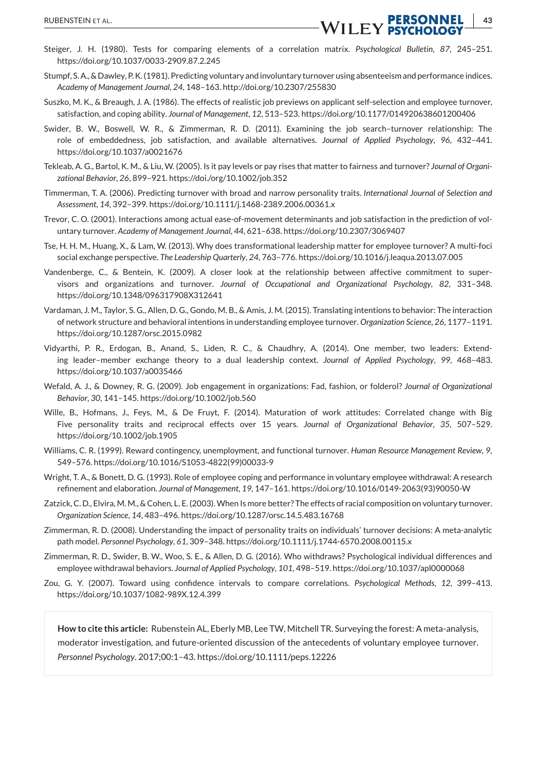Steiger, J. H. (1980). Tests for comparing elements of a correlation matrix. *Psychological Bulletin*, *87*, 245–251. https://doi.org/10.1037/0033-2909.87.2.245

Stumpf, S. A., & Dawley, P. K. (1981). Predicting voluntary and involuntary turnover using absenteeism and performance indices. *Academy of Management Journal*, *24*, 148–163. http://doi.org/10.2307/255830

Suszko, M. K., & Breaugh, J. A. (1986). The effects of realistic job previews on applicant self-selection and employee turnover, satisfaction, and coping ability. *Journal of Management*, *12*, 513–523. https://doi.org/10.1177/014920638601200406

Swider, B. W., Boswell, W. R., & Zimmerman, R. D. (2011). Examining the job search–turnover relationship: The role of embeddedness, job satisfaction, and available alternatives. *Journal of Applied Psychology*, *96*, 432–441. https://doi.org/10.1037/a0021676

Tekleab, A. G., Bartol, K. M., & Liu, W. (2005). Is it pay levels or pay rises that matter to fairness and turnover? *Journal of Organizational Behavior*, *26*, 899–921. https://doi./org/10.1002/job.352

Timmerman, T. A. (2006). Predicting turnover with broad and narrow personality traits. *International Journal of Selection and Assessment*, *14*, 392–399. https://doi.org/10.1111/j.1468-2389.2006.00361.x

Trevor, C. O. (2001). Interactions among actual ease-of-movement determinants and job satisfaction in the prediction of voluntary turnover. *Academy of Management Journal*, *44*, 621–638. https://doi.org/10.2307/3069407

Tse, H. H. M., Huang, X., & Lam, W. (2013). Why does transformational leadership matter for employee turnover? A multi-foci social exchange perspective. *The Leadership Quarterly*, *24*, 763–776. https://doi.org/10.1016/j.leaqua.2013.07.005

Vandenberge, C., & Bentein, K. (2009). A closer look at the relationship between affective commitment to supervisors and organizations and turnover. *Journal of Occupational and Organizational Psychology*, *82*, 331–348. https://doi.org/10.1348/096317908X312641

Vardaman, J. M., Taylor, S. G., Allen, D. G., Gondo, M. B., & Amis, J. M. (2015). Translating intentions to behavior: The interaction of network structure and behavioral intentions in understanding employee turnover. *Organization Science*, *26*, 1177–1191. https://doi.org/10.1287/orsc.2015.0982

Vidyarthi, P. R., Erdogan, B., Anand, S., Liden, R. C., & Chaudhry, A. (2014). One member, two leaders: Extending leader–member exchange theory to a dual leadership context. *Journal of Applied Psychology*, *99*, 468–483. https://doi.org/10.1037/a0035466

Wefald, A. J., & Downey, R. G. (2009). Job engagement in organizations: Fad, fashion, or folderol? *Journal of Organizational Behavior*, *30*, 141–145. https://doi.org/10.1002/job.560

Wille, B., Hofmans, J., Feys, M., & De Fruyt, F. (2014). Maturation of work attitudes: Correlated change with Big Five personality traits and reciprocal effects over 15 years. *Journal of Organizational Behavior*, *35*, 507–529. https://doi.org/10.1002/job.1905

Williams, C. R. (1999). Reward contingency, unemployment, and functional turnover. *Human Resource Management Review*, *9*, 549–576. https://doi.org/10.1016/S1053-4822(99)00033-9

Wright, T. A., & Bonett, D. G. (1993). Role of employee coping and performance in voluntary employee withdrawal: A research refinement and elaboration. *Journal of Management*, *19*, 147–161. https://doi.org/10.1016/0149-2063(93)90050-W

Zatzick, C. D., Elvira, M. M., & Cohen, L. E. (2003). When Is more better? The effects of racial composition on voluntary turnover. *Organization Science*, *14*, 483–496. https://doi.org/10.1287/orsc.14.5.483.16768

Zimmerman, R. D. (2008). Understanding the impact of personality traits on individuals' turnover decisions: A meta-analytic path model. *Personnel Psychology*, *61*, 309–348. https://doi.org/10.1111/j.1744-6570.2008.00115.x

Zimmerman, R. D., Swider, B. W., Woo, S. E., & Allen, D. G. (2016). Who withdraws? Psychological individual differences and employee withdrawal behaviors. *Journal of Applied Psychology*, *101*, 498–519. https://doi.org/10.1037/apl0000068

Zou, G. Y. (2007). Toward using confidence intervals to compare correlations. *Psychological Methods*, *12*, 399–413. https://doi.org/10.1037/1082-989X.12.4.399

**How to cite this article:** Rubenstein AL, Eberly MB, Lee TW, Mitchell TR. Surveying the forest: A meta-analysis, moderator investigation, and future-oriented discussion of the antecedents of voluntary employee turnover. *Personnel Psychology*. 2017;00:1–43. https://doi.org/10.1111/peps.12226